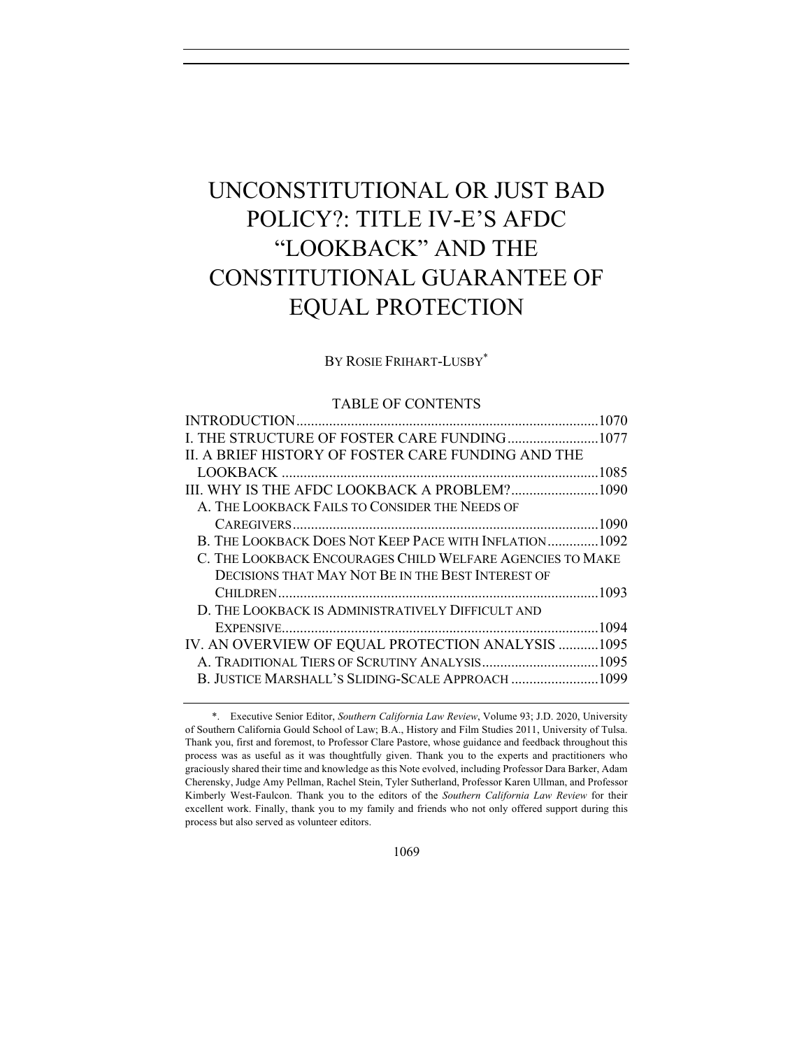# UNCONSTITUTIONAL OR JUST BAD POLICY?: TITLE IV-E'S AFDC "LOOKBACK" AND THE CONSTITUTIONAL GUARANTEE OF EQUAL PROTECTION

BY ROSIE FRIHART-LUSBY*

TABLE OF CONTENTS

INTRODUCTION....1070

I. THE STRUCTURE OF FOSTER CARE FUNDING....1077

II. A BRIEF HISTORY OF FOSTER CARE FUNDING AND THE LOOKBACK....1085

III. WHY IS THE AFDC LOOKBACK A PROBLEM?....1090

- A. THE LOOKBACK FAILS TO CONSIDER THE NEEDS OF CAREGIVERS....1090
- B. THE LOOKBACK DOES NOT KEEP PACE WITH INFLATION....1092
- C. THE LOOKBACK ENCOURAGES CHILD WELFARE AGENCIES TO MAKE DECISIONS THAT MAY NOT BE IN THE BEST INTEREST OF CHILDREN....1093
- D. THE LOOKBACK IS ADMINISTRATIVELY DIFFICULT AND EXPENSIVE....1094

IV. AN OVERVIEW OF EQUAL PROTECTION ANALYSIS....1095

- A. TRADITIONAL TIERS OF SCRUTINY ANALYSIS....1095
- B. JUSTICE MARSHALL'S SLIDING-SCALE APPROACH....1099

---

\*. Executive Senior Editor, *Southern California Law Review*, Volume 93; J.D. 2020, University of Southern California Gould School of Law; B.A., History and Film Studies 2011, University of Tulsa. Thank you, first and foremost, to Professor Clare Pastore, whose guidance and feedback throughout this process was as useful as it was thoughtfully given. Thank you to the experts and practitioners who graciously shared their time and knowledge as this Note evolved, including Professor Dara Barker, Adam Cherensky, Judge Amy Pellman, Rachel Stein, Tyler Sutherland, Professor Karen Ullman, and Professor Kimberly West-Faulcon. Thank you to the editors of the *Southern California Law Review* for their excellent work. Finally, thank you to my family and friends who not only offered support during this process but also served as volunteer editors.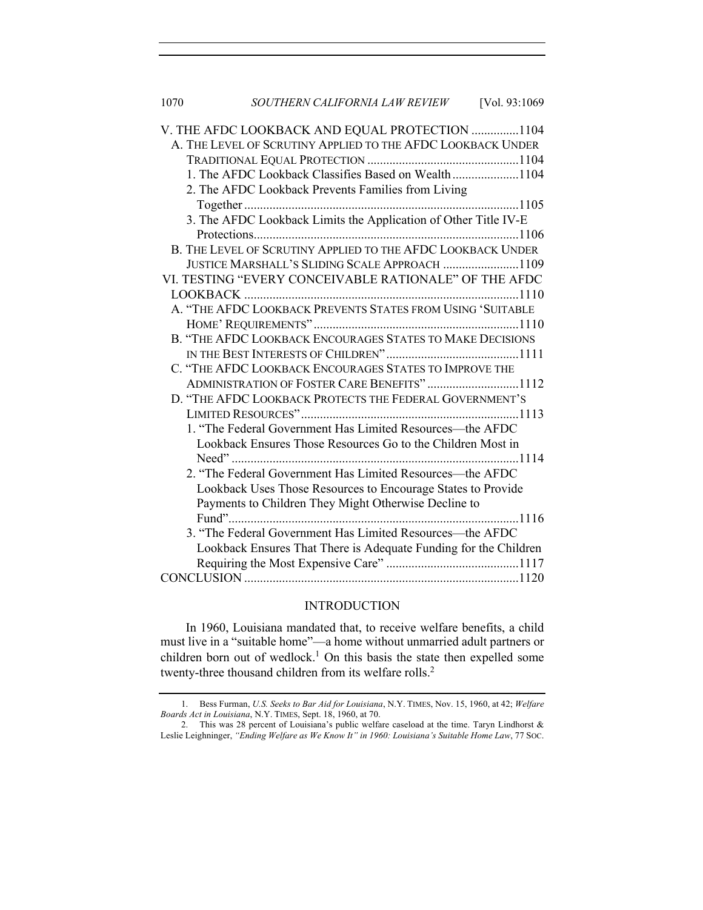V. THE AFDC LOOKBACK AND EQUAL PROTECTION ............... 1104
- A. THE LEVEL OF SCRUTINY APPLIED TO THE AFDC LOOKBACK UNDER TRADITIONAL EQUAL PROTECTION ............... 1104
  - 1. The AFDC Lookback Classifies Based on Wealth ............... 1104
  - 2. The AFDC Lookback Prevents Families from Living Together ............... 1105
  - 3. The AFDC Lookback Limits the Application of Other Title IV-E Protections ............... 1106
- B. THE LEVEL OF SCRUTINY APPLIED TO THE AFDC LOOKBACK UNDER JUSTICE MARSHALL'S SLIDING SCALE APPROACH ............... 1109

VI. TESTING "EVERY CONCEIVABLE RATIONALE" OF THE AFDC LOOKBACK ............... 1110
- A. "THE AFDC LOOKBACK PREVENTS STATES FROM USING 'SUITABLE HOME' REQUIREMENTS" ............... 1110
- B. "THE AFDC LOOKBACK ENCOURAGES STATES TO MAKE DECISIONS IN THE BEST INTERESTS OF CHILDREN" ............... 1111
- C. "THE AFDC LOOKBACK ENCOURAGES STATES TO IMPROVE THE ADMINISTRATION OF FOSTER CARE BENEFITS" ............... 1112
- D. "THE AFDC LOOKBACK PROTECTS THE FEDERAL GOVERNMENT'S LIMITED RESOURCES" ............... 1113
  - 1. "The Federal Government Has Limited Resources—the AFDC Lookback Ensures Those Resources Go to the Children Most in Need" ............... 1114
  - 2. "The Federal Government Has Limited Resources—the AFDC Lookback Uses Those Resources to Encourage States to Provide Payments to Children They Might Otherwise Decline to Fund" ............... 1116
  - 3. "The Federal Government Has Limited Resources—the AFDC Lookback Ensures That There is Adequate Funding for the Children Requiring the Most Expensive Care" ............... 1117

CONCLUSION ............... 1120

## INTRODUCTION

In 1960, Louisiana mandated that, to receive welfare benefits, a child must live in a "suitable home"—a home without unmarried adult partners or children born out of wedlock.[1] On this basis the state then expelled some twenty-three thousand children from its welfare rolls.[2]

---

1. Bess Furman, *U.S. Seeks to Bar Aid for Louisiana*, N.Y. TIMES, Nov. 15, 1960, at 42; *Welfare Boards Act in Louisiana*, N.Y. TIMES, Sept. 18, 1960, at 70.

2. This was 28 percent of Louisiana's public welfare caseload at the time. Taryn Lindhorst & Leslie Leighninger, *"Ending Welfare as We Know It" in 1960: Louisiana's Suitable Home Law*, 77 SOC.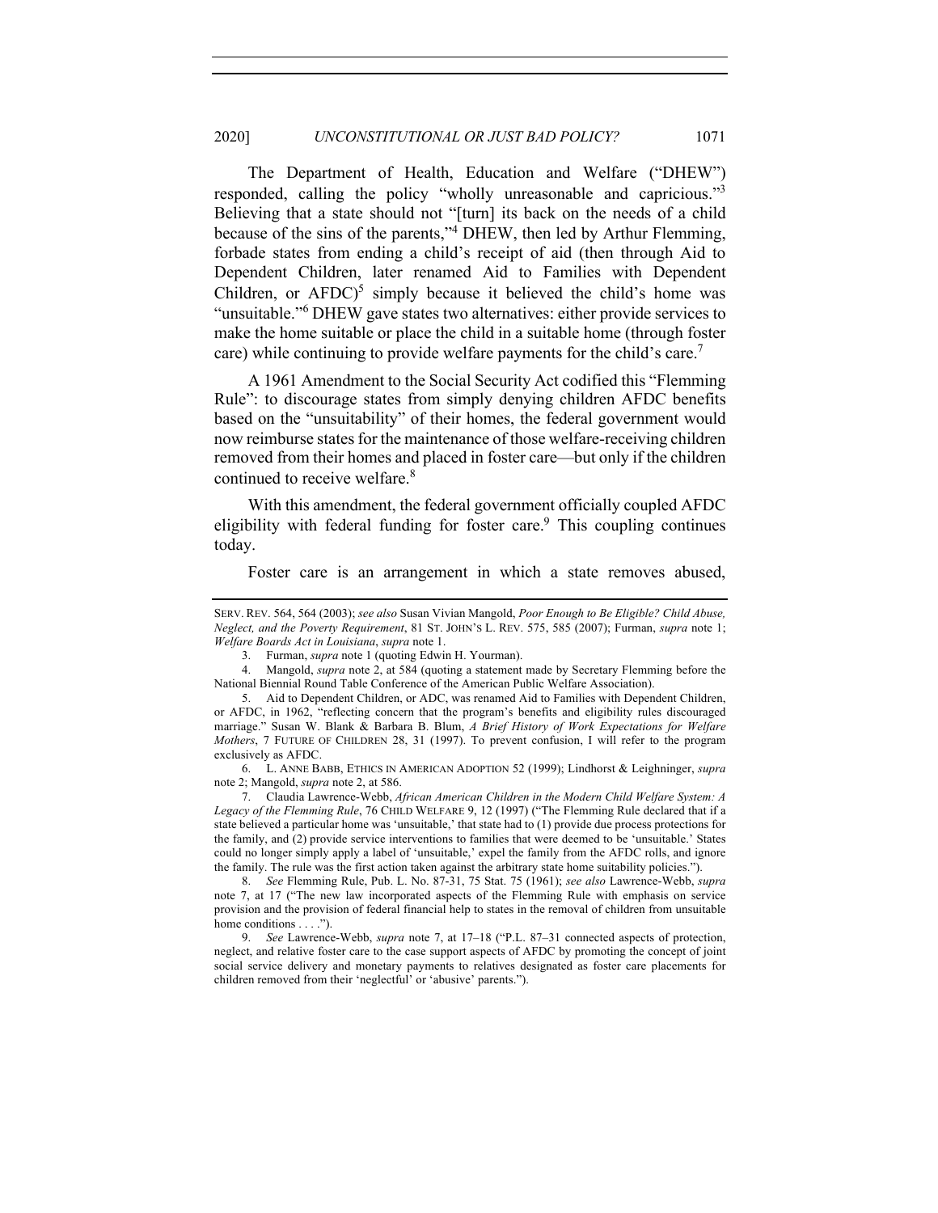The Department of Health, Education and Welfare ("DHEW") responded, calling the policy "wholly unreasonable and capricious."[3] Believing that a state should not "[turn] its back on the needs of a child because of the sins of the parents,"[4] DHEW, then led by Arthur Flemming, forbade states from ending a child's receipt of aid (then through Aid to Dependent Children, later renamed Aid to Families with Dependent Children, or AFDC)[5] simply because it believed the child's home was "unsuitable."[6] DHEW gave states two alternatives: either provide services to make the home suitable or place the child in a suitable home (through foster care) while continuing to provide welfare payments for the child's care.[7]

A 1961 Amendment to the Social Security Act codified this "Flemming Rule": to discourage states from simply denying children AFDC benefits based on the "unsuitability" of their homes, the federal government would now reimburse states for the maintenance of those welfare-receiving children removed from their homes and placed in foster care—but only if the children continued to receive welfare.[8]

With this amendment, the federal government officially coupled AFDC eligibility with federal funding for foster care.[9] This coupling continues today.

Foster care is an arrangement in which a state removes abused,

---

SERV. REV. 564, 564 (2003); *see also* Susan Vivian Mangold, *Poor Enough to Be Eligible? Child Abuse, Neglect, and the Poverty Requirement*, 81 ST. JOHN'S L. REV. 575, 585 (2007); Furman, *supra* note 1; *Welfare Boards Act in Louisiana*, *supra* note 1.

3. Furman, *supra* note 1 (quoting Edwin H. Yourman).

4. Mangold, *supra* note 2, at 584 (quoting a statement made by Secretary Flemming before the National Biennial Round Table Conference of the American Public Welfare Association).

5. Aid to Dependent Children, or ADC, was renamed Aid to Families with Dependent Children, or AFDC, in 1962, "reflecting concern that the program's benefits and eligibility rules discouraged marriage." Susan W. Blank & Barbara B. Blum, *A Brief History of Work Expectations for Welfare Mothers*, 7 FUTURE OF CHILDREN 28, 31 (1997). To prevent confusion, I will refer to the program exclusively as AFDC.

6. L. ANNE BABB, ETHICS IN AMERICAN ADOPTION 52 (1999); Lindhorst & Leighninger, *supra* note 2; Mangold, *supra* note 2, at 586.

7. Claudia Lawrence-Webb, *African American Children in the Modern Child Welfare System: A Legacy of the Flemming Rule*, 76 CHILD WELFARE 9, 12 (1997) ("The Flemming Rule declared that if a state believed a particular home was 'unsuitable,' that state had to (1) provide due process protections for the family, and (2) provide service interventions to families that were deemed to be 'unsuitable.' States could no longer simply apply a label of 'unsuitable,' expel the family from the AFDC rolls, and ignore the family. The rule was the first action taken against the arbitrary state home suitability policies.").

8. *See* Flemming Rule, Pub. L. No. 87-31, 75 Stat. 75 (1961); *see also* Lawrence-Webb, *supra* note 7, at 17 ("The new law incorporated aspects of the Flemming Rule with emphasis on service provision and the provision of federal financial help to states in the removal of children from unsuitable home conditions . . . .").

9. *See* Lawrence-Webb, *supra* note 7, at 17–18 ("P.L. 87–31 connected aspects of protection, neglect, and relative foster care to the case support aspects of AFDC by promoting the concept of joint social service delivery and monetary payments to relatives designated as foster care placements for children removed from their 'neglectful' or 'abusive' parents.").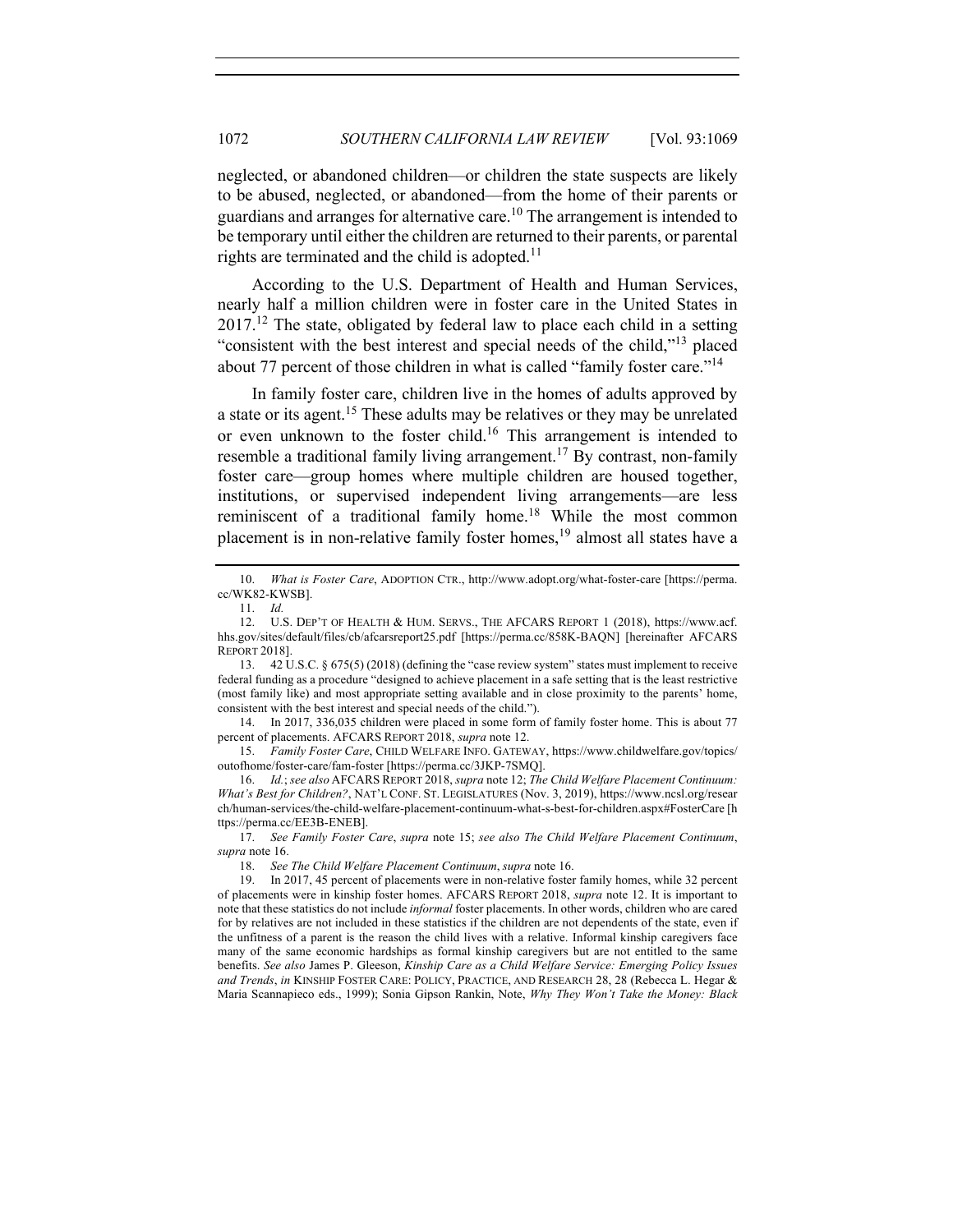neglected, or abandoned children—or children the state suspects are likely to be abused, neglected, or abandoned—from the home of their parents or guardians and arranges for alternative care.[10] The arrangement is intended to be temporary until either the children are returned to their parents, or parental rights are terminated and the child is adopted.[11]

According to the U.S. Department of Health and Human Services, nearly half a million children were in foster care in the United States in 2017.[12] The state, obligated by federal law to place each child in a setting "consistent with the best interest and special needs of the child,"[13] placed about 77 percent of those children in what is called "family foster care."[14]

In family foster care, children live in the homes of adults approved by a state or its agent.[15] These adults may be relatives or they may be unrelated or even unknown to the foster child.[16] This arrangement is intended to resemble a traditional family living arrangement.[17] By contrast, non-family foster care—group homes where multiple children are housed together, institutions, or supervised independent living arrangements—are less reminiscent of a traditional family home.[18] While the most common placement is in non-relative family foster homes,[19] almost all states have a

---

10. *What is Foster Care*, ADOPTION CTR., http://www.adopt.org/what-foster-care [https://perma.cc/WK82-KWSB].

11. *Id.*

12. U.S. DEP'T OF HEALTH & HUM. SERVS., THE AFCARS REPORT 1 (2018), https://www.acf.hhs.gov/sites/default/files/cb/afcarsreport25.pdf [https://perma.cc/858K-BAQN] [hereinafter AFCARS REPORT 2018].

13. 42 U.S.C. § 675(5) (2018) (defining the "case review system" states must implement to receive federal funding as a procedure "designed to achieve placement in a safe setting that is the least restrictive (most family like) and most appropriate setting available and in close proximity to the parents' home, consistent with the best interest and special needs of the child.").

14. In 2017, 336,035 children were placed in some form of family foster home. This is about 77 percent of placements. AFCARS REPORT 2018, *supra* note 12.

15. *Family Foster Care*, CHILD WELFARE INFO. GATEWAY, https://www.childwelfare.gov/topics/outofhome/foster-care/fam-foster [https://perma.cc/3JKP-7SMQ].

16. *Id.*; *see also* AFCARS REPORT 2018, *supra* note 12; *The Child Welfare Placement Continuum: What's Best for Children?*, NAT'L CONF. ST. LEGISLATURES (Nov. 3, 2019), https://www.ncsl.org/research/human-services/the-child-welfare-placement-continuum-what-s-best-for-children.aspx#FosterCare [https://perma.cc/EE3B-ENEB].

17. *See Family Foster Care*, *supra* note 15; *see also The Child Welfare Placement Continuum*, *supra* note 16.

18. *See The Child Welfare Placement Continuum*, *supra* note 16.

19. In 2017, 45 percent of placements were in non-relative foster family homes, while 32 percent of placements were in kinship foster homes. AFCARS REPORT 2018, *supra* note 12. It is important to note that these statistics do not include *informal* foster placements. In other words, children who are cared for by relatives are not included in these statistics if the children are not dependents of the state, even if the unfitness of a parent is the reason the child lives with a relative. Informal kinship caregivers face many of the same economic hardships as formal kinship caregivers but are not entitled to the same benefits. *See also* James P. Gleeson, *Kinship Care as a Child Welfare Service: Emerging Policy Issues and Trends*, *in* KINSHIP FOSTER CARE: POLICY, PRACTICE, AND RESEARCH 28, 28 (Rebecca L. Hegar & Maria Scannapieco eds., 1999); Sonia Gipson Rankin, Note, *Why They Won't Take the Money: Black*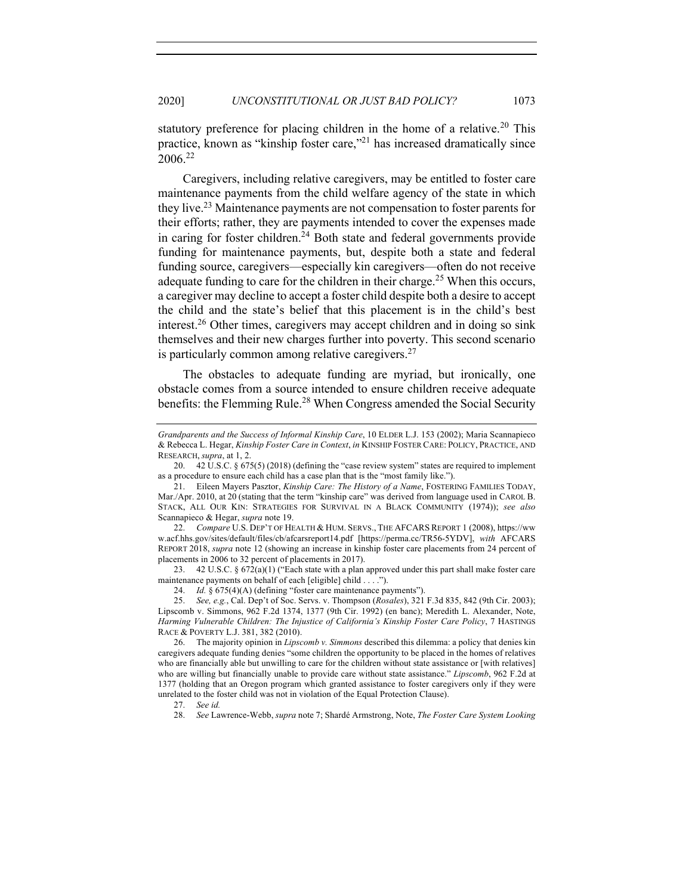statutory preference for placing children in the home of a relative.[20] This practice, known as "kinship foster care,"[21] has increased dramatically since 2006.[22]

Caregivers, including relative caregivers, may be entitled to foster care maintenance payments from the child welfare agency of the state in which they live.[23] Maintenance payments are not compensation to foster parents for their efforts; rather, they are payments intended to cover the expenses made in caring for foster children.[24] Both state and federal governments provide funding for maintenance payments, but, despite both a state and federal funding source, caregivers—especially kin caregivers—often do not receive adequate funding to care for the children in their charge.[25] When this occurs, a caregiver may decline to accept a foster child despite both a desire to accept the child and the state's belief that this placement is in the child's best interest.[26] Other times, caregivers may accept children and in doing so sink themselves and their new charges further into poverty. This second scenario is particularly common among relative caregivers.[27]

The obstacles to adequate funding are myriad, but ironically, one obstacle comes from a source intended to ensure children receive adequate benefits: the Flemming Rule.[28] When Congress amended the Social Security

---

*Grandparents and the Success of Informal Kinship Care*, 10 ELDER L.J. 153 (2002); Maria Scannapieco & Rebecca L. Hegar, *Kinship Foster Care in Context*, *in* KINSHIP FOSTER CARE: POLICY, PRACTICE, AND RESEARCH, *supra*, at 1, 2.

20. 42 U.S.C. § 675(5) (2018) (defining the "case review system" states are required to implement as a procedure to ensure each child has a case plan that is the "most family like.").

21. Eileen Mayers Pasztor, *Kinship Care: The History of a Name*, FOSTERING FAMILIES TODAY, Mar./Apr. 2010, at 20 (stating that the term "kinship care" was derived from language used in CAROL B. STACK, ALL OUR KIN: STRATEGIES FOR SURVIVAL IN A BLACK COMMUNITY (1974)); *see also* Scannapieco & Hegar, *supra* note 19.

22. *Compare* U.S. DEP'T OF HEALTH & HUM. SERVS., THE AFCARS REPORT 1 (2008), https://www.acf.hhs.gov/sites/default/files/cb/afcarsreport14.pdf [https://perma.cc/TR56-5YDV], *with* AFCARS REPORT 2018, *supra* note 12 (showing an increase in kinship foster care placements from 24 percent of placements in 2006 to 32 percent of placements in 2017).

23. 42 U.S.C. § 672(a)(1) ("Each state with a plan approved under this part shall make foster care maintenance payments on behalf of each [eligible] child . . . .").

24. *Id.* § 675(4)(A) (defining "foster care maintenance payments").

25. *See, e.g.*, Cal. Dep't of Soc. Servs. v. Thompson (*Rosales*), 321 F.3d 835, 842 (9th Cir. 2003); Lipscomb v. Simmons, 962 F.2d 1374, 1377 (9th Cir. 1992) (en banc); Meredith L. Alexander, Note, *Harming Vulnerable Children: The Injustice of California's Kinship Foster Care Policy*, 7 HASTINGS RACE & POVERTY L.J. 381, 382 (2010).

26. The majority opinion in *Lipscomb v. Simmons* described this dilemma: a policy that denies kin caregivers adequate funding denies "some children the opportunity to be placed in the homes of relatives who are financially able but unwilling to care for the children without state assistance or [with relatives] who are willing but financially unable to provide care without state assistance." *Lipscomb*, 962 F.2d at 1377 (holding that an Oregon program which granted assistance to foster caregivers only if they were unrelated to the foster child was not in violation of the Equal Protection Clause).

27. *See id.*

28. *See* Lawrence-Webb, *supra* note 7; Shardé Armstrong, Note, *The Foster Care System Looking*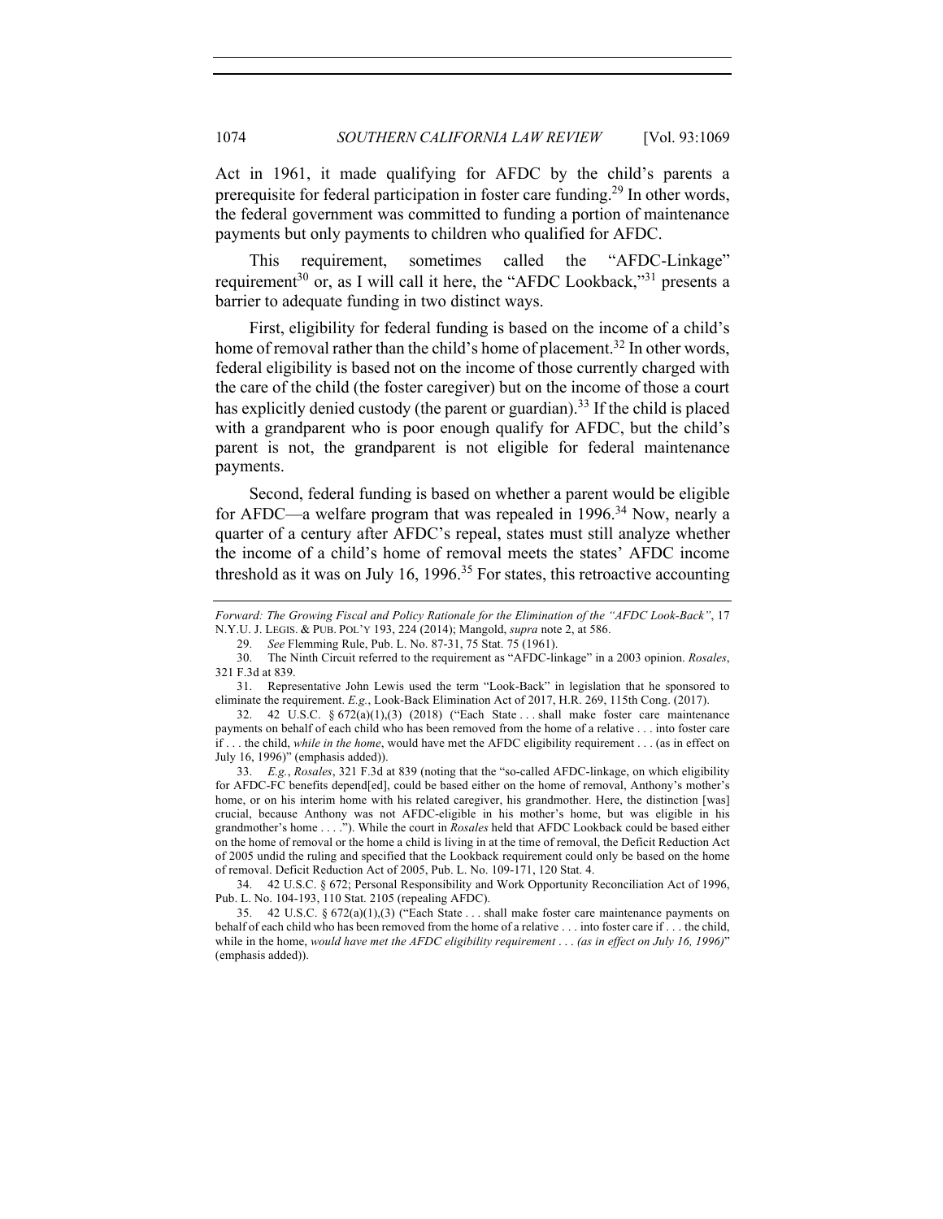Act in 1961, it made qualifying for AFDC by the child's parents a prerequisite for federal participation in foster care funding.[29] In other words, the federal government was committed to funding a portion of maintenance payments but only payments to children who qualified for AFDC.

This requirement, sometimes called the "AFDC-Linkage" requirement[30] or, as I will call it here, the "AFDC Lookback,"[31] presents a barrier to adequate funding in two distinct ways.

First, eligibility for federal funding is based on the income of a child's home of removal rather than the child's home of placement.[32] In other words, federal eligibility is based not on the income of those currently charged with the care of the child (the foster caregiver) but on the income of those a court has explicitly denied custody (the parent or guardian).[33] If the child is placed with a grandparent who is poor enough qualify for AFDC, but the child's parent is not, the grandparent is not eligible for federal maintenance payments.

Second, federal funding is based on whether a parent would be eligible for AFDC—a welfare program that was repealed in 1996.[34] Now, nearly a quarter of a century after AFDC's repeal, states must still analyze whether the income of a child's home of removal meets the states' AFDC income threshold as it was on July 16, 1996.[35] For states, this retroactive accounting

---

*Forward: The Growing Fiscal and Policy Rationale for the Elimination of the "AFDC Look-Back"*, 17 N.Y.U. J. LEGIS. & PUB. POL'Y 193, 224 (2014); Mangold, *supra* note 2, at 586.

29. *See* Flemming Rule, Pub. L. No. 87-31, 75 Stat. 75 (1961).

30. The Ninth Circuit referred to the requirement as "AFDC-linkage" in a 2003 opinion. *Rosales*, 321 F.3d at 839.

31. Representative John Lewis used the term "Look-Back" in legislation that he sponsored to eliminate the requirement. *E.g.*, Look-Back Elimination Act of 2017, H.R. 269, 115th Cong. (2017).

32. 42 U.S.C. § 672(a)(1),(3) (2018) ("Each State . . . shall make foster care maintenance payments on behalf of each child who has been removed from the home of a relative . . . into foster care if . . . the child, *while in the home*, would have met the AFDC eligibility requirement . . . (as in effect on July 16, 1996)" (emphasis added)).

33. *E.g.*, *Rosales*, 321 F.3d at 839 (noting that the "so-called AFDC-linkage, on which eligibility for AFDC-FC benefits depend[ed], could be based either on the home of removal, Anthony's mother's home, or on his interim home with his related caregiver, his grandmother. Here, the distinction [was] crucial, because Anthony was not AFDC-eligible in his mother's home, but was eligible in his grandmother's home . . . ."). While the court in *Rosales* held that AFDC Lookback could be based either on the home of removal or the home a child is living in at the time of removal, the Deficit Reduction Act of 2005 undid the ruling and specified that the Lookback requirement could only be based on the home of removal. Deficit Reduction Act of 2005, Pub. L. No. 109-171, 120 Stat. 4.

34. 42 U.S.C. § 672; Personal Responsibility and Work Opportunity Reconciliation Act of 1996, Pub. L. No. 104-193, 110 Stat. 2105 (repealing AFDC).

35. 42 U.S.C. § 672(a)(1),(3) ("Each State . . . shall make foster care maintenance payments on behalf of each child who has been removed from the home of a relative . . . into foster care if . . . the child, while in the home, *would have met the AFDC eligibility requirement . . . (as in effect on July 16, 1996)*" (emphasis added)).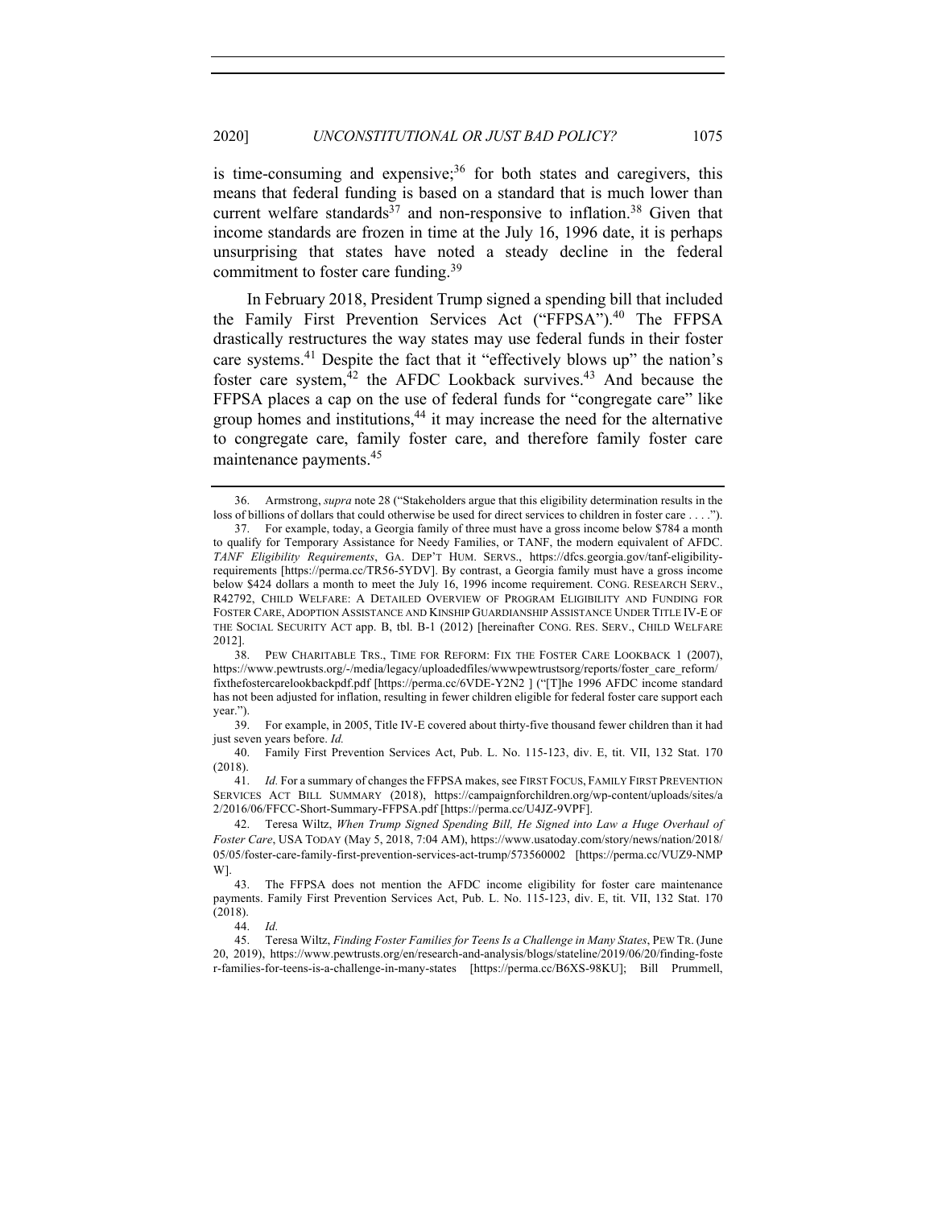is time-consuming and expensive;[36] for both states and caregivers, this means that federal funding is based on a standard that is much lower than current welfare standards[37] and non-responsive to inflation.[38] Given that income standards are frozen in time at the July 16, 1996 date, it is perhaps unsurprising that states have noted a steady decline in the federal commitment to foster care funding.[39]

In February 2018, President Trump signed a spending bill that included the Family First Prevention Services Act ("FFPSA").[40] The FFPSA drastically restructures the way states may use federal funds in their foster care systems.[41] Despite the fact that it "effectively blows up" the nation's foster care system,[42] the AFDC Lookback survives.[43] And because the FFPSA places a cap on the use of federal funds for "congregate care" like group homes and institutions,[44] it may increase the need for the alternative to congregate care, family foster care, and therefore family foster care maintenance payments.[45]

---

36. Armstrong, *supra* note 28 ("Stakeholders argue that this eligibility determination results in the loss of billions of dollars that could otherwise be used for direct services to children in foster care . . . .").

37. For example, today, a Georgia family of three must have a gross income below $784 a month to qualify for Temporary Assistance for Needy Families, or TANF, the modern equivalent of AFDC. *TANF Eligibility Requirements*, GA. DEP'T HUM. SERVS., https://dfcs.georgia.gov/tanf-eligibility-requirements [https://perma.cc/TR56-5YDV]. By contrast, a Georgia family must have a gross income below $424 dollars a month to meet the July 16, 1996 income requirement. CONG. RESEARCH SERV., R42792, CHILD WELFARE: A DETAILED OVERVIEW OF PROGRAM ELIGIBILITY AND FUNDING FOR FOSTER CARE, ADOPTION ASSISTANCE AND KINSHIP GUARDIANSHIP ASSISTANCE UNDER TITLE IV-E OF THE SOCIAL SECURITY ACT app. B, tbl. B-1 (2012) [hereinafter CONG. RES. SERV., CHILD WELFARE 2012].

38. PEW CHARITABLE TRS., TIME FOR REFORM: FIX THE FOSTER CARE LOOKBACK 1 (2007), https://www.pewtrusts.org/-/media/legacy/uploadedfiles/wwwpewtrustsorg/reports/foster_care_reform/fixthefostercarelookbackpdf.pdf [https://perma.cc/6VDE-Y2N2 ] ("[T]he 1996 AFDC income standard has not been adjusted for inflation, resulting in fewer children eligible for federal foster care support each year.").

39. For example, in 2005, Title IV-E covered about thirty-five thousand fewer children than it had just seven years before. *Id.*

40. Family First Prevention Services Act, Pub. L. No. 115-123, div. E, tit. VII, 132 Stat. 170 (2018).

41. *Id.* For a summary of changes the FFPSA makes, see FIRST FOCUS, FAMILY FIRST PREVENTION SERVICES ACT BILL SUMMARY (2018), https://campaignforchildren.org/wp-content/uploads/sites/a2/2016/06/FFCC-Short-Summary-FFPSA.pdf [https://perma.cc/U4JZ-9VPF].

42. Teresa Wiltz, *When Trump Signed Spending Bill, He Signed into Law a Huge Overhaul of Foster Care*, USA TODAY (May 5, 2018, 7:04 AM), https://www.usatoday.com/story/news/nation/2018/05/05/foster-care-family-first-prevention-services-act-trump/573560002 [https://perma.cc/VUZ9-NMPW].

43. The FFPSA does not mention the AFDC income eligibility for foster care maintenance payments. Family First Prevention Services Act, Pub. L. No. 115-123, div. E, tit. VII, 132 Stat. 170 (2018).

44. *Id.*

45. Teresa Wiltz, *Finding Foster Families for Teens Is a Challenge in Many States*, PEW TR. (June 20, 2019), https://www.pewtrusts.org/en/research-and-analysis/blogs/stateline/2019/06/20/finding-foster-families-for-teens-is-a-challenge-in-many-states [https://perma.cc/B6XS-98KU]; Bill Prummell,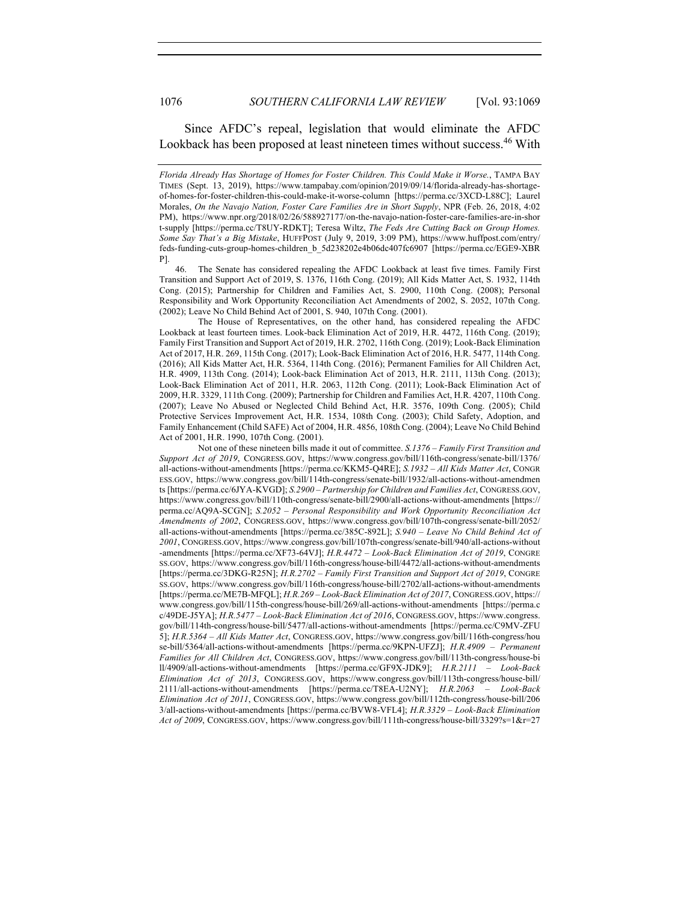Since AFDC's repeal, legislation that would eliminate the AFDC Lookback has been proposed at least nineteen times without success.[46] With

*Florida Already Has Shortage of Homes for Foster Children. This Could Make it Worse.*, TAMPA BAY TIMES (Sept. 13, 2019), https://www.tampabay.com/opinion/2019/09/14/florida-already-has-shortage-of-homes-for-foster-children-this-could-make-it-worse-column [https://perma.cc/3XCD-L88C]; Laurel Morales, *On the Navajo Nation, Foster Care Families Are in Short Supply*, NPR (Feb. 26, 2018, 4:02 PM), https://www.npr.org/2018/02/26/588927177/on-the-navajo-nation-foster-care-families-are-in-short-supply [https://perma.cc/T8UY-RDKT]; Teresa Wiltz, *The Feds Are Cutting Back on Group Homes. Some Say That's a Big Mistake*, HUFFPOST (July 9, 2019, 3:09 PM), https://www.huffpost.com/entry/feds-funding-cuts-group-homes-children_b_5d238202e4b06dc407fc6907 [https://perma.cc/EGE9-XBRP].

46. The Senate has considered repealing the AFDC Lookback at least five times. Family First Transition and Support Act of 2019, S. 1376, 116th Cong. (2019); All Kids Matter Act, S. 1932, 114th Cong. (2015); Partnership for Children and Families Act, S. 2900, 110th Cong. (2008); Personal Responsibility and Work Opportunity Reconciliation Act Amendments of 2002, S. 2052, 107th Cong. (2002); Leave No Child Behind Act of 2001, S. 940, 107th Cong. (2001).

The House of Representatives, on the other hand, has considered repealing the AFDC Lookback at least fourteen times. Look-back Elimination Act of 2019, H.R. 4472, 116th Cong. (2019); Family First Transition and Support Act of 2019, H.R. 2702, 116th Cong. (2019); Look-Back Elimination Act of 2017, H.R. 269, 115th Cong. (2017); Look-Back Elimination Act of 2016, H.R. 5477, 114th Cong. (2016); All Kids Matter Act, H.R. 5364, 114th Cong. (2016); Permanent Families for All Children Act, H.R. 4909, 113th Cong. (2014); Look-back Elimination Act of 2013, H.R. 2111, 113th Cong. (2013); Look-Back Elimination Act of 2011, H.R. 2063, 112th Cong. (2011); Look-Back Elimination Act of 2009, H.R. 3329, 111th Cong. (2009); Partnership for Children and Families Act, H.R. 4207, 110th Cong. (2007); Leave No Abused or Neglected Child Behind Act, H.R. 3576, 109th Cong. (2005); Child Protective Services Improvement Act, H.R. 1534, 108th Cong. (2003); Child Safety, Adoption, and Family Enhancement (Child SAFE) Act of 2004, H.R. 4856, 108th Cong. (2004); Leave No Child Behind Act of 2001, H.R. 1990, 107th Cong. (2001).

Not one of these nineteen bills made it out of committee. *S.1376 – Family First Transition and Support Act of 2019*, CONGRESS.GOV, https://www.congress.gov/bill/116th-congress/senate-bill/1376/all-actions-without-amendments [https://perma.cc/KKM5-Q4RE]; *S.1932 – All Kids Matter Act*, CONGRESS.GOV, https://www.congress.gov/bill/114th-congress/senate-bill/1932/all-actions-without-amendments [https://perma.cc/6JYA-KVGD]; *S.2900 – Partnership for Children and Families Act*, CONGRESS.GOV, https://www.congress.gov/bill/110th-congress/senate-bill/2900/all-actions-without-amendments [https://perma.cc/AQ9A-SCGN]; *S.2052 – Personal Responsibility and Work Opportunity Reconciliation Act Amendments of 2002*, CONGRESS.GOV, https://www.congress.gov/bill/107th-congress/senate-bill/2052/all-actions-without-amendments [https://perma.cc/385C-892L]; *S.940 – Leave No Child Behind Act of 2001*, CONGRESS.GOV, https://www.congress.gov/bill/107th-congress/senate-bill/940/all-actions-without-amendments [https://perma.cc/XF73-64VJ]; *H.R.4472 – Look-Back Elimination Act of 2019*, CONGRESS.GOV, https://www.congress.gov/bill/116th-congress/house-bill/4472/all-actions-without-amendments [https://perma.cc/3DKG-R25N]; *H.R.2702 – Family First Transition and Support Act of 2019*, CONGRESS.GOV, https://www.congress.gov/bill/116th-congress/house-bill/2702/all-actions-without-amendments [https://perma.cc/ME7B-MFQL]; *H.R.269 – Look-Back Elimination Act of 2017*, CONGRESS.GOV, https://www.congress.gov/bill/115th-congress/house-bill/269/all-actions-without-amendments [https://perma.cc/49DE-J5YA]; *H.R.5477 – Look-Back Elimination Act of 2016*, CONGRESS.GOV, https://www.congress.gov/bill/114th-congress/house-bill/5477/all-actions-without-amendments [https://perma.cc/C9MV-ZFU5]; *H.R.5364 – All Kids Matter Act*, CONGRESS.GOV, https://www.congress.gov/bill/116th-congress/house-bill/5364/all-actions-without-amendments [https://perma.cc/9KPN-UFZJ]; *H.R.4909 – Permanent Families for All Children Act*, CONGRESS.GOV, https://www.congress.gov/bill/113th-congress/house-bill/4909/all-actions-without-amendments [https://perma.cc/GF9X-JDK9]; *H.R.2111 – Look-Back Elimination Act of 2013*, CONGRESS.GOV, https://www.congress.gov/bill/113th-congress/house-bill/2111/all-actions-without-amendments [https://perma.cc/T8EA-U2NY]; *H.R.2063 – Look-Back Elimination Act of 2011*, CONGRESS.GOV, https://www.congress.gov/bill/112th-congress/house-bill/2063/all-actions-without-amendments [https://perma.cc/BVW8-VFL4]; *H.R.3329 – Look-Back Elimination Act of 2009*, CONGRESS.GOV, https://www.congress.gov/bill/111th-congress/house-bill/3329?s=1&r=27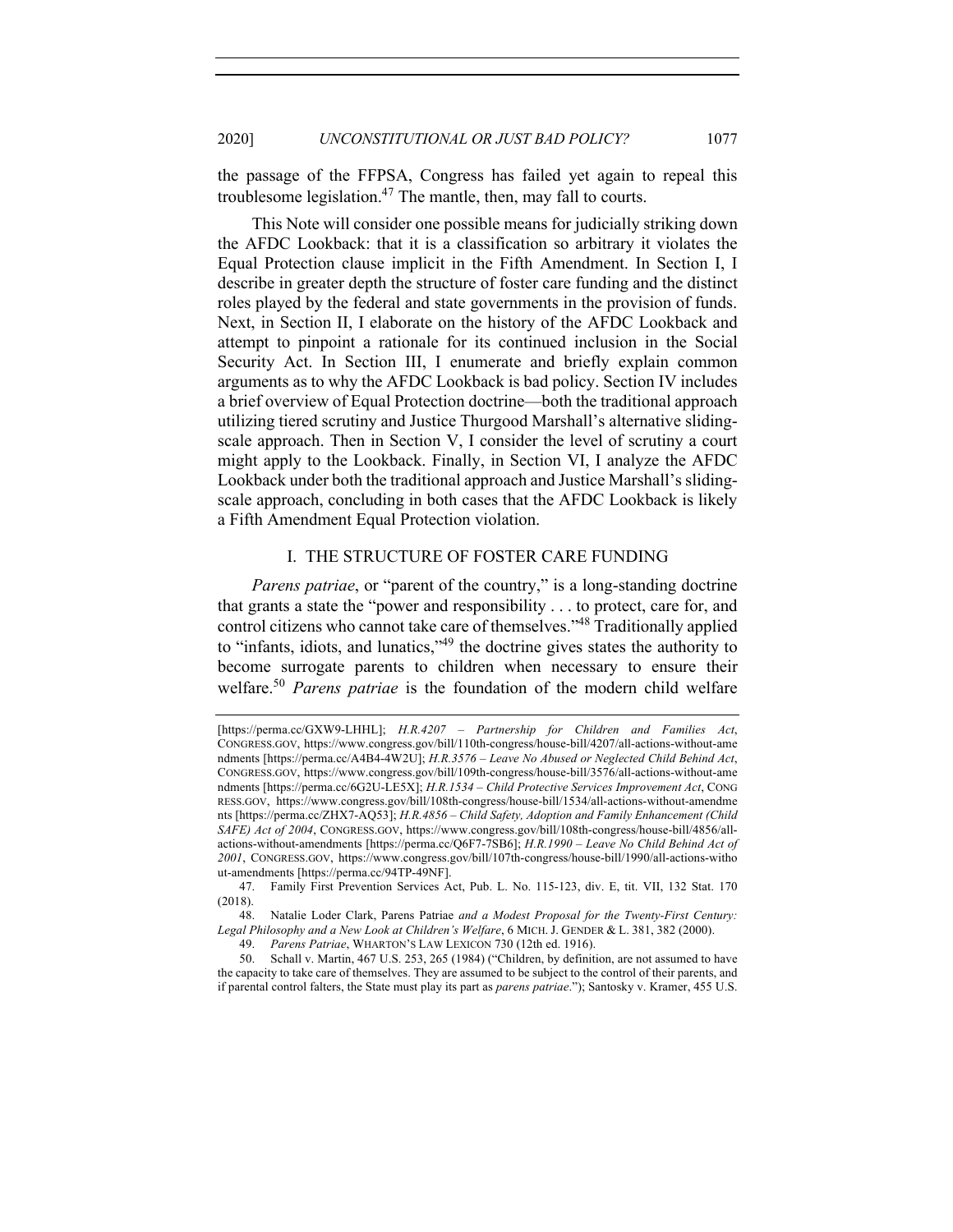the passage of the FFPSA, Congress has failed yet again to repeal this troublesome legislation.[47] The mantle, then, may fall to courts.

This Note will consider one possible means for judicially striking down the AFDC Lookback: that it is a classification so arbitrary it violates the Equal Protection clause implicit in the Fifth Amendment. In Section I, I describe in greater depth the structure of foster care funding and the distinct roles played by the federal and state governments in the provision of funds. Next, in Section II, I elaborate on the history of the AFDC Lookback and attempt to pinpoint a rationale for its continued inclusion in the Social Security Act. In Section III, I enumerate and briefly explain common arguments as to why the AFDC Lookback is bad policy. Section IV includes a brief overview of Equal Protection doctrine—both the traditional approach utilizing tiered scrutiny and Justice Thurgood Marshall's alternative sliding-scale approach. Then in Section V, I consider the level of scrutiny a court might apply to the Lookback. Finally, in Section VI, I analyze the AFDC Lookback under both the traditional approach and Justice Marshall's sliding-scale approach, concluding in both cases that the AFDC Lookback is likely a Fifth Amendment Equal Protection violation.

## I. THE STRUCTURE OF FOSTER CARE FUNDING

*Parens patriae*, or "parent of the country," is a long-standing doctrine that grants a state the "power and responsibility . . . to protect, care for, and control citizens who cannot take care of themselves."[48] Traditionally applied to "infants, idiots, and lunatics,"[49] the doctrine gives states the authority to become surrogate parents to children when necessary to ensure their welfare.[50] *Parens patriae* is the foundation of the modern child welfare

---

[https://perma.cc/GXW9-LHHL]; *H.R.4207 – Partnership for Children and Families Act*, CONGRESS.GOV, https://www.congress.gov/bill/110th-congress/house-bill/4207/all-actions-without-amendments [https://perma.cc/A4B4-4W2U]; *H.R.3576 – Leave No Abused or Neglected Child Behind Act*, CONGRESS.GOV, https://www.congress.gov/bill/109th-congress/house-bill/3576/all-actions-without-amendments [https://perma.cc/6G2U-LE5X]; *H.R.1534 – Child Protective Services Improvement Act*, CONGRESS.GOV, https://www.congress.gov/bill/108th-congress/house-bill/1534/all-actions-without-amendments [https://perma.cc/ZHX7-AQ53]; *H.R.4856 – Child Safety, Adoption and Family Enhancement (Child SAFE) Act of 2004*, CONGRESS.GOV, https://www.congress.gov/bill/108th-congress/house-bill/4856/all-actions-without-amendments [https://perma.cc/Q6F7-7SB6]; *H.R.1990 – Leave No Child Behind Act of 2001*, CONGRESS.GOV, https://www.congress.gov/bill/107th-congress/house-bill/1990/all-actions-without-amendments [https://perma.cc/94TP-49NF].

47. Family First Prevention Services Act, Pub. L. No. 115-123, div. E, tit. VII, 132 Stat. 170 (2018).

48. Natalie Loder Clark, Parens Patriae *and a Modest Proposal for the Twenty-First Century: Legal Philosophy and a New Look at Children's Welfare*, 6 MICH. J. GENDER & L. 381, 382 (2000).

49. *Parens Patriae*, WHARTON'S LAW LEXICON 730 (12th ed. 1916).

50. Schall v. Martin, 467 U.S. 253, 265 (1984) ("Children, by definition, are not assumed to have the capacity to take care of themselves. They are assumed to be subject to the control of their parents, and if parental control falters, the State must play its part as *parens patriae*."); Santosky v. Kramer, 455 U.S.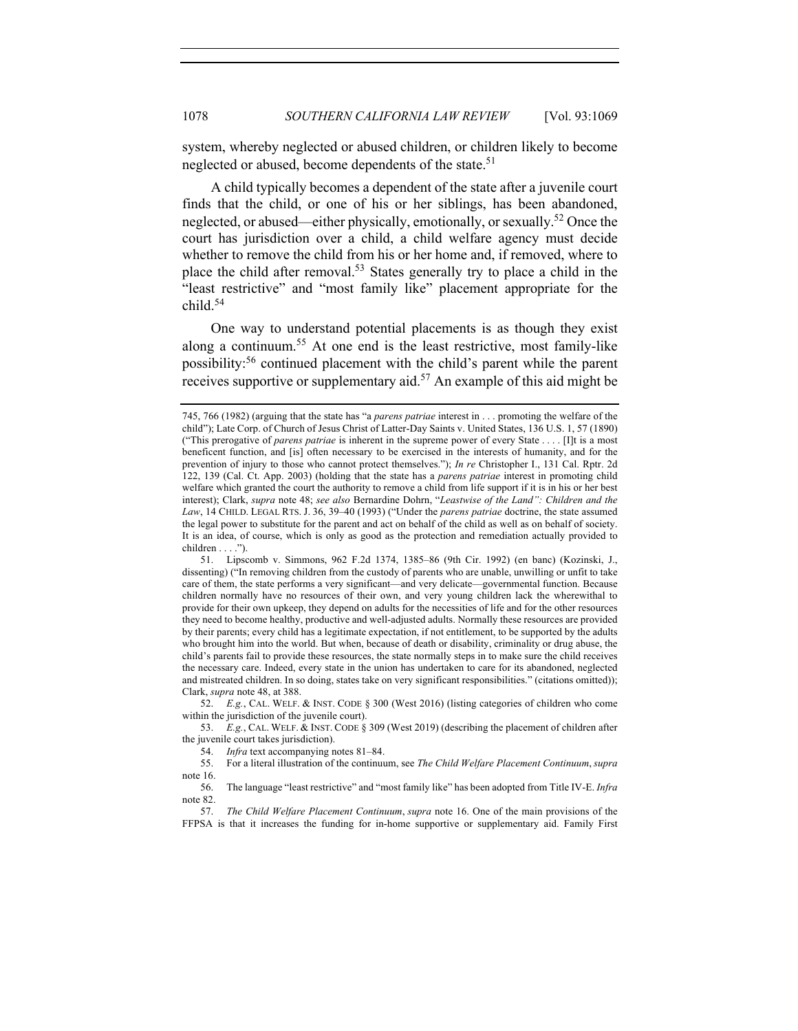system, whereby neglected or abused children, or children likely to become neglected or abused, become dependents of the state.[51]

A child typically becomes a dependent of the state after a juvenile court finds that the child, or one of his or her siblings, has been abandoned, neglected, or abused—either physically, emotionally, or sexually.[52] Once the court has jurisdiction over a child, a child welfare agency must decide whether to remove the child from his or her home and, if removed, where to place the child after removal.[53] States generally try to place a child in the "least restrictive" and "most family like" placement appropriate for the child.[54]

One way to understand potential placements is as though they exist along a continuum.[55] At one end is the least restrictive, most family-like possibility:[56] continued placement with the child's parent while the parent receives supportive or supplementary aid.[57] An example of this aid might be

---

745, 766 (1982) (arguing that the state has "a *parens patriae* interest in . . . promoting the welfare of the child"); Late Corp. of Church of Jesus Christ of Latter-Day Saints v. United States, 136 U.S. 1, 57 (1890) ("This prerogative of *parens patriae* is inherent in the supreme power of every State . . . . [I]t is a most beneficent function, and [is] often necessary to be exercised in the interests of humanity, and for the prevention of injury to those who cannot protect themselves."); *In re* Christopher I., 131 Cal. Rptr. 2d 122, 139 (Cal. Ct. App. 2003) (holding that the state has a *parens patriae* interest in promoting child welfare which granted the court the authority to remove a child from life support if it is in his or her best interest); Clark, *supra* note 48; *see also* Bernardine Dohrn, "*Leastwise of the Land": Children and the Law*, 14 CHILD. LEGAL RTS. J. 36, 39–40 (1993) ("Under the *parens patriae* doctrine, the state assumed the legal power to substitute for the parent and act on behalf of the child as well as on behalf of society. It is an idea, of course, which is only as good as the protection and remediation actually provided to children . . . .").

51. Lipscomb v. Simmons, 962 F.2d 1374, 1385–86 (9th Cir. 1992) (en banc) (Kozinski, J., dissenting) ("In removing children from the custody of parents who are unable, unwilling or unfit to take care of them, the state performs a very significant—and very delicate—governmental function. Because children normally have no resources of their own, and very young children lack the wherewithal to provide for their own upkeep, they depend on adults for the necessities of life and for the other resources they need to become healthy, productive and well-adjusted adults. Normally these resources are provided by their parents; every child has a legitimate expectation, if not entitlement, to be supported by the adults who brought him into the world. But when, because of death or disability, criminality or drug abuse, the child's parents fail to provide these resources, the state normally steps in to make sure the child receives the necessary care. Indeed, every state in the union has undertaken to care for its abandoned, neglected and mistreated children. In so doing, states take on very significant responsibilities." (citations omitted)); Clark, *supra* note 48, at 388.

52. *E.g.*, CAL. WELF. & INST. CODE § 300 (West 2016) (listing categories of children who come within the jurisdiction of the juvenile court).

53. *E.g.*, CAL. WELF. & INST. CODE § 309 (West 2019) (describing the placement of children after the juvenile court takes jurisdiction).

54. *Infra* text accompanying notes 81–84.

55. For a literal illustration of the continuum, see *The Child Welfare Placement Continuum*, *supra* note 16.

56. The language "least restrictive" and "most family like" has been adopted from Title IV-E. *Infra* note 82.

57. *The Child Welfare Placement Continuum*, *supra* note 16. One of the main provisions of the FFPSA is that it increases the funding for in-home supportive or supplementary aid. Family First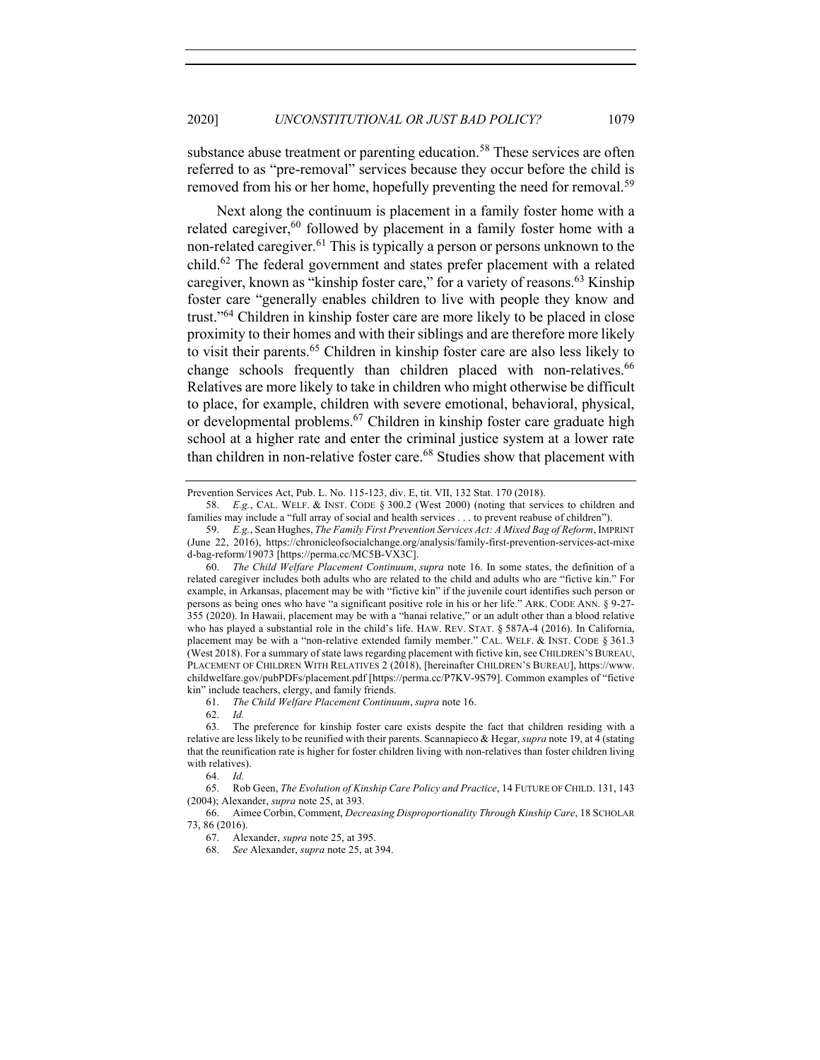substance abuse treatment or parenting education.[58] These services are often referred to as "pre-removal" services because they occur before the child is removed from his or her home, hopefully preventing the need for removal.[59]

Next along the continuum is placement in a family foster home with a related caregiver,[60] followed by placement in a family foster home with a non-related caregiver.[61] This is typically a person or persons unknown to the child.[62] The federal government and states prefer placement with a related caregiver, known as "kinship foster care," for a variety of reasons.[63] Kinship foster care "generally enables children to live with people they know and trust."[64] Children in kinship foster care are more likely to be placed in close proximity to their homes and with their siblings and are therefore more likely to visit their parents.[65] Children in kinship foster care are also less likely to change schools frequently than children placed with non-relatives.[66] Relatives are more likely to take in children who might otherwise be difficult to place, for example, children with severe emotional, behavioral, physical, or developmental problems.[67] Children in kinship foster care graduate high school at a higher rate and enter the criminal justice system at a lower rate than children in non-relative foster care.[68] Studies show that placement with

---

Prevention Services Act, Pub. L. No. 115-123, div. E, tit. VII, 132 Stat. 170 (2018).

58. *E.g.*, CAL. WELF. & INST. CODE § 300.2 (West 2000) (noting that services to children and families may include a "full array of social and health services . . . to prevent reabuse of children").

59. *E.g.*, Sean Hughes, *The Family First Prevention Services Act: A Mixed Bag of Reform*, IMPRINT (June 22, 2016), https://chronicleofsocialchange.org/analysis/family-first-prevention-services-act-mixed-bag-reform/19073 [https://perma.cc/MC5B-VX3C].

60. *The Child Welfare Placement Continuum*, *supra* note 16. In some states, the definition of a related caregiver includes both adults who are related to the child and adults who are "fictive kin." For example, in Arkansas, placement may be with "fictive kin" if the juvenile court identifies such person or persons as being ones who have "a significant positive role in his or her life." ARK. CODE ANN. § 9-27-355 (2020). In Hawaii, placement may be with a "hanai relative," or an adult other than a blood relative who has played a substantial role in the child's life. HAW. REV. STAT. § 587A-4 (2016). In California, placement may be with a "non-relative extended family member." CAL. WELF. & INST. CODE § 361.3 (West 2018). For a summary of state laws regarding placement with fictive kin, see CHILDREN'S BUREAU, PLACEMENT OF CHILDREN WITH RELATIVES 2 (2018), [hereinafter CHILDREN'S BUREAU], https://www.childwelfare.gov/pubPDFs/placement.pdf [https://perma.cc/P7KV-9S79]. Common examples of "fictive kin" include teachers, clergy, and family friends.

61. *The Child Welfare Placement Continuum*, *supra* note 16.

62. *Id.*

63. The preference for kinship foster care exists despite the fact that children residing with a relative are less likely to be reunified with their parents. Scannapieco & Hegar, *supra* note 19, at 4 (stating that the reunification rate is higher for foster children living with non-relatives than foster children living with relatives).

64. *Id.*

65. Rob Geen, *The Evolution of Kinship Care Policy and Practice*, 14 FUTURE OF CHILD. 131, 143 (2004); Alexander, *supra* note 25, at 393.

66. Aimee Corbin, Comment, *Decreasing Disproportionality Through Kinship Care*, 18 SCHOLAR 73, 86 (2016).

67. Alexander, *supra* note 25, at 395.

68. *See* Alexander, *supra* note 25, at 394.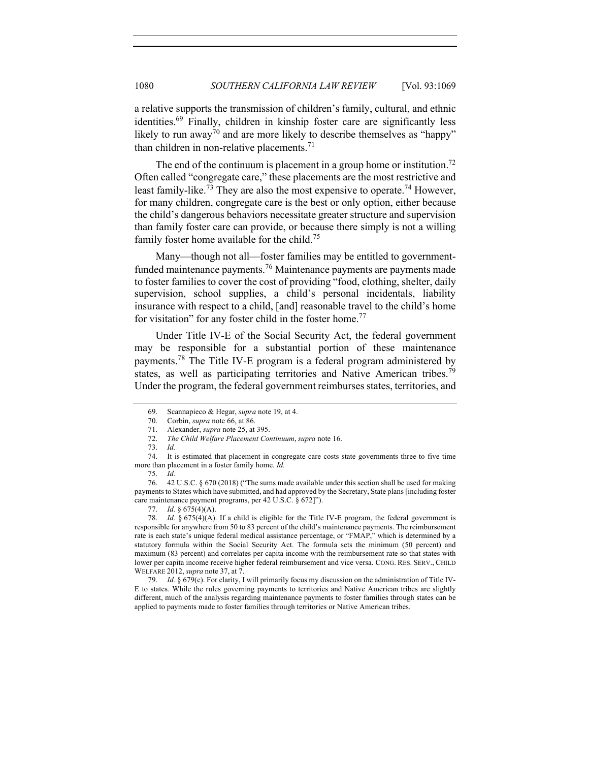a relative supports the transmission of children's family, cultural, and ethnic identities.[69] Finally, children in kinship foster care are significantly less likely to run away[70] and are more likely to describe themselves as "happy" than children in non-relative placements.[71]

The end of the continuum is placement in a group home or institution.[72] Often called "congregate care," these placements are the most restrictive and least family-like.[73] They are also the most expensive to operate.[74] However, for many children, congregate care is the best or only option, either because the child's dangerous behaviors necessitate greater structure and supervision than family foster care can provide, or because there simply is not a willing family foster home available for the child.[75]

Many—though not all—foster families may be entitled to government-funded maintenance payments.[76] Maintenance payments are payments made to foster families to cover the cost of providing "food, clothing, shelter, daily supervision, school supplies, a child's personal incidentals, liability insurance with respect to a child, [and] reasonable travel to the child's home for visitation" for any foster child in the foster home.[77]

Under Title IV-E of the Social Security Act, the federal government may be responsible for a substantial portion of these maintenance payments.[78] The Title IV-E program is a federal program administered by states, as well as participating territories and Native American tribes.[79] Under the program, the federal government reimburses states, territories, and

---

69. Scannapieco & Hegar, *supra* note 19, at 4.

70. Corbin, *supra* note 66, at 86.

71. Alexander, *supra* note 25, at 395.

72. *The Child Welfare Placement Continuum*, *supra* note 16.

73. *Id.*

74. It is estimated that placement in congregate care costs state governments three to five time more than placement in a foster family home. *Id.*

75. *Id.*

76. 42 U.S.C. § 670 (2018) ("The sums made available under this section shall be used for making payments to States which have submitted, and had approved by the Secretary, State plans [including foster care maintenance payment programs, per 42 U.S.C. § 672]").

77. *Id.* § 675(4)(A).

78. *Id.* § 675(4)(A). If a child is eligible for the Title IV-E program, the federal government is responsible for anywhere from 50 to 83 percent of the child's maintenance payments. The reimbursement rate is each state's unique federal medical assistance percentage, or "FMAP," which is determined by a statutory formula within the Social Security Act. The formula sets the minimum (50 percent) and maximum (83 percent) and correlates per capita income with the reimbursement rate so that states with lower per capita income receive higher federal reimbursement and vice versa. CONG. RES. SERV., CHILD WELFARE 2012, *supra* note 37, at 7.

79. *Id.* § 679(c). For clarity, I will primarily focus my discussion on the administration of Title IV-E to states. While the rules governing payments to territories and Native American tribes are slightly different, much of the analysis regarding maintenance payments to foster families through states can be applied to payments made to foster families through territories or Native American tribes.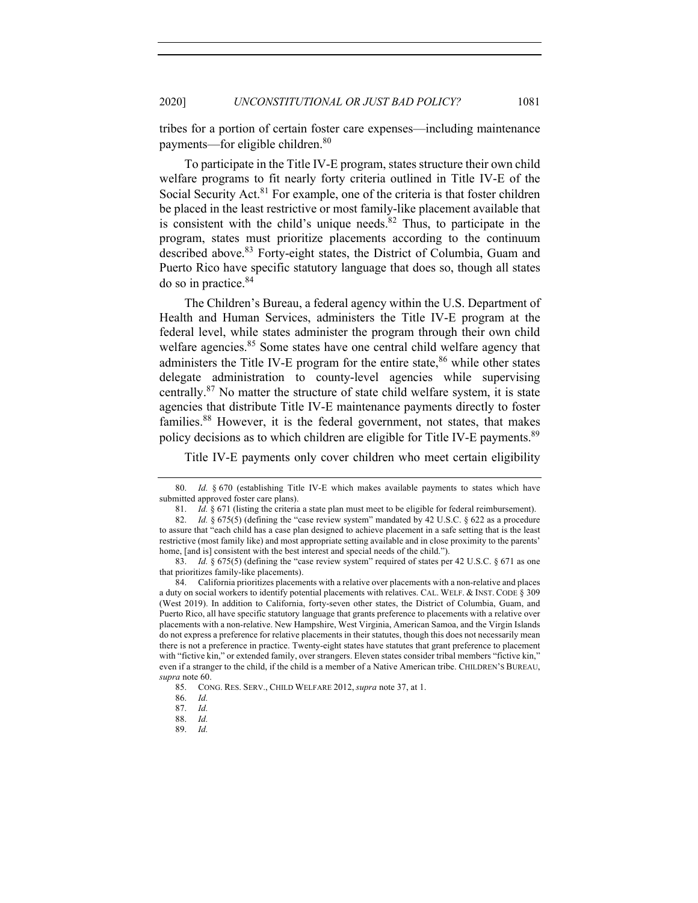tribes for a portion of certain foster care expenses—including maintenance payments—for eligible children.[80]

To participate in the Title IV-E program, states structure their own child welfare programs to fit nearly forty criteria outlined in Title IV-E of the Social Security Act.[81] For example, one of the criteria is that foster children be placed in the least restrictive or most family-like placement available that is consistent with the child's unique needs.[82] Thus, to participate in the program, states must prioritize placements according to the continuum described above.[83] Forty-eight states, the District of Columbia, Guam and Puerto Rico have specific statutory language that does so, though all states do so in practice.[84]

The Children's Bureau, a federal agency within the U.S. Department of Health and Human Services, administers the Title IV-E program at the federal level, while states administer the program through their own child welfare agencies.[85] Some states have one central child welfare agency that administers the Title IV-E program for the entire state,[86] while other states delegate administration to county-level agencies while supervising centrally.[87] No matter the structure of state child welfare system, it is state agencies that distribute Title IV-E maintenance payments directly to foster families.[88] However, it is the federal government, not states, that makes policy decisions as to which children are eligible for Title IV-E payments.[89]

Title IV-E payments only cover children who meet certain eligibility

---

80. *Id.* § 670 (establishing Title IV-E which makes available payments to states which have submitted approved foster care plans).

81. *Id.* § 671 (listing the criteria a state plan must meet to be eligible for federal reimbursement).

82. *Id.* § 675(5) (defining the "case review system" mandated by 42 U.S.C. § 622 as a procedure to assure that "each child has a case plan designed to achieve placement in a safe setting that is the least restrictive (most family like) and most appropriate setting available and in close proximity to the parents' home, [and is] consistent with the best interest and special needs of the child.").

83. *Id.* § 675(5) (defining the "case review system" required of states per 42 U.S.C. § 671 as one that prioritizes family-like placements).

84. California prioritizes placements with a relative over placements with a non-relative and places a duty on social workers to identify potential placements with relatives. CAL. WELF. & INST. CODE § 309 (West 2019). In addition to California, forty-seven other states, the District of Columbia, Guam, and Puerto Rico, all have specific statutory language that grants preference to placements with a relative over placements with a non-relative. New Hampshire, West Virginia, American Samoa, and the Virgin Islands do not express a preference for relative placements in their statutes, though this does not necessarily mean there is not a preference in practice. Twenty-eight states have statutes that grant preference to placement with "fictive kin," or extended family, over strangers. Eleven states consider tribal members "fictive kin," even if a stranger to the child, if the child is a member of a Native American tribe. CHILDREN'S BUREAU, *supra* note 60.

85. CONG. RES. SERV., CHILD WELFARE 2012, *supra* note 37, at 1.

86. *Id.*

87. *Id.*

88. *Id.*

89. *Id.*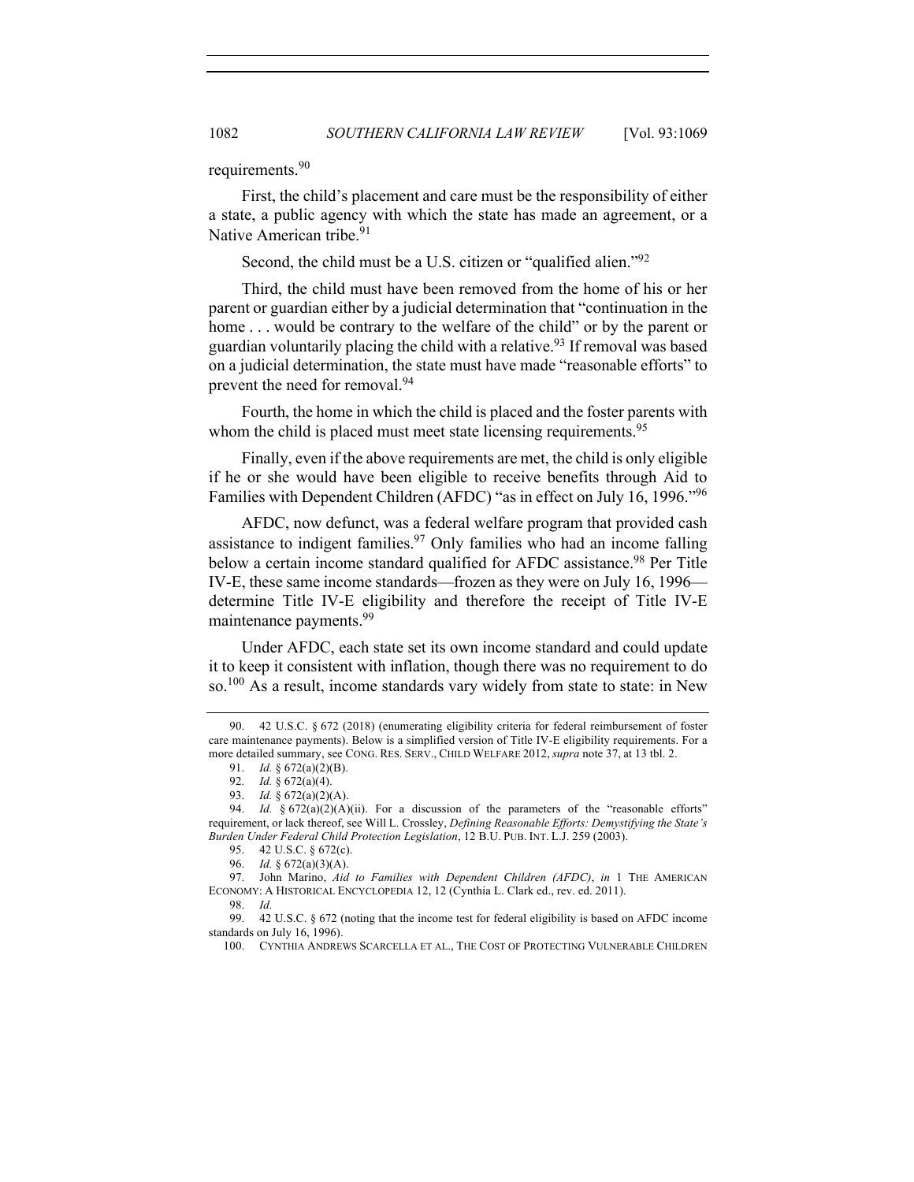requirements.[90]

First, the child's placement and care must be the responsibility of either a state, a public agency with which the state has made an agreement, or a Native American tribe.[91]

Second, the child must be a U.S. citizen or "qualified alien."[92]

Third, the child must have been removed from the home of his or her parent or guardian either by a judicial determination that "continuation in the home . . . would be contrary to the welfare of the child" or by the parent or guardian voluntarily placing the child with a relative.[93] If removal was based on a judicial determination, the state must have made "reasonable efforts" to prevent the need for removal.[94]

Fourth, the home in which the child is placed and the foster parents with whom the child is placed must meet state licensing requirements.[95]

Finally, even if the above requirements are met, the child is only eligible if he or she would have been eligible to receive benefits through Aid to Families with Dependent Children (AFDC) "as in effect on July 16, 1996."[96]

AFDC, now defunct, was a federal welfare program that provided cash assistance to indigent families.[97] Only families who had an income falling below a certain income standard qualified for AFDC assistance.[98] Per Title IV-E, these same income standards—frozen as they were on July 16, 1996—determine Title IV-E eligibility and therefore the receipt of Title IV-E maintenance payments.[99]

Under AFDC, each state set its own income standard and could update it to keep it consistent with inflation, though there was no requirement to do so.[100] As a result, income standards vary widely from state to state: in New

---

90. 42 U.S.C. § 672 (2018) (enumerating eligibility criteria for federal reimbursement of foster care maintenance payments). Below is a simplified version of Title IV-E eligibility requirements. For a more detailed summary, see CONG. RES. SERV., CHILD WELFARE 2012, *supra* note 37, at 13 tbl. 2.

91. *Id.* § 672(a)(2)(B).

92. *Id.* § 672(a)(4).

93. *Id.* § 672(a)(2)(A).

94. *Id.* § 672(a)(2)(A)(ii). For a discussion of the parameters of the "reasonable efforts" requirement, or lack thereof, see Will L. Crossley, *Defining Reasonable Efforts: Demystifying the State's Burden Under Federal Child Protection Legislation*, 12 B.U. PUB. INT. L.J. 259 (2003).

95. 42 U.S.C. § 672(c).

96. *Id.* § 672(a)(3)(A).

97. John Marino, *Aid to Families with Dependent Children (AFDC)*, *in* 1 THE AMERICAN ECONOMY: A HISTORICAL ENCYCLOPEDIA 12, 12 (Cynthia L. Clark ed., rev. ed. 2011).

98. *Id.*

99. 42 U.S.C. § 672 (noting that the income test for federal eligibility is based on AFDC income standards on July 16, 1996).

100. CYNTHIA ANDREWS SCARCELLA ET AL., THE COST OF PROTECTING VULNERABLE CHILDREN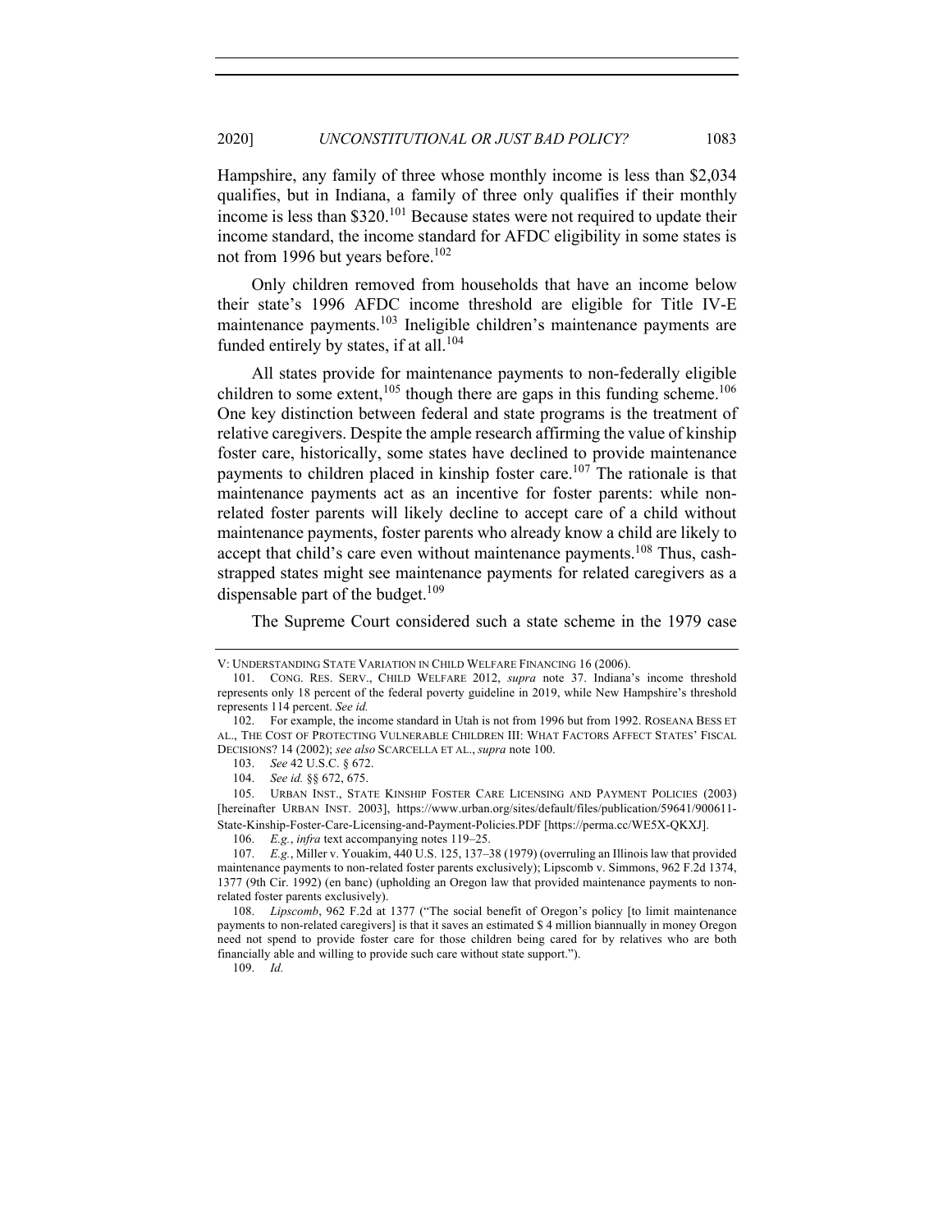Hampshire, any family of three whose monthly income is less than $2,034 qualifies, but in Indiana, a family of three only qualifies if their monthly income is less than $320.[101] Because states were not required to update their income standard, the income standard for AFDC eligibility in some states is not from 1996 but years before.[102]

Only children removed from households that have an income below their state's 1996 AFDC income threshold are eligible for Title IV-E maintenance payments.[103] Ineligible children's maintenance payments are funded entirely by states, if at all.[104]

All states provide for maintenance payments to non-federally eligible children to some extent,[105] though there are gaps in this funding scheme.[106] One key distinction between federal and state programs is the treatment of relative caregivers. Despite the ample research affirming the value of kinship foster care, historically, some states have declined to provide maintenance payments to children placed in kinship foster care.[107] The rationale is that maintenance payments act as an incentive for foster parents: while non-related foster parents will likely decline to accept care of a child without maintenance payments, foster parents who already know a child are likely to accept that child's care even without maintenance payments.[108] Thus, cash-strapped states might see maintenance payments for related caregivers as a dispensable part of the budget.[109]

The Supreme Court considered such a state scheme in the 1979 case

---

V: UNDERSTANDING STATE VARIATION IN CHILD WELFARE FINANCING 16 (2006).

101. CONG. RES. SERV., CHILD WELFARE 2012, *supra* note 37. Indiana's income threshold represents only 18 percent of the federal poverty guideline in 2019, while New Hampshire's threshold represents 114 percent. *See id.*

102. For example, the income standard in Utah is not from 1996 but from 1992. ROSEANA BESS ET AL., THE COST OF PROTECTING VULNERABLE CHILDREN III: WHAT FACTORS AFFECT STATES' FISCAL DECISIONS? 14 (2002); *see also* SCARCELLA ET AL., *supra* note 100.

103. *See* 42 U.S.C. § 672.

104. *See id.* §§ 672, 675.

105. URBAN INST., STATE KINSHIP FOSTER CARE LICENSING AND PAYMENT POLICIES (2003) [hereinafter URBAN INST. 2003], https://www.urban.org/sites/default/files/publication/59641/900611-State-Kinship-Foster-Care-Licensing-and-Payment-Policies.PDF [https://perma.cc/WE5X-QKXJ].

106. *E.g.*, *infra* text accompanying notes 119–25.

107. *E.g.*, Miller v. Youakim, 440 U.S. 125, 137–38 (1979) (overruling an Illinois law that provided maintenance payments to non-related foster parents exclusively); Lipscomb v. Simmons, 962 F.2d 1374, 1377 (9th Cir. 1992) (en banc) (upholding an Oregon law that provided maintenance payments to non-related foster parents exclusively).

108. *Lipscomb*, 962 F.2d at 1377 ("The social benefit of Oregon's policy [to limit maintenance payments to non-related caregivers] is that it saves an estimated $ 4 million biannually in money Oregon need not spend to provide foster care for those children being cared for by relatives who are both financially able and willing to provide such care without state support.").

109. *Id.*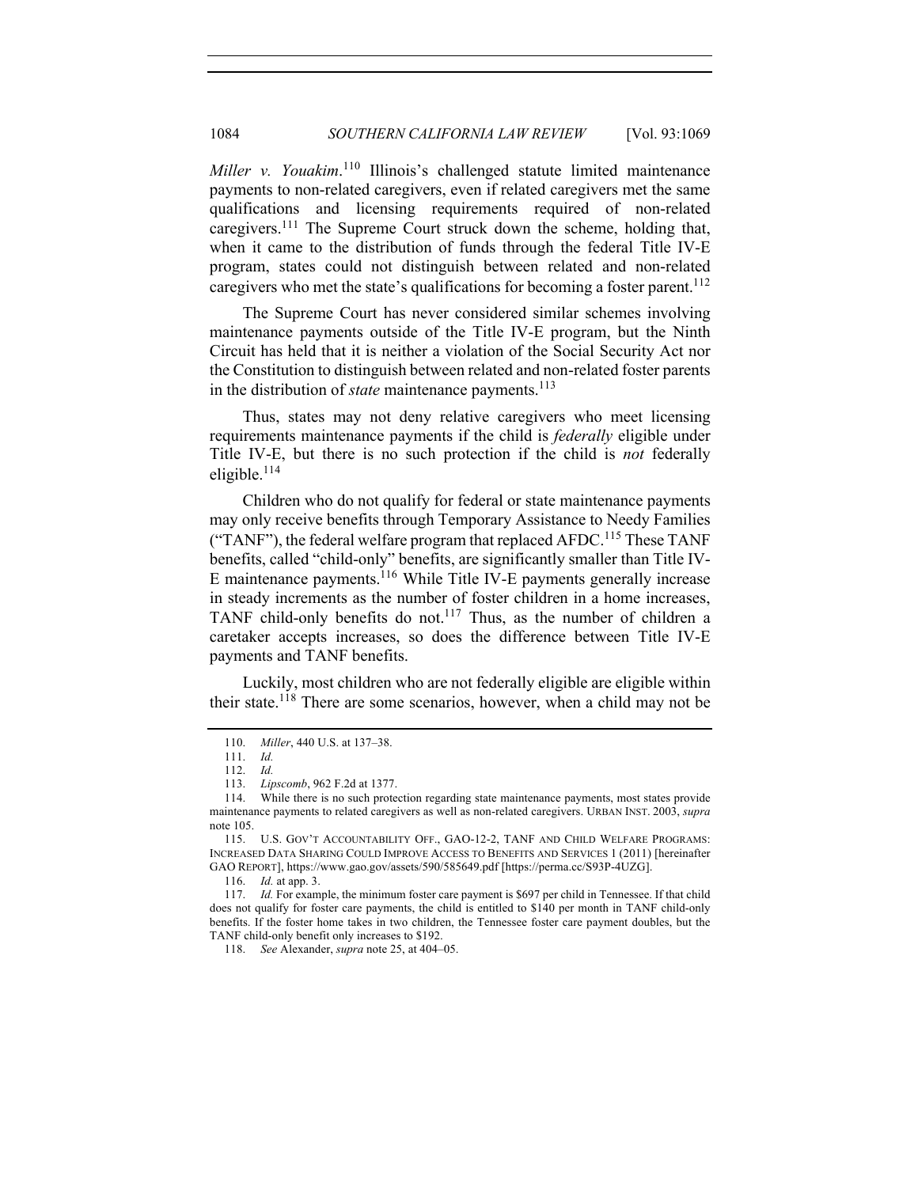*Miller v. Youakim*.[110] Illinois's challenged statute limited maintenance payments to non-related caregivers, even if related caregivers met the same qualifications and licensing requirements required of non-related caregivers.[111] The Supreme Court struck down the scheme, holding that, when it came to the distribution of funds through the federal Title IV-E program, states could not distinguish between related and non-related caregivers who met the state's qualifications for becoming a foster parent.[112]

The Supreme Court has never considered similar schemes involving maintenance payments outside of the Title IV-E program, but the Ninth Circuit has held that it is neither a violation of the Social Security Act nor the Constitution to distinguish between related and non-related foster parents in the distribution of *state* maintenance payments.[113]

Thus, states may not deny relative caregivers who meet licensing requirements maintenance payments if the child is *federally* eligible under Title IV-E, but there is no such protection if the child is *not* federally eligible.[114]

Children who do not qualify for federal or state maintenance payments may only receive benefits through Temporary Assistance to Needy Families ("TANF"), the federal welfare program that replaced AFDC.[115] These TANF benefits, called "child-only" benefits, are significantly smaller than Title IV-E maintenance payments.[116] While Title IV-E payments generally increase in steady increments as the number of foster children in a home increases, TANF child-only benefits do not.[117] Thus, as the number of children a caretaker accepts increases, so does the difference between Title IV-E payments and TANF benefits.

Luckily, most children who are not federally eligible are eligible within their state.[118] There are some scenarios, however, when a child may not be

---

110. *Miller*, 440 U.S. at 137–38.

111. *Id.*

112. *Id.*

113. *Lipscomb*, 962 F.2d at 1377.

114. While there is no such protection regarding state maintenance payments, most states provide maintenance payments to related caregivers as well as non-related caregivers. URBAN INST. 2003, *supra* note 105.

115. U.S. GOV'T ACCOUNTABILITY OFF., GAO-12-2, TANF AND CHILD WELFARE PROGRAMS: INCREASED DATA SHARING COULD IMPROVE ACCESS TO BENEFITS AND SERVICES 1 (2011) [hereinafter GAO REPORT], https://www.gao.gov/assets/590/585649.pdf [https://perma.cc/S93P-4UZG].

116. *Id.* at app. 3.

117. *Id.* For example, the minimum foster care payment is $697 per child in Tennessee. If that child does not qualify for foster care payments, the child is entitled to $140 per month in TANF child-only benefits. If the foster home takes in two children, the Tennessee foster care payment doubles, but the TANF child-only benefit only increases to $192.

118. *See* Alexander, *supra* note 25, at 404–05.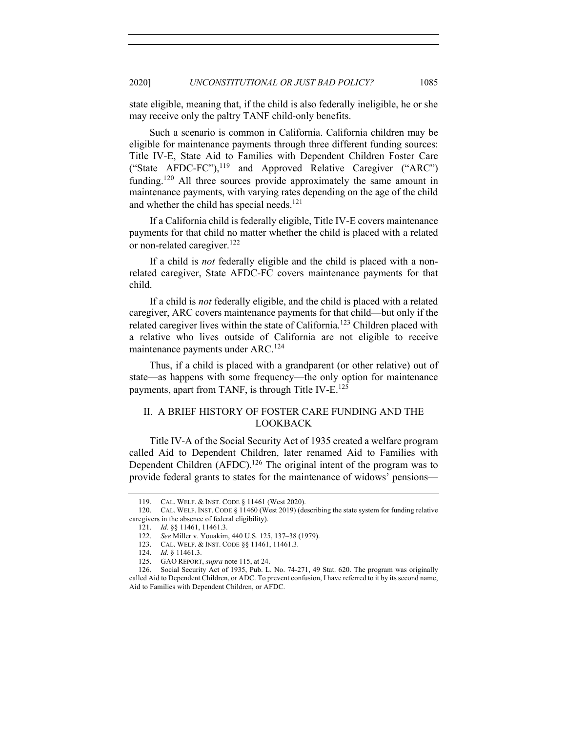state eligible, meaning that, if the child is also federally ineligible, he or she may receive only the paltry TANF child-only benefits.

Such a scenario is common in California. California children may be eligible for maintenance payments through three different funding sources: Title IV-E, State Aid to Families with Dependent Children Foster Care ("State AFDC-FC"),[119] and Approved Relative Caregiver ("ARC") funding.[120] All three sources provide approximately the same amount in maintenance payments, with varying rates depending on the age of the child and whether the child has special needs.[121]

If a California child is federally eligible, Title IV-E covers maintenance payments for that child no matter whether the child is placed with a related or non-related caregiver.[122]

If a child is *not* federally eligible and the child is placed with a non-related caregiver, State AFDC-FC covers maintenance payments for that child.

If a child is *not* federally eligible, and the child is placed with a related caregiver, ARC covers maintenance payments for that child—but only if the related caregiver lives within the state of California.[123] Children placed with a relative who lives outside of California are not eligible to receive maintenance payments under ARC.[124]

Thus, if a child is placed with a grandparent (or other relative) out of state—as happens with some frequency—the only option for maintenance payments, apart from TANF, is through Title IV-E.[125]

## II. A BRIEF HISTORY OF FOSTER CARE FUNDING AND THE LOOKBACK

Title IV-A of the Social Security Act of 1935 created a welfare program called Aid to Dependent Children, later renamed Aid to Families with Dependent Children (AFDC).[126] The original intent of the program was to provide federal grants to states for the maintenance of widows' pensions—

---

119. CAL. WELF. & INST. CODE § 11461 (West 2020).

120. CAL. WELF. INST. CODE § 11460 (West 2019) (describing the state system for funding relative caregivers in the absence of federal eligibility).

121. *Id.* §§ 11461, 11461.3.

122. *See* Miller v. Youakim, 440 U.S. 125, 137–38 (1979).

123. CAL. WELF. & INST. CODE §§ 11461, 11461.3.

124. *Id.* § 11461.3.

125. GAO REPORT, *supra* note 115, at 24.

126. Social Security Act of 1935, Pub. L. No. 74-271, 49 Stat. 620. The program was originally called Aid to Dependent Children, or ADC. To prevent confusion, I have referred to it by its second name, Aid to Families with Dependent Children, or AFDC.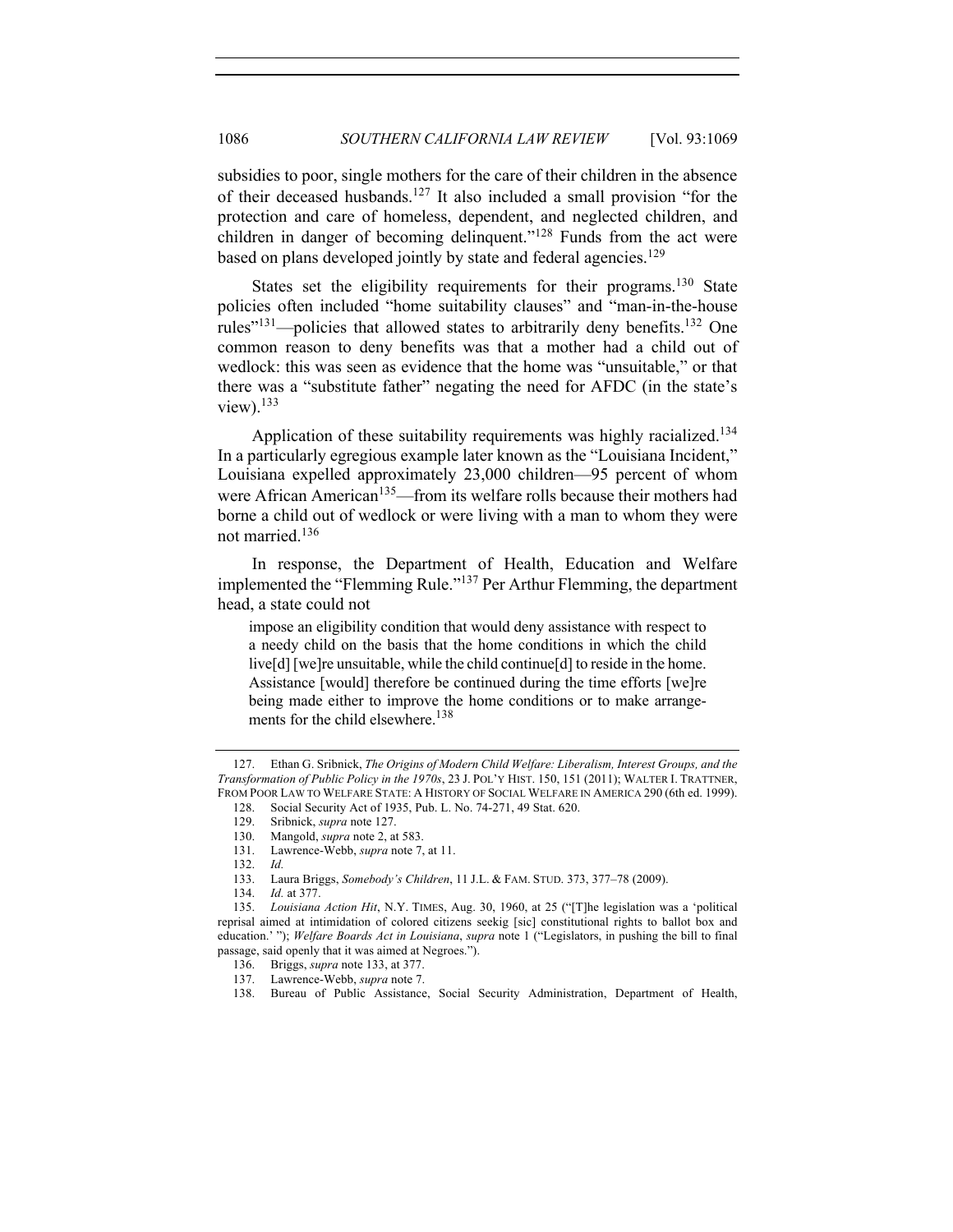subsidies to poor, single mothers for the care of their children in the absence of their deceased husbands.[127] It also included a small provision "for the protection and care of homeless, dependent, and neglected children, and children in danger of becoming delinquent."[128] Funds from the act were based on plans developed jointly by state and federal agencies.[129]

States set the eligibility requirements for their programs.[130] State policies often included "home suitability clauses" and "man-in-the-house rules"[131]—policies that allowed states to arbitrarily deny benefits.[132] One common reason to deny benefits was that a mother had a child out of wedlock: this was seen as evidence that the home was "unsuitable," or that there was a "substitute father" negating the need for AFDC (in the state's view).[133]

Application of these suitability requirements was highly racialized.[134] In a particularly egregious example later known as the "Louisiana Incident," Louisiana expelled approximately 23,000 children—95 percent of whom were African American[135]—from its welfare rolls because their mothers had borne a child out of wedlock or were living with a man to whom they were not married.[136]

In response, the Department of Health, Education and Welfare implemented the "Flemming Rule."[137] Per Arthur Flemming, the department head, a state could not

> impose an eligibility condition that would deny assistance with respect to a needy child on the basis that the home conditions in which the child live[d] [we]re unsuitable, while the child continue[d] to reside in the home. Assistance [would] therefore be continued during the time efforts [we]re being made either to improve the home conditions or to make arrangements for the child elsewhere.[138]

---

127. Ethan G. Sribnick, *The Origins of Modern Child Welfare: Liberalism, Interest Groups, and the Transformation of Public Policy in the 1970s*, 23 J. POL'Y HIST. 150, 151 (2011); WALTER I. TRATTNER, FROM POOR LAW TO WELFARE STATE: A HISTORY OF SOCIAL WELFARE IN AMERICA 290 (6th ed. 1999).

128. Social Security Act of 1935, Pub. L. No. 74-271, 49 Stat. 620.

129. Sribnick, *supra* note 127.

130. Mangold, *supra* note 2, at 583.

131. Lawrence-Webb, *supra* note 7, at 11.

132. *Id.*

133. Laura Briggs, *Somebody's Children*, 11 J.L. & FAM. STUD. 373, 377–78 (2009).

134. *Id.* at 377.

135. *Louisiana Action Hit*, N.Y. TIMES, Aug. 30, 1960, at 25 ("[T]he legislation was a 'political reprisal aimed at intimidation of colored citizens seekig [sic] constitutional rights to ballot box and education.' "); *Welfare Boards Act in Louisiana*, *supra* note 1 ("Legislators, in pushing the bill to final passage, said openly that it was aimed at Negroes.").

136. Briggs, *supra* note 133, at 377.

137. Lawrence-Webb, *supra* note 7.

138. Bureau of Public Assistance, Social Security Administration, Department of Health,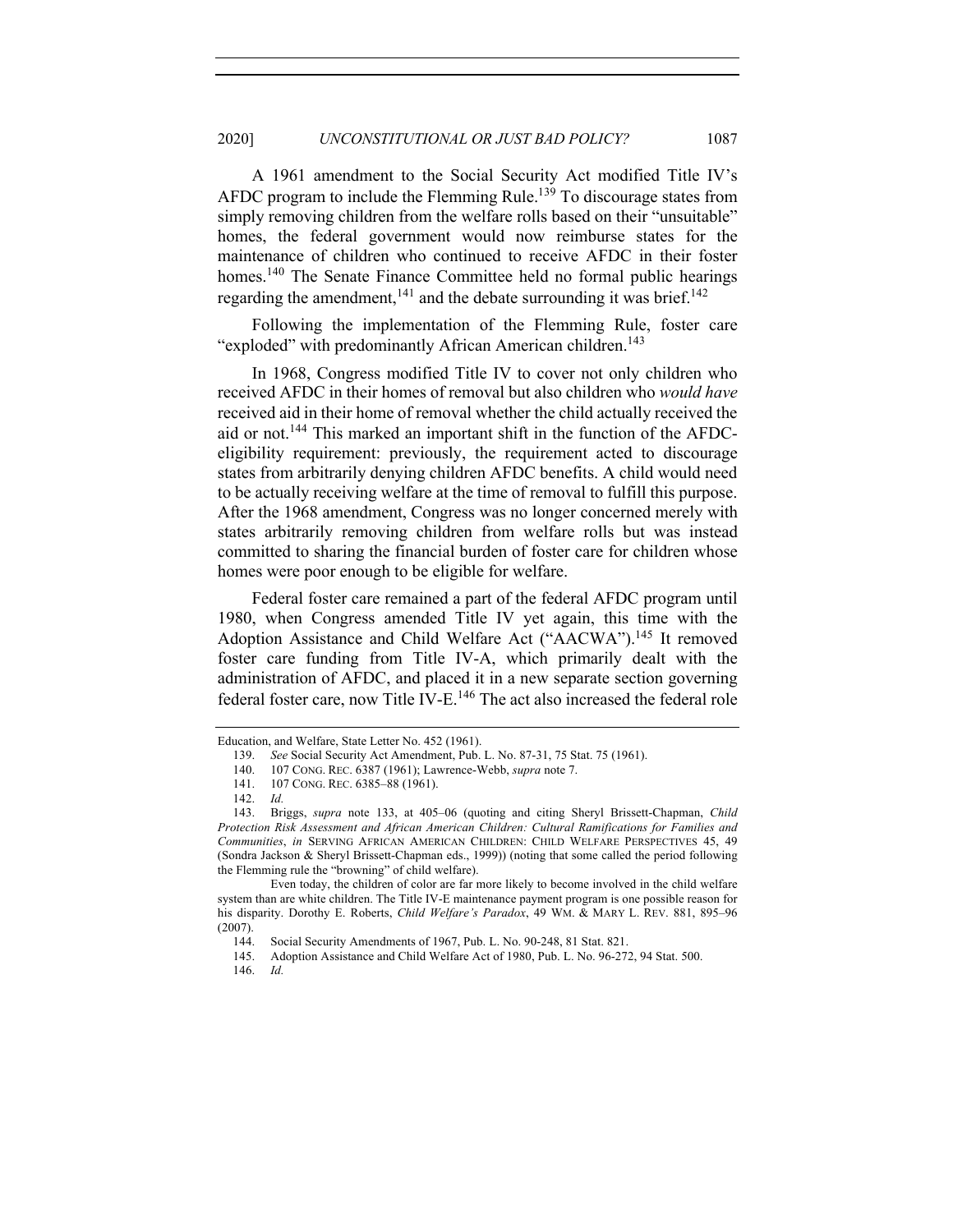A 1961 amendment to the Social Security Act modified Title IV's AFDC program to include the Flemming Rule.[139] To discourage states from simply removing children from the welfare rolls based on their "unsuitable" homes, the federal government would now reimburse states for the maintenance of children who continued to receive AFDC in their foster homes.[140] The Senate Finance Committee held no formal public hearings regarding the amendment,[141] and the debate surrounding it was brief.[142]

Following the implementation of the Flemming Rule, foster care "exploded" with predominantly African American children.[143]

In 1968, Congress modified Title IV to cover not only children who received AFDC in their homes of removal but also children who *would have* received aid in their home of removal whether the child actually received the aid or not.[144] This marked an important shift in the function of the AFDC-eligibility requirement: previously, the requirement acted to discourage states from arbitrarily denying children AFDC benefits. A child would need to be actually receiving welfare at the time of removal to fulfill this purpose. After the 1968 amendment, Congress was no longer concerned merely with states arbitrarily removing children from welfare rolls but was instead committed to sharing the financial burden of foster care for children whose homes were poor enough to be eligible for welfare.

Federal foster care remained a part of the federal AFDC program until 1980, when Congress amended Title IV yet again, this time with the Adoption Assistance and Child Welfare Act ("AACWA").[145] It removed foster care funding from Title IV-A, which primarily dealt with the administration of AFDC, and placed it in a new separate section governing federal foster care, now Title IV-E.[146] The act also increased the federal role

---

Education, and Welfare, State Letter No. 452 (1961).

139. *See* Social Security Act Amendment, Pub. L. No. 87-31, 75 Stat. 75 (1961).

140. 107 CONG. REC. 6387 (1961); Lawrence-Webb, *supra* note 7.

141. 107 CONG. REC. 6385–88 (1961).

142. *Id.*

143. Briggs, *supra* note 133, at 405–06 (quoting and citing Sheryl Brissett-Chapman, *Child Protection Risk Assessment and African American Children: Cultural Ramifications for Families and Communities*, *in* SERVING AFRICAN AMERICAN CHILDREN: CHILD WELFARE PERSPECTIVES 45, 49 (Sondra Jackson & Sheryl Brissett-Chapman eds., 1999)) (noting that some called the period following the Flemming rule the "browning" of child welfare).

Even today, the children of color are far more likely to become involved in the child welfare system than are white children. The Title IV-E maintenance payment program is one possible reason for his disparity. Dorothy E. Roberts, *Child Welfare's Paradox*, 49 WM. & MARY L. REV. 881, 895–96 (2007).

144. Social Security Amendments of 1967, Pub. L. No. 90-248, 81 Stat. 821.

145. Adoption Assistance and Child Welfare Act of 1980, Pub. L. No. 96-272, 94 Stat. 500.

146. *Id.*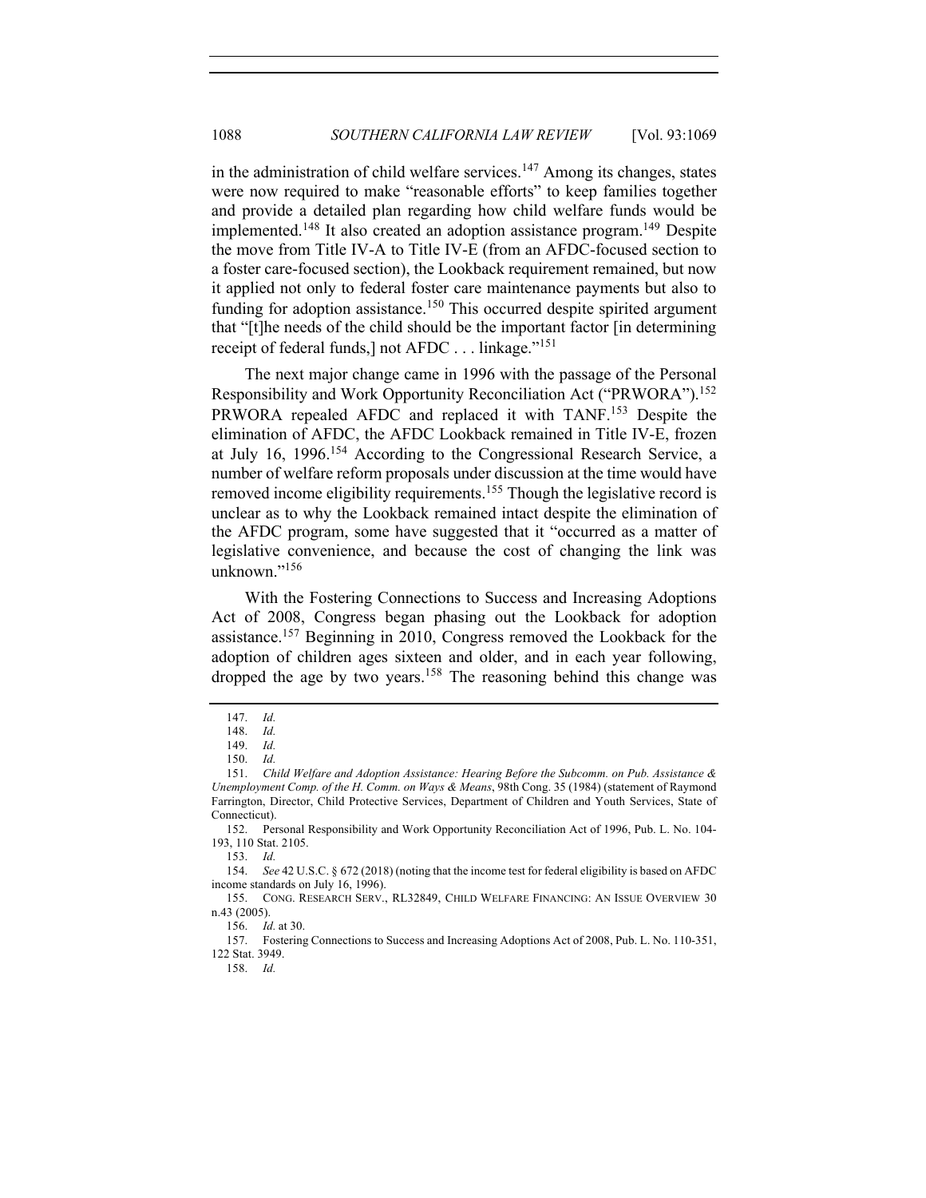in the administration of child welfare services.[147] Among its changes, states were now required to make "reasonable efforts" to keep families together and provide a detailed plan regarding how child welfare funds would be implemented.[148] It also created an adoption assistance program.[149] Despite the move from Title IV-A to Title IV-E (from an AFDC-focused section to a foster care-focused section), the Lookback requirement remained, but now it applied not only to federal foster care maintenance payments but also to funding for adoption assistance.[150] This occurred despite spirited argument that "[t]he needs of the child should be the important factor [in determining receipt of federal funds,] not AFDC . . . linkage."[151]

The next major change came in 1996 with the passage of the Personal Responsibility and Work Opportunity Reconciliation Act ("PRWORA").[152] PRWORA repealed AFDC and replaced it with TANF.[153] Despite the elimination of AFDC, the AFDC Lookback remained in Title IV-E, frozen at July 16, 1996.[154] According to the Congressional Research Service, a number of welfare reform proposals under discussion at the time would have removed income eligibility requirements.[155] Though the legislative record is unclear as to why the Lookback remained intact despite the elimination of the AFDC program, some have suggested that it "occurred as a matter of legislative convenience, and because the cost of changing the link was unknown."[156]

With the Fostering Connections to Success and Increasing Adoptions Act of 2008, Congress began phasing out the Lookback for adoption assistance.[157] Beginning in 2010, Congress removed the Lookback for the adoption of children ages sixteen and older, and in each year following, dropped the age by two years.[158] The reasoning behind this change was

---

147. *Id.*

148. *Id.*

149. *Id.*

150. *Id.*

151. *Child Welfare and Adoption Assistance: Hearing Before the Subcomm. on Pub. Assistance & Unemployment Comp. of the H. Comm. on Ways & Means*, 98th Cong. 35 (1984) (statement of Raymond Farrington, Director, Child Protective Services, Department of Children and Youth Services, State of Connecticut).

152. Personal Responsibility and Work Opportunity Reconciliation Act of 1996, Pub. L. No. 104-193, 110 Stat. 2105.

153. *Id.*

154. *See* 42 U.S.C. § 672 (2018) (noting that the income test for federal eligibility is based on AFDC income standards on July 16, 1996).

155. CONG. RESEARCH SERV., RL32849, CHILD WELFARE FINANCING: AN ISSUE OVERVIEW 30 n.43 (2005).

156. *Id.* at 30.

157. Fostering Connections to Success and Increasing Adoptions Act of 2008, Pub. L. No. 110-351, 122 Stat. 3949.

158. *Id.*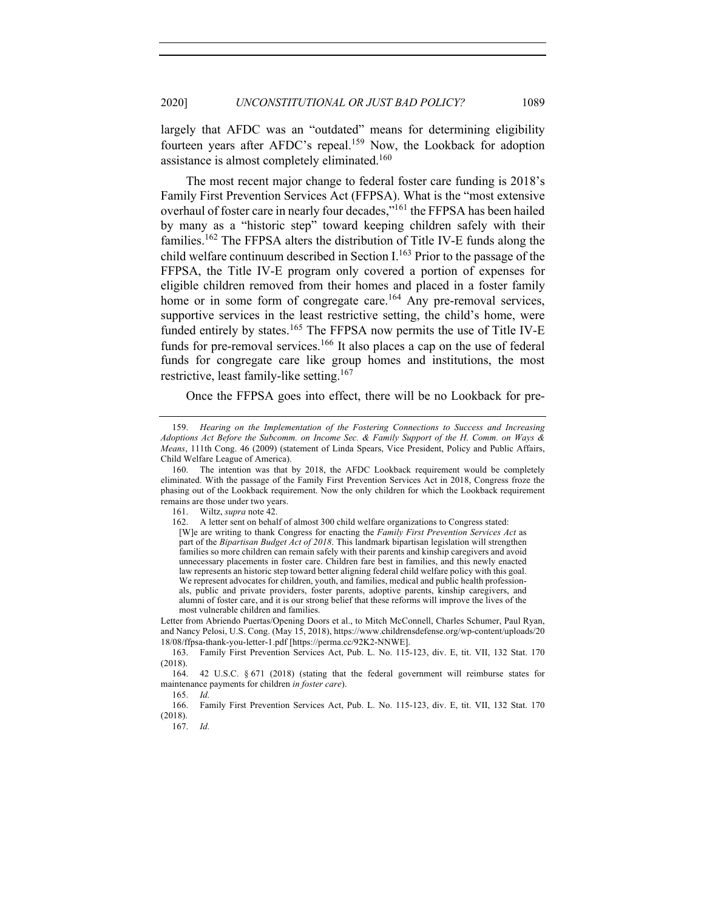largely that AFDC was an "outdated" means for determining eligibility fourteen years after AFDC's repeal.[159] Now, the Lookback for adoption assistance is almost completely eliminated.[160]

The most recent major change to federal foster care funding is 2018's Family First Prevention Services Act (FFPSA). What is the "most extensive overhaul of foster care in nearly four decades,"[161] the FFPSA has been hailed by many as a "historic step" toward keeping children safely with their families.[162] The FFPSA alters the distribution of Title IV-E funds along the child welfare continuum described in Section I.[163] Prior to the passage of the FFPSA, the Title IV-E program only covered a portion of expenses for eligible children removed from their homes and placed in a foster family home or in some form of congregate care.[164] Any pre-removal services, supportive services in the least restrictive setting, the child's home, were funded entirely by states.[165] The FFPSA now permits the use of Title IV-E funds for pre-removal services.[166] It also places a cap on the use of federal funds for congregate care like group homes and institutions, the most restrictive, least family-like setting.[167]

Once the FFPSA goes into effect, there will be no Lookback for pre-

---

159. *Hearing on the Implementation of the Fostering Connections to Success and Increasing Adoptions Act Before the Subcomm. on Income Sec. & Family Support of the H. Comm. on Ways & Means*, 111th Cong. 46 (2009) (statement of Linda Spears, Vice President, Policy and Public Affairs, Child Welfare League of America).

160. The intention was that by 2018, the AFDC Lookback requirement would be completely eliminated. With the passage of the Family First Prevention Services Act in 2018, Congress froze the phasing out of the Lookback requirement. Now the only children for which the Lookback requirement remains are those under two years.

161. Wiltz, *supra* note 42.

162. A letter sent on behalf of almost 300 child welfare organizations to Congress stated:

> [W]e are writing to thank Congress for enacting the *Family First Prevention Services Act* as part of the *Bipartisan Budget Act of 2018*. This landmark bipartisan legislation will strengthen families so more children can remain safely with their parents and kinship caregivers and avoid unnecessary placements in foster care. Children fare best in families, and this newly enacted law represents an historic step toward better aligning federal child welfare policy with this goal. We represent advocates for children, youth, and families, medical and public health professionals, public and private providers, foster parents, adoptive parents, kinship caregivers, and alumni of foster care, and it is our strong belief that these reforms will improve the lives of the most vulnerable children and families.

Letter from Abriendo Puertas/Opening Doors et al., to Mitch McConnell, Charles Schumer, Paul Ryan, and Nancy Pelosi, U.S. Cong. (May 15, 2018), https://www.childrensdefense.org/wp-content/uploads/2018/08/ffpsa-thank-you-letter-1.pdf [https://perma.cc/92K2-NNWE].

163. Family First Prevention Services Act, Pub. L. No. 115-123, div. E, tit. VII, 132 Stat. 170 (2018).

164. 42 U.S.C. § 671 (2018) (stating that the federal government will reimburse states for maintenance payments for children *in foster care*).

165. *Id.*

166. Family First Prevention Services Act, Pub. L. No. 115-123, div. E, tit. VII, 132 Stat. 170 (2018).

167. *Id.*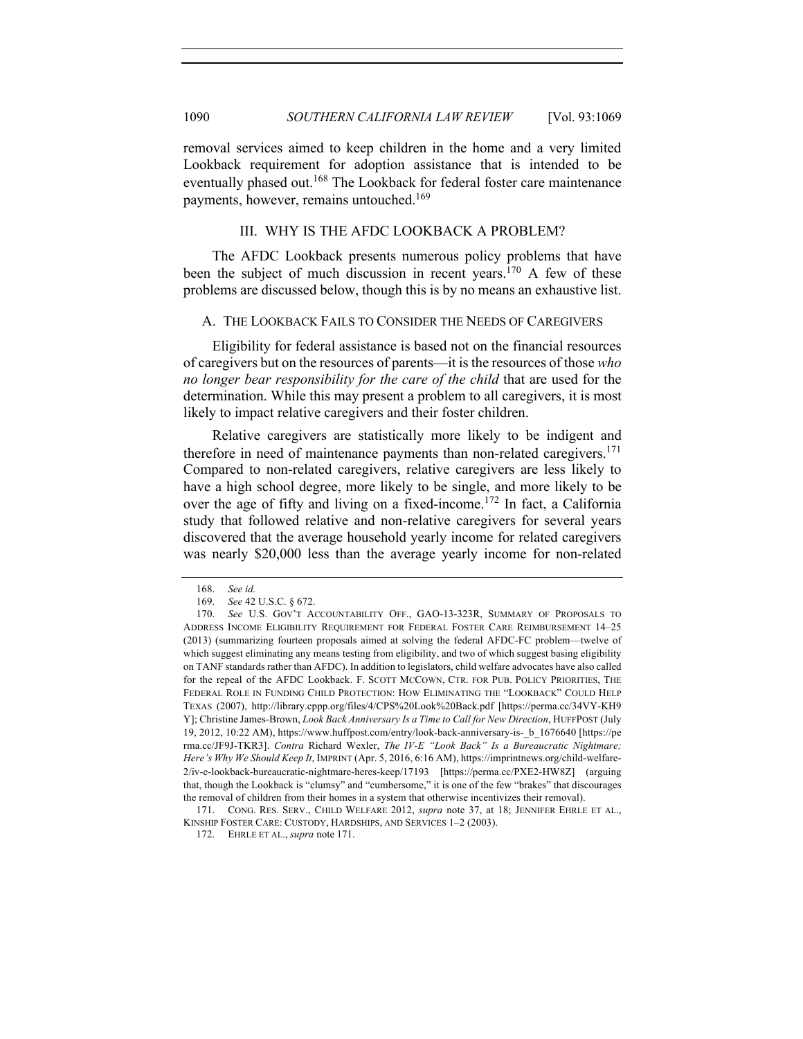removal services aimed to keep children in the home and a very limited Lookback requirement for adoption assistance that is intended to be eventually phased out.[168] The Lookback for federal foster care maintenance payments, however, remains untouched.[169]

## III. WHY IS THE AFDC LOOKBACK A PROBLEM?

The AFDC Lookback presents numerous policy problems that have been the subject of much discussion in recent years.[170] A few of these problems are discussed below, though this is by no means an exhaustive list.

### A. THE LOOKBACK FAILS TO CONSIDER THE NEEDS OF CAREGIVERS

Eligibility for federal assistance is based not on the financial resources of caregivers but on the resources of parents—it is the resources of those *who no longer bear responsibility for the care of the child* that are used for the determination. While this may present a problem to all caregivers, it is most likely to impact relative caregivers and their foster children.

Relative caregivers are statistically more likely to be indigent and therefore in need of maintenance payments than non-related caregivers.[171] Compared to non-related caregivers, relative caregivers are less likely to have a high school degree, more likely to be single, and more likely to be over the age of fifty and living on a fixed-income.[172] In fact, a California study that followed relative and non-relative caregivers for several years discovered that the average household yearly income for related caregivers was nearly $20,000 less than the average yearly income for non-related

---

168. *See id.*

169. *See* 42 U.S.C. § 672.

170. *See* U.S. GOV'T ACCOUNTABILITY OFF., GAO-13-323R, SUMMARY OF PROPOSALS TO ADDRESS INCOME ELIGIBILITY REQUIREMENT FOR FEDERAL FOSTER CARE REIMBURSEMENT 14–25 (2013) (summarizing fourteen proposals aimed at solving the federal AFDC-FC problem—twelve of which suggest eliminating any means testing from eligibility, and two of which suggest basing eligibility on TANF standards rather than AFDC). In addition to legislators, child welfare advocates have also called for the repeal of the AFDC Lookback. F. SCOTT MCCOWN, CTR. FOR PUB. POLICY PRIORITIES, THE FEDERAL ROLE IN FUNDING CHILD PROTECTION: HOW ELIMINATING THE "LOOKBACK" COULD HELP TEXAS (2007), http://library.cppp.org/files/4/CPS%20Look%20Back.pdf [https://perma.cc/34VY-KH9Y]; Christine James-Brown, *Look Back Anniversary Is a Time to Call for New Direction*, HUFFPOST (July 19, 2012, 10:22 AM), https://www.huffpost.com/entry/look-back-anniversary-is-_b_1676640 [https://perma.cc/JF9J-TKR3]. *Contra* Richard Wexler, *The IV-E "Look Back" Is a Bureaucratic Nightmare; Here's Why We Should Keep It*, IMPRINT (Apr. 5, 2016, 6:16 AM), https://imprintnews.org/child-welfare-2/iv-e-lookback-bureaucratic-nightmare-heres-keep/17193 [https://perma.cc/PXE2-HW8Z] (arguing that, though the Lookback is "clumsy" and "cumbersome," it is one of the few "brakes" that discourages the removal of children from their homes in a system that otherwise incentivizes their removal).

171. CONG. RES. SERV., CHILD WELFARE 2012, *supra* note 37, at 18; JENNIFER EHRLE ET AL., KINSHIP FOSTER CARE: CUSTODY, HARDSHIPS, AND SERVICES 1–2 (2003).

172. EHRLE ET AL., *supra* note 171.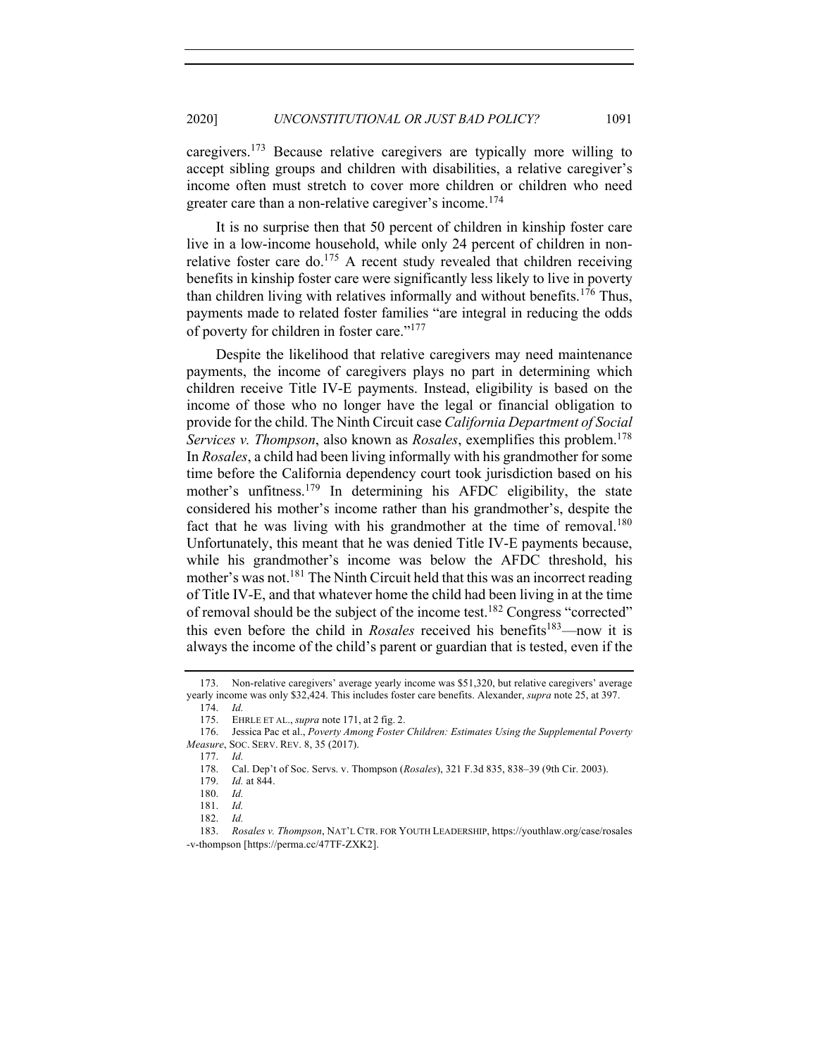caregivers.[173] Because relative caregivers are typically more willing to accept sibling groups and children with disabilities, a relative caregiver's income often must stretch to cover more children or children who need greater care than a non-relative caregiver's income.[174]

It is no surprise then that 50 percent of children in kinship foster care live in a low-income household, while only 24 percent of children in non-relative foster care do.[175] A recent study revealed that children receiving benefits in kinship foster care were significantly less likely to live in poverty than children living with relatives informally and without benefits.[176] Thus, payments made to related foster families "are integral in reducing the odds of poverty for children in foster care."[177]

Despite the likelihood that relative caregivers may need maintenance payments, the income of caregivers plays no part in determining which children receive Title IV-E payments. Instead, eligibility is based on the income of those who no longer have the legal or financial obligation to provide for the child. The Ninth Circuit case *California Department of Social Services v. Thompson*, also known as *Rosales*, exemplifies this problem.[178] In *Rosales*, a child had been living informally with his grandmother for some time before the California dependency court took jurisdiction based on his mother's unfitness.[179] In determining his AFDC eligibility, the state considered his mother's income rather than his grandmother's, despite the fact that he was living with his grandmother at the time of removal.[180] Unfortunately, this meant that he was denied Title IV-E payments because, while his grandmother's income was below the AFDC threshold, his mother's was not.[181] The Ninth Circuit held that this was an incorrect reading of Title IV-E, and that whatever home the child had been living in at the time of removal should be the subject of the income test.[182] Congress "corrected" this even before the child in *Rosales* received his benefits[183]—now it is always the income of the child's parent or guardian that is tested, even if the

---

173. Non-relative caregivers' average yearly income was $51,320, but relative caregivers' average yearly income was only $32,424. This includes foster care benefits. Alexander, *supra* note 25, at 397.

174. *Id.*

175. EHRLE ET AL., *supra* note 171, at 2 fig. 2.

176. Jessica Pac et al., *Poverty Among Foster Children: Estimates Using the Supplemental Poverty Measure*, SOC. SERV. REV. 8, 35 (2017).

177. *Id.*

178. Cal. Dep't of Soc. Servs. v. Thompson (*Rosales*), 321 F.3d 835, 838–39 (9th Cir. 2003).

179. *Id.* at 844.

180. *Id.*

181. *Id.*

182. *Id.*

183. *Rosales v. Thompson*, NAT'L CTR. FOR YOUTH LEADERSHIP, https://youthlaw.org/case/rosales-v-thompson [https://perma.cc/47TF-ZXK2].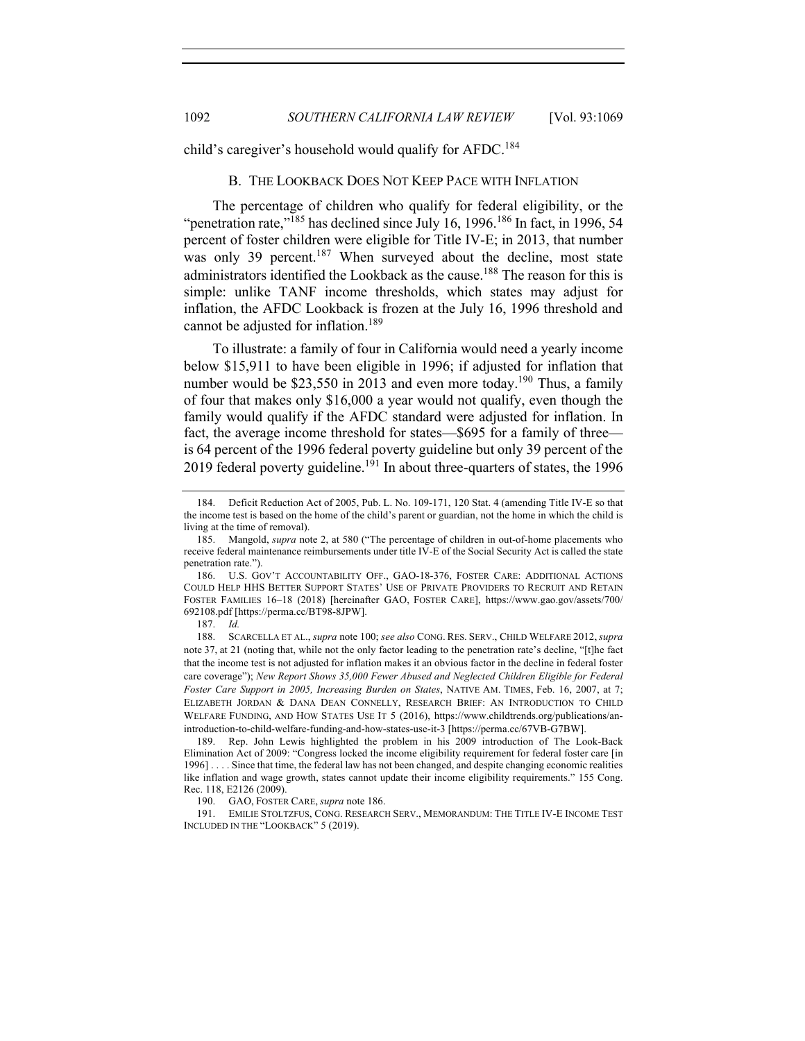child's caregiver's household would qualify for AFDC.[184]

### B. THE LOOKBACK DOES NOT KEEP PACE WITH INFLATION

The percentage of children who qualify for federal eligibility, or the "penetration rate,"[185] has declined since July 16, 1996.[186] In fact, in 1996, 54 percent of foster children were eligible for Title IV-E; in 2013, that number was only 39 percent.[187] When surveyed about the decline, most state administrators identified the Lookback as the cause.[188] The reason for this is simple: unlike TANF income thresholds, which states may adjust for inflation, the AFDC Lookback is frozen at the July 16, 1996 threshold and cannot be adjusted for inflation.[189]

To illustrate: a family of four in California would need a yearly income below $15,911 to have been eligible in 1996; if adjusted for inflation that number would be $23,550 in 2013 and even more today.[190] Thus, a family of four that makes only $16,000 a year would not qualify, even though the family would qualify if the AFDC standard were adjusted for inflation. In fact, the average income threshold for states—$695 for a family of three—is 64 percent of the 1996 federal poverty guideline but only 39 percent of the 2019 federal poverty guideline.[191] In about three-quarters of states, the 1996

---

184. Deficit Reduction Act of 2005, Pub. L. No. 109-171, 120 Stat. 4 (amending Title IV-E so that the income test is based on the home of the child's parent or guardian, not the home in which the child is living at the time of removal).

185. Mangold, *supra* note 2, at 580 ("The percentage of children in out-of-home placements who receive federal maintenance reimbursements under title IV-E of the Social Security Act is called the state penetration rate.").

186. U.S. GOV'T ACCOUNTABILITY OFF., GAO-18-376, FOSTER CARE: ADDITIONAL ACTIONS COULD HELP HHS BETTER SUPPORT STATES' USE OF PRIVATE PROVIDERS TO RECRUIT AND RETAIN FOSTER FAMILIES 16–18 (2018) [hereinafter GAO, FOSTER CARE], https://www.gao.gov/assets/700/692108.pdf [https://perma.cc/BT98-8JPW].

187. *Id.*

188. SCARCELLA ET AL., *supra* note 100; *see also* CONG. RES. SERV., CHILD WELFARE 2012, *supra* note 37, at 21 (noting that, while not the only factor leading to the penetration rate's decline, "[t]he fact that the income test is not adjusted for inflation makes it an obvious factor in the decline in federal foster care coverage"); *New Report Shows 35,000 Fewer Abused and Neglected Children Eligible for Federal Foster Care Support in 2005, Increasing Burden on States*, NATIVE AM. TIMES, Feb. 16, 2007, at 7; ELIZABETH JORDAN & DANA DEAN CONNELLY, RESEARCH BRIEF: AN INTRODUCTION TO CHILD WELFARE FUNDING, AND HOW STATES USE IT 5 (2016), https://www.childtrends.org/publications/an-introduction-to-child-welfare-funding-and-how-states-use-it-3 [https://perma.cc/67VB-G7BW].

189. Rep. John Lewis highlighted the problem in his 2009 introduction of The Look-Back Elimination Act of 2009: "Congress locked the income eligibility requirement for federal foster care [in 1996] . . . . Since that time, the federal law has not been changed, and despite changing economic realities like inflation and wage growth, states cannot update their income eligibility requirements." 155 Cong. Rec. 118, E2126 (2009).

190. GAO, FOSTER CARE, *supra* note 186.

191. EMILIE STOLTZFUS, CONG. RESEARCH SERV., MEMORANDUM: THE TITLE IV-E INCOME TEST INCLUDED IN THE "LOOKBACK" 5 (2019).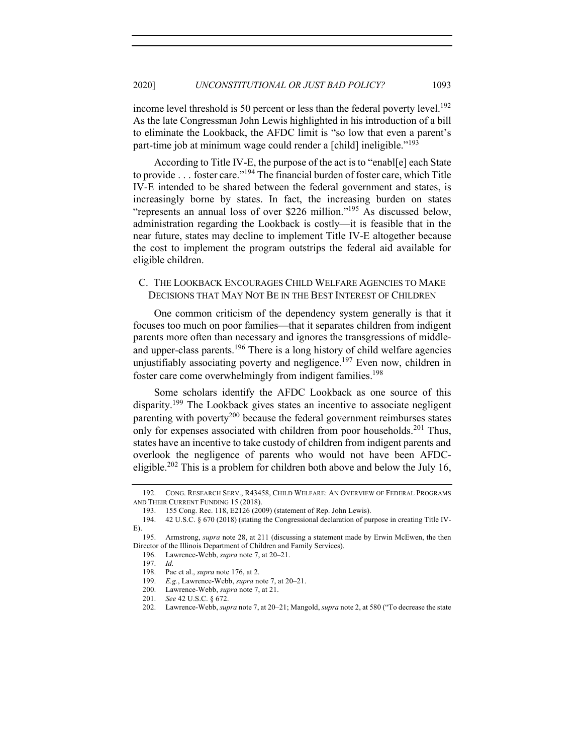income level threshold is 50 percent or less than the federal poverty level.[192] As the late Congressman John Lewis highlighted in his introduction of a bill to eliminate the Lookback, the AFDC limit is "so low that even a parent's part-time job at minimum wage could render a [child] ineligible."[193]

According to Title IV-E, the purpose of the act is to "enabl[e] each State to provide . . . foster care."[194] The financial burden of foster care, which Title IV-E intended to be shared between the federal government and states, is increasingly borne by states. In fact, the increasing burden on states "represents an annual loss of over $226 million."[195] As discussed below, administration regarding the Lookback is costly—it is feasible that in the near future, states may decline to implement Title IV-E altogether because the cost to implement the program outstrips the federal aid available for eligible children.

### C. The Lookback Encourages Child Welfare Agencies to Make Decisions that May Not Be in the Best Interest of Children

One common criticism of the dependency system generally is that it focuses too much on poor families—that it separates children from indigent parents more often than necessary and ignores the transgressions of middle- and upper-class parents.[196] There is a long history of child welfare agencies unjustifiably associating poverty and negligence.[197] Even now, children in foster care come overwhelmingly from indigent families.[198]

Some scholars identify the AFDC Lookback as one source of this disparity.[199] The Lookback gives states an incentive to associate negligent parenting with poverty[200] because the federal government reimburses states only for expenses associated with children from poor households.[201] Thus, states have an incentive to take custody of children from indigent parents and overlook the negligence of parents who would not have been AFDC-eligible.[202] This is a problem for children both above and below the July 16,

---

192. Cong. Research Serv., R43458, Child Welfare: An Overview of Federal Programs and Their Current Funding 15 (2018).

193. 155 Cong. Rec. 118, E2126 (2009) (statement of Rep. John Lewis).

194. 42 U.S.C. § 670 (2018) (stating the Congressional declaration of purpose in creating Title IV-E).

195. Armstrong, *supra* note 28, at 211 (discussing a statement made by Erwin McEwen, the then Director of the Illinois Department of Children and Family Services).

196. Lawrence-Webb, *supra* note 7, at 20–21.

197. *Id.*

198. Pac et al., *supra* note 176, at 2.

199. *E.g.*, Lawrence-Webb, *supra* note 7, at 20–21.

200. Lawrence-Webb, *supra* note 7, at 21.

201. *See* 42 U.S.C. § 672.

202. Lawrence-Webb, *supra* note 7, at 20–21; Mangold, *supra* note 2, at 580 ("To decrease the state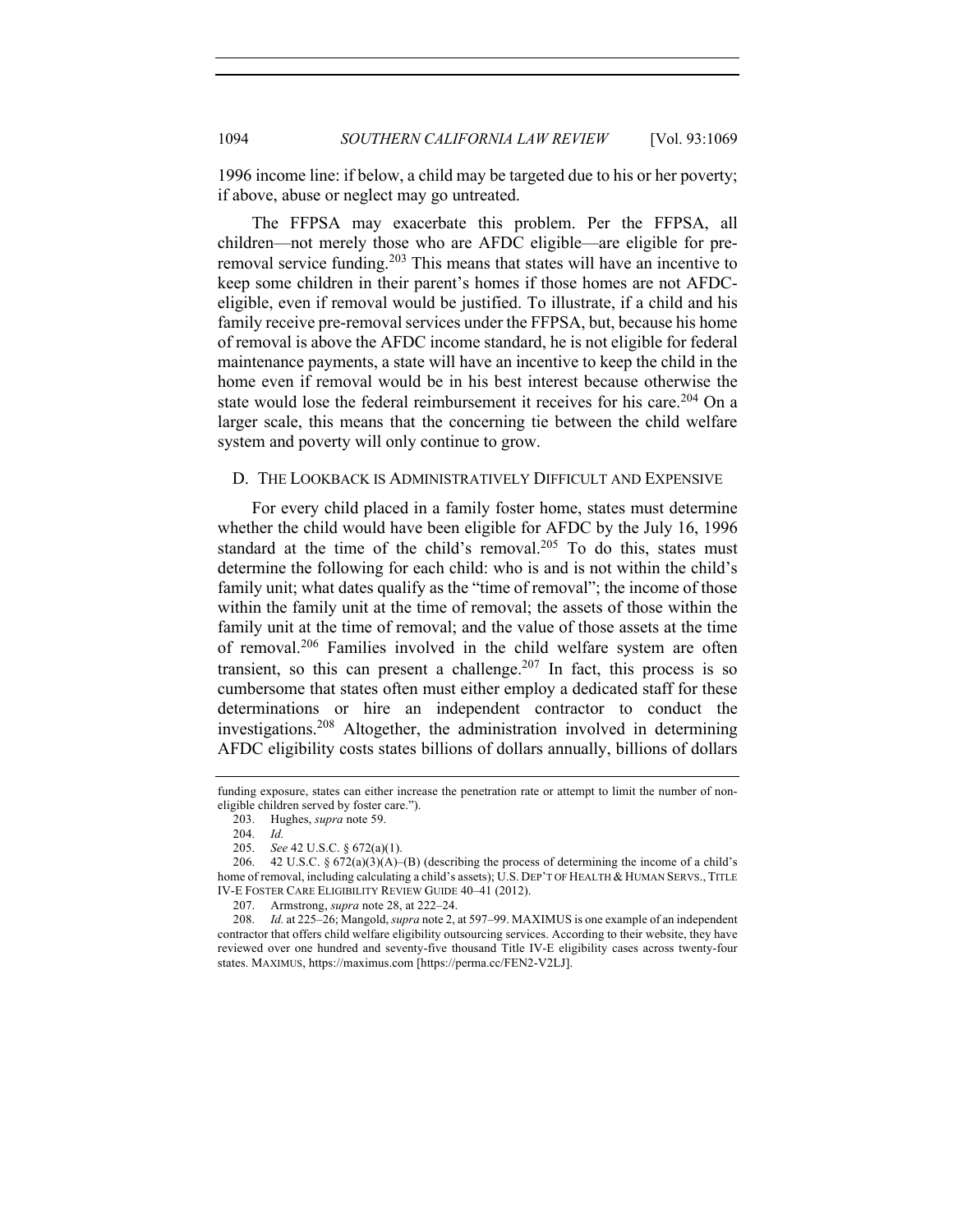1996 income line: if below, a child may be targeted due to his or her poverty; if above, abuse or neglect may go untreated.

The FFPSA may exacerbate this problem. Per the FFPSA, all children—not merely those who are AFDC eligible—are eligible for pre-removal service funding.[203] This means that states will have an incentive to keep some children in their parent's homes if those homes are not AFDC-eligible, even if removal would be justified. To illustrate, if a child and his family receive pre-removal services under the FFPSA, but, because his home of removal is above the AFDC income standard, he is not eligible for federal maintenance payments, a state will have an incentive to keep the child in the home even if removal would be in his best interest because otherwise the state would lose the federal reimbursement it receives for his care.[204] On a larger scale, this means that the concerning tie between the child welfare system and poverty will only continue to grow.

### D. THE LOOKBACK IS ADMINISTRATIVELY DIFFICULT AND EXPENSIVE

For every child placed in a family foster home, states must determine whether the child would have been eligible for AFDC by the July 16, 1996 standard at the time of the child's removal.[205] To do this, states must determine the following for each child: who is and is not within the child's family unit; what dates qualify as the "time of removal"; the income of those within the family unit at the time of removal; the assets of those within the family unit at the time of removal; and the value of those assets at the time of removal.[206] Families involved in the child welfare system are often transient, so this can present a challenge.[207] In fact, this process is so cumbersome that states often must either employ a dedicated staff for these determinations or hire an independent contractor to conduct the investigations.[208] Altogether, the administration involved in determining AFDC eligibility costs states billions of dollars annually, billions of dollars

---

funding exposure, states can either increase the penetration rate or attempt to limit the number of non-eligible children served by foster care.").

203. Hughes, *supra* note 59.

204. *Id.*

205. *See* 42 U.S.C. § 672(a)(1).

206. 42 U.S.C. § 672(a)(3)(A)–(B) (describing the process of determining the income of a child's home of removal, including calculating a child's assets); U.S. DEP'T OF HEALTH & HUMAN SERVS., TITLE IV-E FOSTER CARE ELIGIBILITY REVIEW GUIDE 40–41 (2012).

207. Armstrong, *supra* note 28, at 222–24.

208. *Id.* at 225–26; Mangold, *supra* note 2, at 597–99. MAXIMUS is one example of an independent contractor that offers child welfare eligibility outsourcing services. According to their website, they have reviewed over one hundred and seventy-five thousand Title IV-E eligibility cases across twenty-four states. MAXIMUS, https://maximus.com [https://perma.cc/FEN2-V2LJ].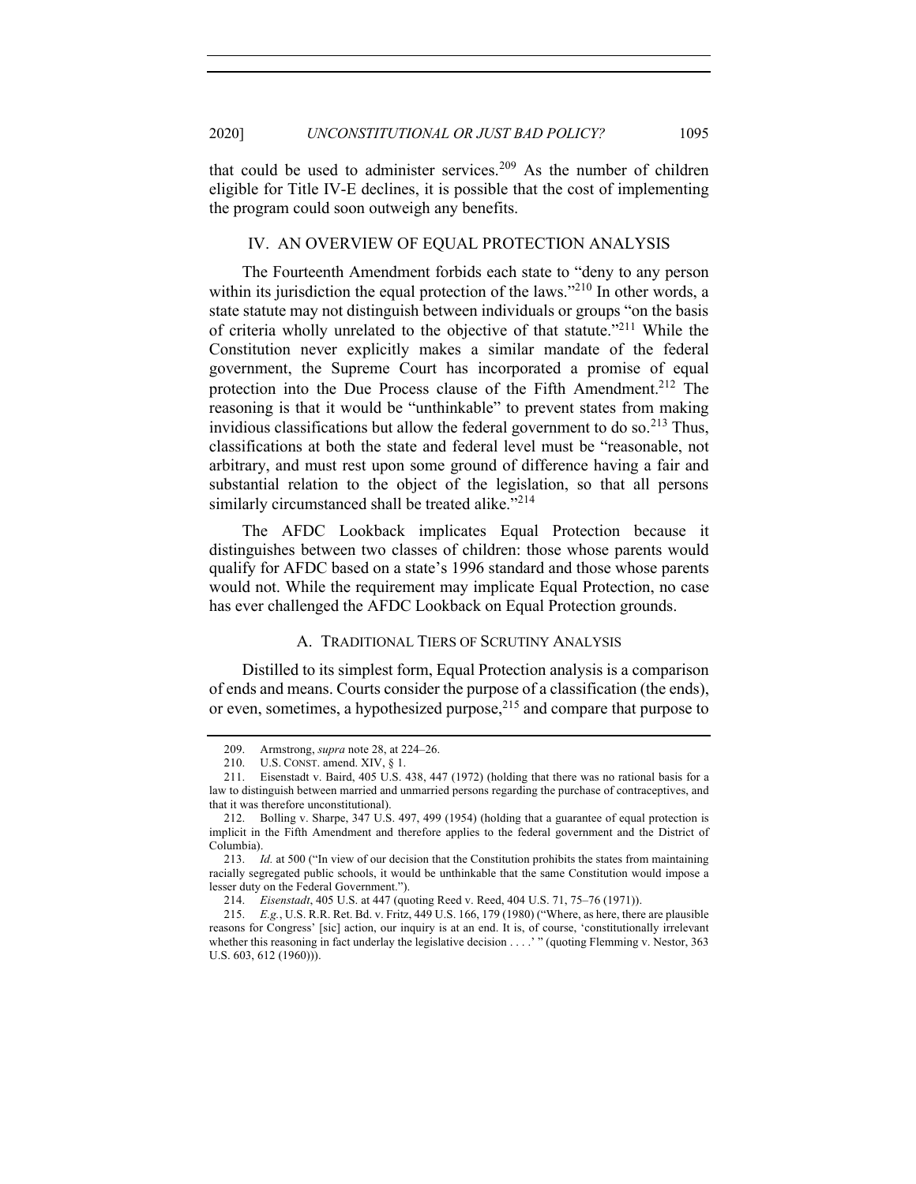that could be used to administer services.[209] As the number of children eligible for Title IV-E declines, it is possible that the cost of implementing the program could soon outweigh any benefits.

## IV. AN OVERVIEW OF EQUAL PROTECTION ANALYSIS

The Fourteenth Amendment forbids each state to "deny to any person within its jurisdiction the equal protection of the laws."[210] In other words, a state statute may not distinguish between individuals or groups "on the basis of criteria wholly unrelated to the objective of that statute."[211] While the Constitution never explicitly makes a similar mandate of the federal government, the Supreme Court has incorporated a promise of equal protection into the Due Process clause of the Fifth Amendment.[212] The reasoning is that it would be "unthinkable" to prevent states from making invidious classifications but allow the federal government to do so.[213] Thus, classifications at both the state and federal level must be "reasonable, not arbitrary, and must rest upon some ground of difference having a fair and substantial relation to the object of the legislation, so that all persons similarly circumstanced shall be treated alike."[214]

The AFDC Lookback implicates Equal Protection because it distinguishes between two classes of children: those whose parents would qualify for AFDC based on a state's 1996 standard and those whose parents would not. While the requirement may implicate Equal Protection, no case has ever challenged the AFDC Lookback on Equal Protection grounds.

### A. TRADITIONAL TIERS OF SCRUTINY ANALYSIS

Distilled to its simplest form, Equal Protection analysis is a comparison of ends and means. Courts consider the purpose of a classification (the ends), or even, sometimes, a hypothesized purpose,[215] and compare that purpose to

---

209. Armstrong, *supra* note 28, at 224–26.

210. U.S. CONST. amend. XIV, § 1.

211. Eisenstadt v. Baird, 405 U.S. 438, 447 (1972) (holding that there was no rational basis for a law to distinguish between married and unmarried persons regarding the purchase of contraceptives, and that it was therefore unconstitutional).

212. Bolling v. Sharpe, 347 U.S. 497, 499 (1954) (holding that a guarantee of equal protection is implicit in the Fifth Amendment and therefore applies to the federal government and the District of Columbia).

213. *Id.* at 500 ("In view of our decision that the Constitution prohibits the states from maintaining racially segregated public schools, it would be unthinkable that the same Constitution would impose a lesser duty on the Federal Government.").

214. *Eisenstadt*, 405 U.S. at 447 (quoting Reed v. Reed, 404 U.S. 71, 75–76 (1971)).

215. *E.g.*, U.S. R.R. Ret. Bd. v. Fritz, 449 U.S. 166, 179 (1980) ("Where, as here, there are plausible reasons for Congress' [sic] action, our inquiry is at an end. It is, of course, 'constitutionally irrelevant whether this reasoning in fact underlay the legislative decision . . . .' " (quoting Flemming v. Nestor, 363 U.S. 603, 612 (1960))).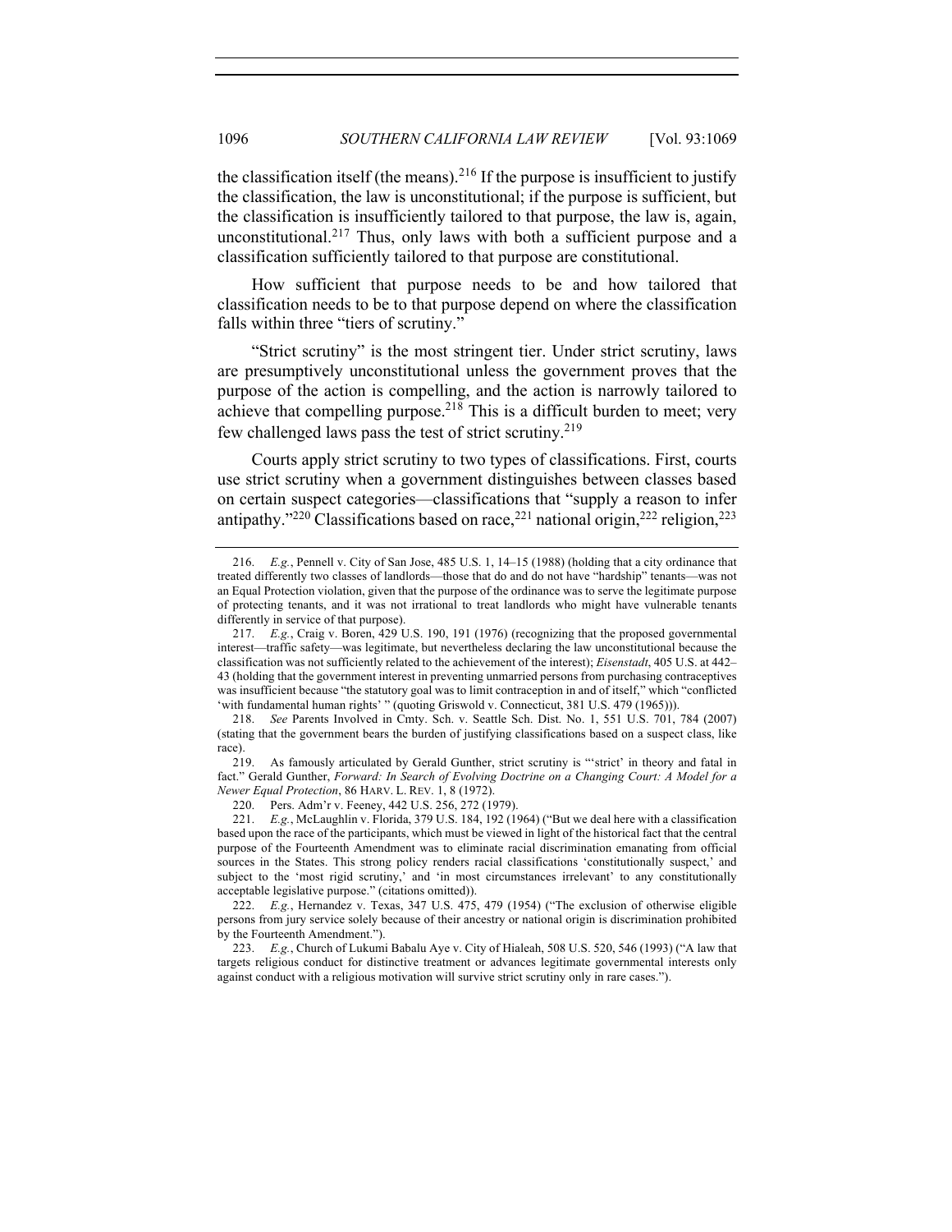the classification itself (the means).[216] If the purpose is insufficient to justify the classification, the law is unconstitutional; if the purpose is sufficient, but the classification is insufficiently tailored to that purpose, the law is, again, unconstitutional.[217] Thus, only laws with both a sufficient purpose and a classification sufficiently tailored to that purpose are constitutional.

How sufficient that purpose needs to be and how tailored that classification needs to be to that purpose depend on where the classification falls within three "tiers of scrutiny."

"Strict scrutiny" is the most stringent tier. Under strict scrutiny, laws are presumptively unconstitutional unless the government proves that the purpose of the action is compelling, and the action is narrowly tailored to achieve that compelling purpose.[218] This is a difficult burden to meet; very few challenged laws pass the test of strict scrutiny.[219]

Courts apply strict scrutiny to two types of classifications. First, courts use strict scrutiny when a government distinguishes between classes based on certain suspect categories—classifications that "supply a reason to infer antipathy."[220] Classifications based on race,[221] national origin,[222] religion,[223]

---

216. *E.g.*, Pennell v. City of San Jose, 485 U.S. 1, 14–15 (1988) (holding that a city ordinance that treated differently two classes of landlords—those that do and do not have "hardship" tenants—was not an Equal Protection violation, given that the purpose of the ordinance was to serve the legitimate purpose of protecting tenants, and it was not irrational to treat landlords who might have vulnerable tenants differently in service of that purpose).

217. *E.g.*, Craig v. Boren, 429 U.S. 190, 191 (1976) (recognizing that the proposed governmental interest—traffic safety—was legitimate, but nevertheless declaring the law unconstitutional because the classification was not sufficiently related to the achievement of the interest); *Eisenstadt*, 405 U.S. at 442–43 (holding that the government interest in preventing unmarried persons from purchasing contraceptives was insufficient because "the statutory goal was to limit contraception in and of itself," which "conflicted 'with fundamental human rights' " (quoting Griswold v. Connecticut, 381 U.S. 479 (1965))).

218. *See* Parents Involved in Cmty. Sch. v. Seattle Sch. Dist. No. 1, 551 U.S. 701, 784 (2007) (stating that the government bears the burden of justifying classifications based on a suspect class, like race).

219. As famously articulated by Gerald Gunther, strict scrutiny is "'strict' in theory and fatal in fact." Gerald Gunther, *Forward: In Search of Evolving Doctrine on a Changing Court: A Model for a Newer Equal Protection*, 86 HARV. L. REV. 1, 8 (1972).

220. Pers. Adm'r v. Feeney, 442 U.S. 256, 272 (1979).

221. *E.g.*, McLaughlin v. Florida, 379 U.S. 184, 192 (1964) ("But we deal here with a classification based upon the race of the participants, which must be viewed in light of the historical fact that the central purpose of the Fourteenth Amendment was to eliminate racial discrimination emanating from official sources in the States. This strong policy renders racial classifications 'constitutionally suspect,' and subject to the 'most rigid scrutiny,' and 'in most circumstances irrelevant' to any constitutionally acceptable legislative purpose." (citations omitted)).

222. *E.g.*, Hernandez v. Texas, 347 U.S. 475, 479 (1954) ("The exclusion of otherwise eligible persons from jury service solely because of their ancestry or national origin is discrimination prohibited by the Fourteenth Amendment.").

223. *E.g.*, Church of Lukumi Babalu Aye v. City of Hialeah, 508 U.S. 520, 546 (1993) ("A law that targets religious conduct for distinctive treatment or advances legitimate governmental interests only against conduct with a religious motivation will survive strict scrutiny only in rare cases.").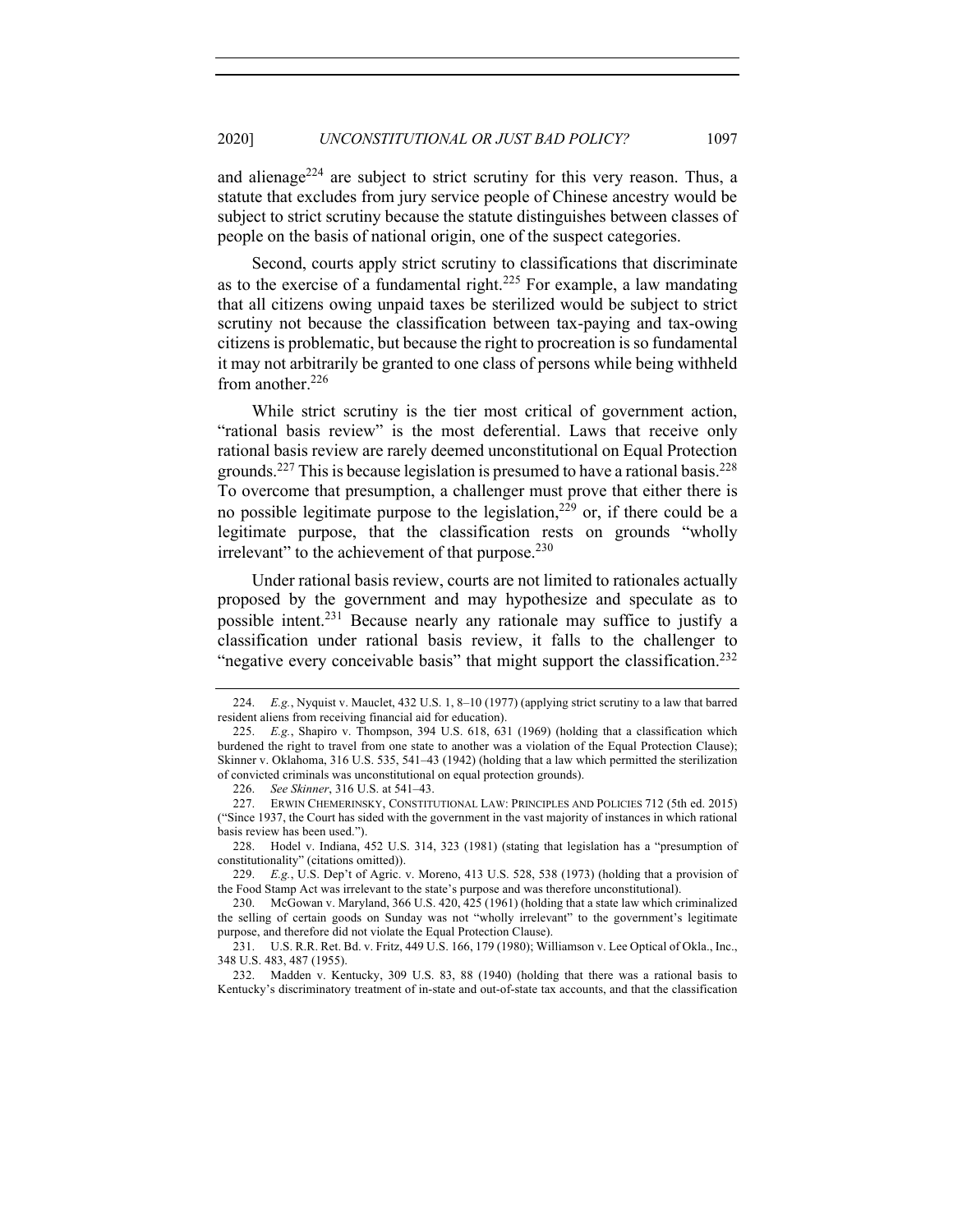and alienage[224] are subject to strict scrutiny for this very reason. Thus, a statute that excludes from jury service people of Chinese ancestry would be subject to strict scrutiny because the statute distinguishes between classes of people on the basis of national origin, one of the suspect categories.

Second, courts apply strict scrutiny to classifications that discriminate as to the exercise of a fundamental right.[225] For example, a law mandating that all citizens owing unpaid taxes be sterilized would be subject to strict scrutiny not because the classification between tax-paying and tax-owing citizens is problematic, but because the right to procreation is so fundamental it may not arbitrarily be granted to one class of persons while being withheld from another.[226]

While strict scrutiny is the tier most critical of government action, "rational basis review" is the most deferential. Laws that receive only rational basis review are rarely deemed unconstitutional on Equal Protection grounds.[227] This is because legislation is presumed to have a rational basis.[228] To overcome that presumption, a challenger must prove that either there is no possible legitimate purpose to the legislation,[229] or, if there could be a legitimate purpose, that the classification rests on grounds "wholly irrelevant" to the achievement of that purpose.[230]

Under rational basis review, courts are not limited to rationales actually proposed by the government and may hypothesize and speculate as to possible intent.[231] Because nearly any rationale may suffice to justify a classification under rational basis review, it falls to the challenger to "negative every conceivable basis" that might support the classification.[232]

---

224. *E.g.*, Nyquist v. Mauclet, 432 U.S. 1, 8–10 (1977) (applying strict scrutiny to a law that barred resident aliens from receiving financial aid for education).

225. *E.g.*, Shapiro v. Thompson, 394 U.S. 618, 631 (1969) (holding that a classification which burdened the right to travel from one state to another was a violation of the Equal Protection Clause); Skinner v. Oklahoma, 316 U.S. 535, 541–43 (1942) (holding that a law which permitted the sterilization of convicted criminals was unconstitutional on equal protection grounds).

226. *See Skinner*, 316 U.S. at 541–43.

227. ERWIN CHEMERINSKY, CONSTITUTIONAL LAW: PRINCIPLES AND POLICIES 712 (5th ed. 2015) ("Since 1937, the Court has sided with the government in the vast majority of instances in which rational basis review has been used.").

228. Hodel v. Indiana, 452 U.S. 314, 323 (1981) (stating that legislation has a "presumption of constitutionality" (citations omitted)).

229. *E.g.*, U.S. Dep't of Agric. v. Moreno, 413 U.S. 528, 538 (1973) (holding that a provision of the Food Stamp Act was irrelevant to the state's purpose and was therefore unconstitutional).

230. McGowan v. Maryland, 366 U.S. 420, 425 (1961) (holding that a state law which criminalized the selling of certain goods on Sunday was not "wholly irrelevant" to the government's legitimate purpose, and therefore did not violate the Equal Protection Clause).

231. U.S. R.R. Ret. Bd. v. Fritz, 449 U.S. 166, 179 (1980); Williamson v. Lee Optical of Okla., Inc., 348 U.S. 483, 487 (1955).

232. Madden v. Kentucky, 309 U.S. 83, 88 (1940) (holding that there was a rational basis to Kentucky's discriminatory treatment of in-state and out-of-state tax accounts, and that the classification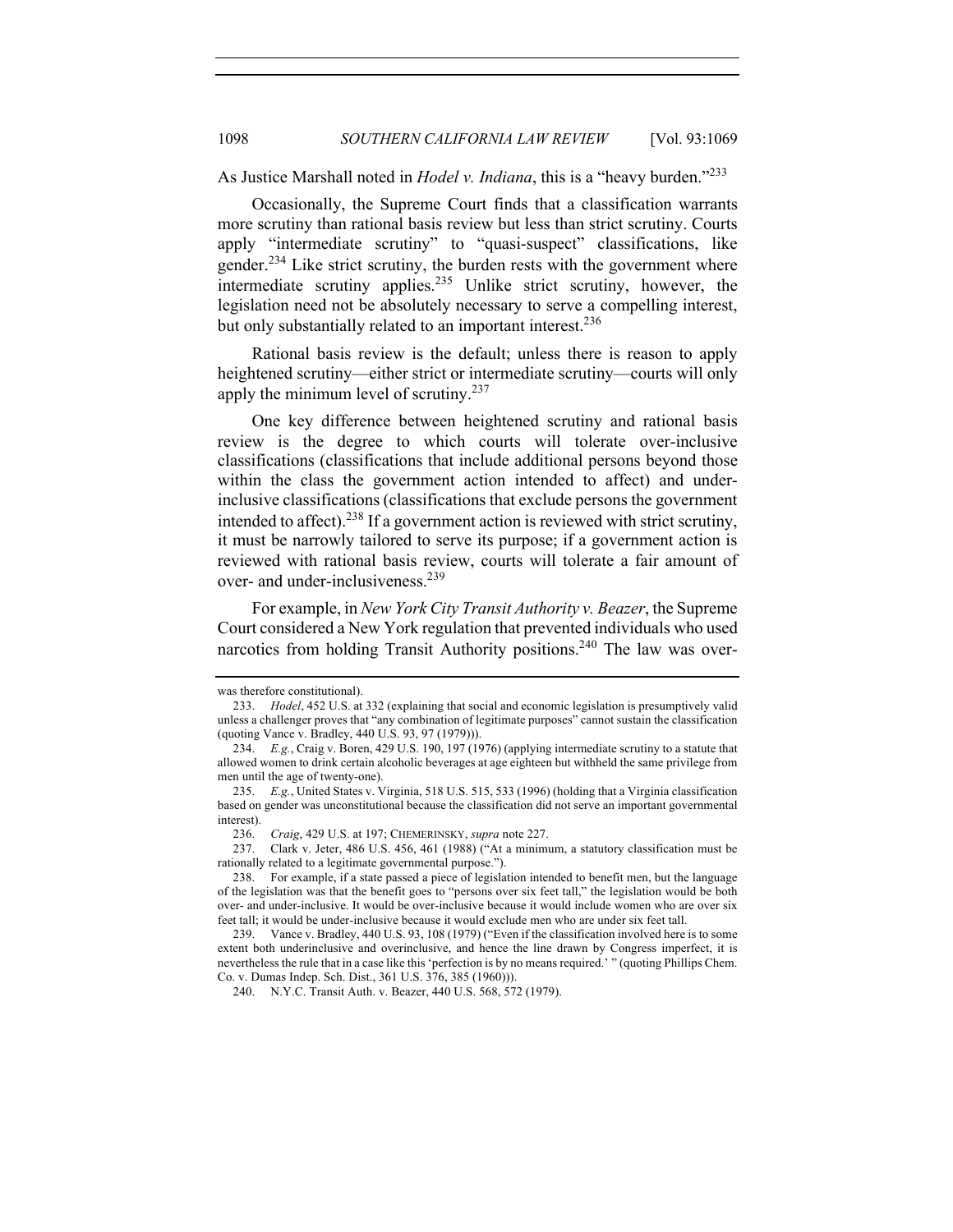As Justice Marshall noted in *Hodel v. Indiana*, this is a "heavy burden."[233]

Occasionally, the Supreme Court finds that a classification warrants more scrutiny than rational basis review but less than strict scrutiny. Courts apply "intermediate scrutiny" to "quasi-suspect" classifications, like gender.[234] Like strict scrutiny, the burden rests with the government where intermediate scrutiny applies.[235] Unlike strict scrutiny, however, the legislation need not be absolutely necessary to serve a compelling interest, but only substantially related to an important interest.[236]

Rational basis review is the default; unless there is reason to apply heightened scrutiny—either strict or intermediate scrutiny—courts will only apply the minimum level of scrutiny.[237]

One key difference between heightened scrutiny and rational basis review is the degree to which courts will tolerate over-inclusive classifications (classifications that include additional persons beyond those within the class the government action intended to affect) and under-inclusive classifications (classifications that exclude persons the government intended to affect).[238] If a government action is reviewed with strict scrutiny, it must be narrowly tailored to serve its purpose; if a government action is reviewed with rational basis review, courts will tolerate a fair amount of over- and under-inclusiveness.[239]

For example, in *New York City Transit Authority v. Beazer*, the Supreme Court considered a New York regulation that prevented individuals who used narcotics from holding Transit Authority positions.[240] The law was over-

---

was therefore constitutional).

233. *Hodel*, 452 U.S. at 332 (explaining that social and economic legislation is presumptively valid unless a challenger proves that "any combination of legitimate purposes" cannot sustain the classification (quoting Vance v. Bradley, 440 U.S. 93, 97 (1979))).

234. *E.g.*, Craig v. Boren, 429 U.S. 190, 197 (1976) (applying intermediate scrutiny to a statute that allowed women to drink certain alcoholic beverages at age eighteen but withheld the same privilege from men until the age of twenty-one).

235. *E.g.*, United States v. Virginia, 518 U.S. 515, 533 (1996) (holding that a Virginia classification based on gender was unconstitutional because the classification did not serve an important governmental interest).

236. *Craig*, 429 U.S. at 197; CHEMERINSKY, *supra* note 227.

237. Clark v. Jeter, 486 U.S. 456, 461 (1988) ("At a minimum, a statutory classification must be rationally related to a legitimate governmental purpose.").

238. For example, if a state passed a piece of legislation intended to benefit men, but the language of the legislation was that the benefit goes to "persons over six feet tall," the legislation would be both over- and under-inclusive. It would be over-inclusive because it would include women who are over six feet tall; it would be under-inclusive because it would exclude men who are under six feet tall.

239. Vance v. Bradley, 440 U.S. 93, 108 (1979) ("Even if the classification involved here is to some extent both underinclusive and overinclusive, and hence the line drawn by Congress imperfect, it is nevertheless the rule that in a case like this 'perfection is by no means required.' " (quoting Phillips Chem. Co. v. Dumas Indep. Sch. Dist., 361 U.S. 376, 385 (1960))).

240. N.Y.C. Transit Auth. v. Beazer, 440 U.S. 568, 572 (1979).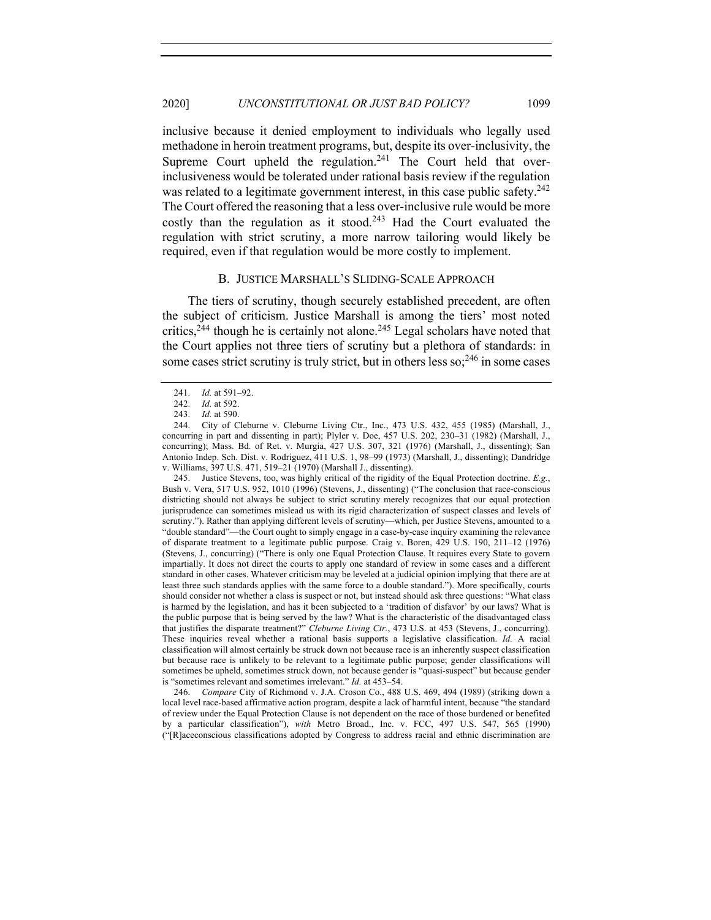inclusive because it denied employment to individuals who legally used methadone in heroin treatment programs, but, despite its over-inclusivity, the Supreme Court upheld the regulation.[241] The Court held that over-inclusiveness would be tolerated under rational basis review if the regulation was related to a legitimate government interest, in this case public safety.[242] The Court offered the reasoning that a less over-inclusive rule would be more costly than the regulation as it stood.[243] Had the Court evaluated the regulation with strict scrutiny, a more narrow tailoring would likely be required, even if that regulation would be more costly to implement.

### B. JUSTICE MARSHALL'S SLIDING-SCALE APPROACH

The tiers of scrutiny, though securely established precedent, are often the subject of criticism. Justice Marshall is among the tiers' most noted critics,[244] though he is certainly not alone.[245] Legal scholars have noted that the Court applies not three tiers of scrutiny but a plethora of standards: in some cases strict scrutiny is truly strict, but in others less so;[246] in some cases

---

241. *Id.* at 591–92.

242. *Id.* at 592.

243. *Id.* at 590.

244. City of Cleburne v. Cleburne Living Ctr., Inc., 473 U.S. 432, 455 (1985) (Marshall, J., concurring in part and dissenting in part); Plyler v. Doe, 457 U.S. 202, 230–31 (1982) (Marshall, J., concurring); Mass. Bd. of Ret. v. Murgia, 427 U.S. 307, 321 (1976) (Marshall, J., dissenting); San Antonio Indep. Sch. Dist. v. Rodriguez, 411 U.S. 1, 98–99 (1973) (Marshall, J., dissenting); Dandridge v. Williams, 397 U.S. 471, 519–21 (1970) (Marshall J., dissenting).

245. Justice Stevens, too, was highly critical of the rigidity of the Equal Protection doctrine. *E.g.*, Bush v. Vera, 517 U.S. 952, 1010 (1996) (Stevens, J., dissenting) ("The conclusion that race-conscious districting should not always be subject to strict scrutiny merely recognizes that our equal protection jurisprudence can sometimes mislead us with its rigid characterization of suspect classes and levels of scrutiny."). Rather than applying different levels of scrutiny—which, per Justice Stevens, amounted to a "double standard"—the Court ought to simply engage in a case-by-case inquiry examining the relevance of disparate treatment to a legitimate public purpose. Craig v. Boren, 429 U.S. 190, 211–12 (1976) (Stevens, J., concurring) ("There is only one Equal Protection Clause. It requires every State to govern impartially. It does not direct the courts to apply one standard of review in some cases and a different standard in other cases. Whatever criticism may be leveled at a judicial opinion implying that there are at least three such standards applies with the same force to a double standard."). More specifically, courts should consider not whether a class is suspect or not, but instead should ask three questions: "What class is harmed by the legislation, and has it been subjected to a 'tradition of disfavor' by our laws? What is the public purpose that is being served by the law? What is the characteristic of the disadvantaged class that justifies the disparate treatment?" *Cleburne Living Ctr.*, 473 U.S. at 453 (Stevens, J., concurring). These inquiries reveal whether a rational basis supports a legislative classification. *Id.* A racial classification will almost certainly be struck down not because race is an inherently suspect classification but because race is unlikely to be relevant to a legitimate public purpose; gender classifications will sometimes be upheld, sometimes struck down, not because gender is "quasi-suspect" but because gender is "sometimes relevant and sometimes irrelevant." *Id.* at 453–54.

246. *Compare* City of Richmond v. J.A. Croson Co., 488 U.S. 469, 494 (1989) (striking down a local level race-based affirmative action program, despite a lack of harmful intent, because "the standard of review under the Equal Protection Clause is not dependent on the race of those burdened or benefited by a particular classification"), *with* Metro Broad., Inc. v. FCC, 497 U.S. 547, 565 (1990) ("[R]aceconscious classifications adopted by Congress to address racial and ethnic discrimination are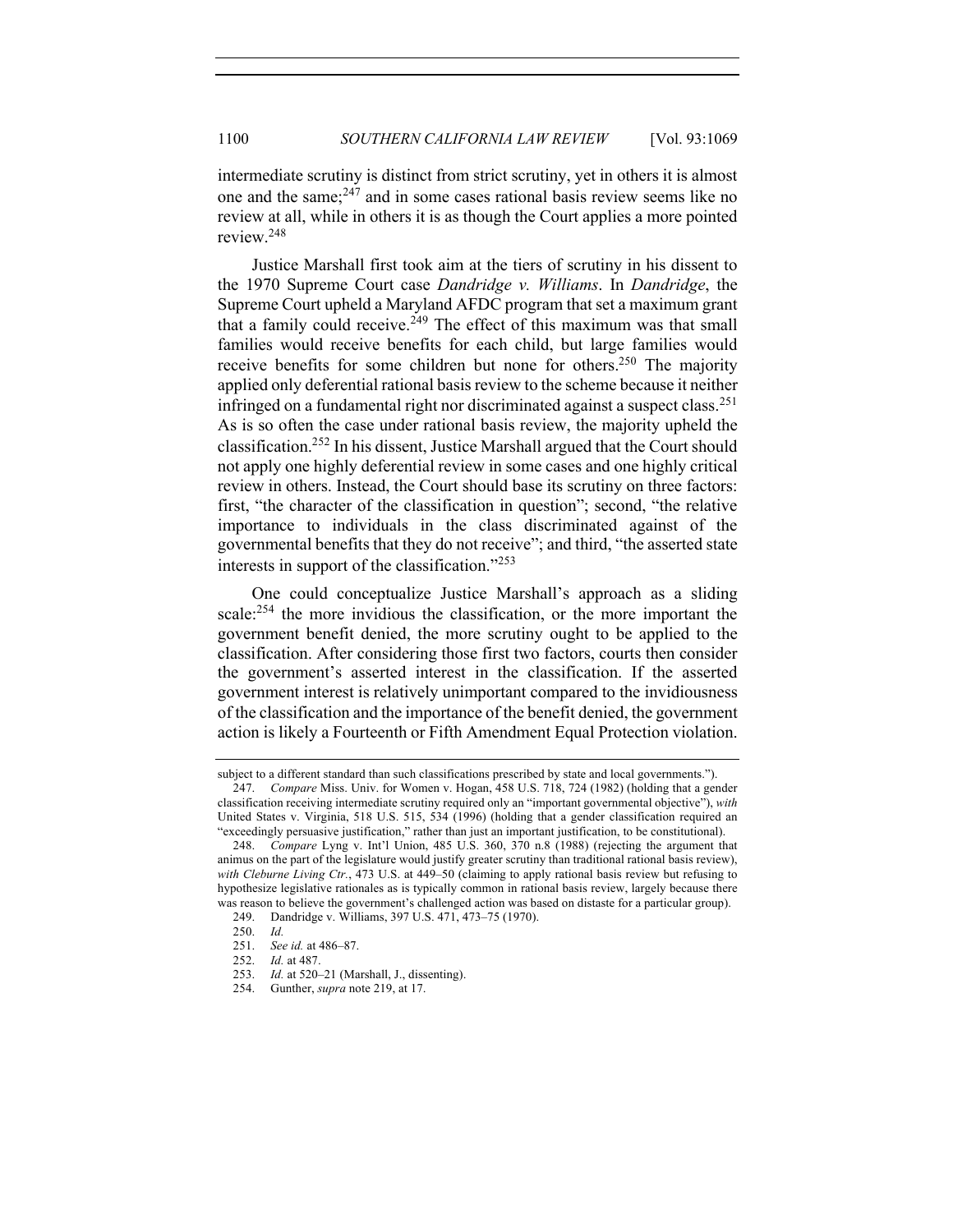intermediate scrutiny is distinct from strict scrutiny, yet in others it is almost one and the same;[247] and in some cases rational basis review seems like no review at all, while in others it is as though the Court applies a more pointed review.[248]

Justice Marshall first took aim at the tiers of scrutiny in his dissent to the 1970 Supreme Court case *Dandridge v. Williams*. In *Dandridge*, the Supreme Court upheld a Maryland AFDC program that set a maximum grant that a family could receive.[249] The effect of this maximum was that small families would receive benefits for each child, but large families would receive benefits for some children but none for others.[250] The majority applied only deferential rational basis review to the scheme because it neither infringed on a fundamental right nor discriminated against a suspect class.[251] As is so often the case under rational basis review, the majority upheld the classification.[252] In his dissent, Justice Marshall argued that the Court should not apply one highly deferential review in some cases and one highly critical review in others. Instead, the Court should base its scrutiny on three factors: first, "the character of the classification in question"; second, "the relative importance to individuals in the class discriminated against of the governmental benefits that they do not receive"; and third, "the asserted state interests in support of the classification."[253]

One could conceptualize Justice Marshall's approach as a sliding scale:[254] the more invidious the classification, or the more important the government benefit denied, the more scrutiny ought to be applied to the classification. After considering those first two factors, courts then consider the government's asserted interest in the classification. If the asserted government interest is relatively unimportant compared to the invidiousness of the classification and the importance of the benefit denied, the government action is likely a Fourteenth or Fifth Amendment Equal Protection violation.

---

subject to a different standard than such classifications prescribed by state and local governments.").

247. *Compare* Miss. Univ. for Women v. Hogan, 458 U.S. 718, 724 (1982) (holding that a gender classification receiving intermediate scrutiny required only an "important governmental objective"), *with* United States v. Virginia, 518 U.S. 515, 534 (1996) (holding that a gender classification required an "exceedingly persuasive justification," rather than just an important justification, to be constitutional).

248. *Compare* Lyng v. Int'l Union, 485 U.S. 360, 370 n.8 (1988) (rejecting the argument that animus on the part of the legislature would justify greater scrutiny than traditional rational basis review), *with Cleburne Living Ctr.*, 473 U.S. at 449–50 (claiming to apply rational basis review but refusing to hypothesize legislative rationales as is typically common in rational basis review, largely because there was reason to believe the government's challenged action was based on distaste for a particular group).

249. Dandridge v. Williams, 397 U.S. 471, 473–75 (1970).

250. *Id.*

251. *See id.* at 486–87.

252. *Id.* at 487.

253. *Id.* at 520–21 (Marshall, J., dissenting).

254. Gunther, *supra* note 219, at 17.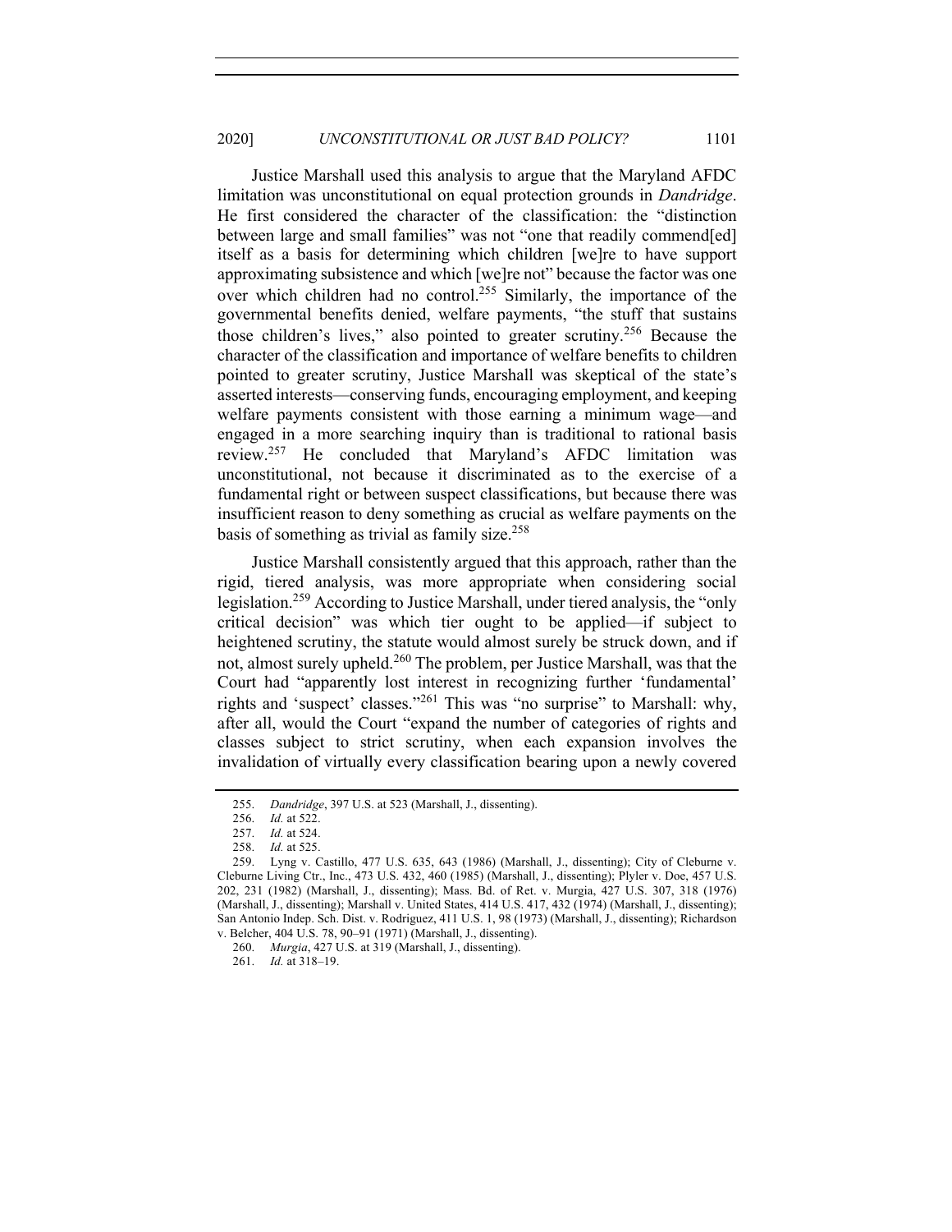Justice Marshall used this analysis to argue that the Maryland AFDC limitation was unconstitutional on equal protection grounds in *Dandridge*. He first considered the character of the classification: the "distinction between large and small families" was not "one that readily commend[ed] itself as a basis for determining which children [we]re to have support approximating subsistence and which [we]re not" because the factor was one over which children had no control.[255] Similarly, the importance of the governmental benefits denied, welfare payments, "the stuff that sustains those children's lives," also pointed to greater scrutiny.[256] Because the character of the classification and importance of welfare benefits to children pointed to greater scrutiny, Justice Marshall was skeptical of the state's asserted interests—conserving funds, encouraging employment, and keeping welfare payments consistent with those earning a minimum wage—and engaged in a more searching inquiry than is traditional to rational basis review.[257] He concluded that Maryland's AFDC limitation was unconstitutional, not because it discriminated as to the exercise of a fundamental right or between suspect classifications, but because there was insufficient reason to deny something as crucial as welfare payments on the basis of something as trivial as family size.[258]

Justice Marshall consistently argued that this approach, rather than the rigid, tiered analysis, was more appropriate when considering social legislation.[259] According to Justice Marshall, under tiered analysis, the "only critical decision" was which tier ought to be applied—if subject to heightened scrutiny, the statute would almost surely be struck down, and if not, almost surely upheld.[260] The problem, per Justice Marshall, was that the Court had "apparently lost interest in recognizing further 'fundamental' rights and 'suspect' classes."[261] This was "no surprise" to Marshall: why, after all, would the Court "expand the number of categories of rights and classes subject to strict scrutiny, when each expansion involves the invalidation of virtually every classification bearing upon a newly covered

255. *Dandridge*, 397 U.S. at 523 (Marshall, J., dissenting).

256. *Id.* at 522.

257. *Id.* at 524.

258. *Id.* at 525.

259. Lyng v. Castillo, 477 U.S. 635, 643 (1986) (Marshall, J., dissenting); City of Cleburne v. Cleburne Living Ctr., Inc., 473 U.S. 432, 460 (1985) (Marshall, J., dissenting); Plyler v. Doe, 457 U.S. 202, 231 (1982) (Marshall, J., dissenting); Mass. Bd. of Ret. v. Murgia, 427 U.S. 307, 318 (1976) (Marshall, J., dissenting); Marshall v. United States, 414 U.S. 417, 432 (1974) (Marshall, J., dissenting); San Antonio Indep. Sch. Dist. v. Rodriguez, 411 U.S. 1, 98 (1973) (Marshall, J., dissenting); Richardson v. Belcher, 404 U.S. 78, 90–91 (1971) (Marshall, J., dissenting).

260. *Murgia*, 427 U.S. at 319 (Marshall, J., dissenting).

261. *Id.* at 318–19.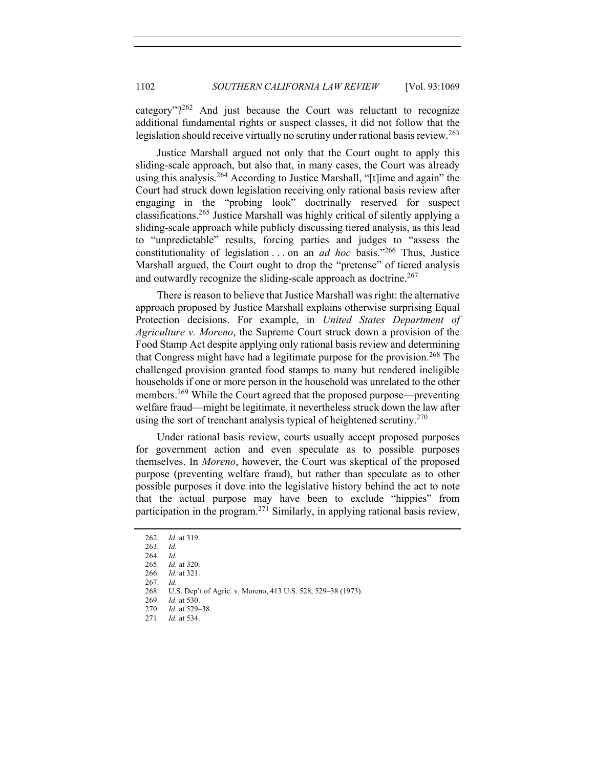category"?[262] And just because the Court was reluctant to recognize additional fundamental rights or suspect classes, it did not follow that the legislation should receive virtually no scrutiny under rational basis review.[263]

Justice Marshall argued not only that the Court ought to apply this sliding-scale approach, but also that, in many cases, the Court was already using this analysis.[264] According to Justice Marshall, "[t]ime and again" the Court had struck down legislation receiving only rational basis review after engaging in the "probing look" doctrinally reserved for suspect classifications.[265] Justice Marshall was highly critical of silently applying a sliding-scale approach while publicly discussing tiered analysis, as this lead to "unpredictable" results, forcing parties and judges to "assess the constitutionality of legislation . . . on an *ad hoc* basis."[266] Thus, Justice Marshall argued, the Court ought to drop the "pretense" of tiered analysis and outwardly recognize the sliding-scale approach as doctrine.[267]

There is reason to believe that Justice Marshall was right: the alternative approach proposed by Justice Marshall explains otherwise surprising Equal Protection decisions. For example, in *United States Department of Agriculture v. Moreno*, the Supreme Court struck down a provision of the Food Stamp Act despite applying only rational basis review and determining that Congress might have had a legitimate purpose for the provision.[268] The challenged provision granted food stamps to many but rendered ineligible households if one or more person in the household was unrelated to the other members.[269] While the Court agreed that the proposed purpose—preventing welfare fraud—might be legitimate, it nevertheless struck down the law after using the sort of trenchant analysis typical of heightened scrutiny.[270]

Under rational basis review, courts usually accept proposed purposes for government action and even speculate as to possible purposes themselves. In *Moreno*, however, the Court was skeptical of the proposed purpose (preventing welfare fraud), but rather than speculate as to other possible purposes it dove into the legislative history behind the act to note that the actual purpose may have been to exclude "hippies" from participation in the program.[271] Similarly, in applying rational basis review,

---

262. *Id.* at 319.
263. *Id.*
264. *Id.*
265. *Id.* at 320.
266. *Id.* at 321.
267. *Id.*
268. U.S. Dep't of Agric. v. Moreno, 413 U.S. 528, 529–38 (1973).
269. *Id.* at 530.
270. *Id.* at 529–38.
271. *Id.* at 534.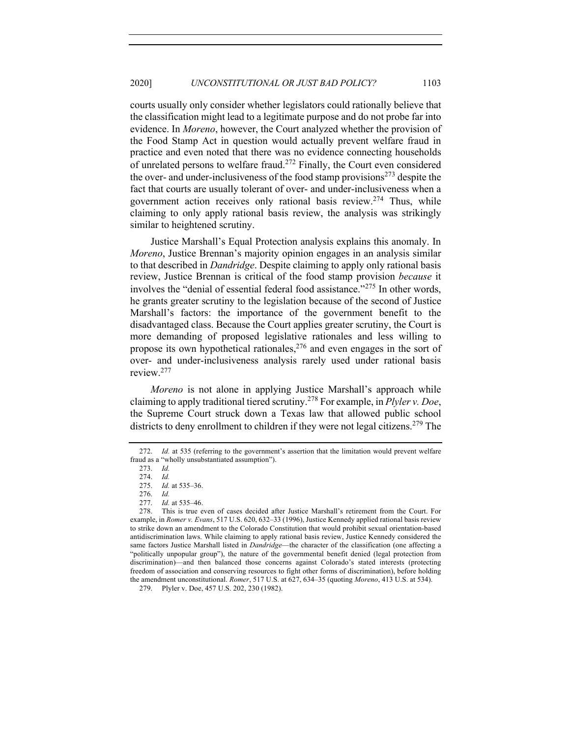courts usually only consider whether legislators could rationally believe that the classification might lead to a legitimate purpose and do not probe far into evidence. In *Moreno*, however, the Court analyzed whether the provision of the Food Stamp Act in question would actually prevent welfare fraud in practice and even noted that there was no evidence connecting households of unrelated persons to welfare fraud.[272] Finally, the Court even considered the over- and under-inclusiveness of the food stamp provisions[273] despite the fact that courts are usually tolerant of over- and under-inclusiveness when a government action receives only rational basis review.[274] Thus, while claiming to only apply rational basis review, the analysis was strikingly similar to heightened scrutiny.

Justice Marshall's Equal Protection analysis explains this anomaly. In *Moreno*, Justice Brennan's majority opinion engages in an analysis similar to that described in *Dandridge*. Despite claiming to apply only rational basis review, Justice Brennan is critical of the food stamp provision *because* it involves the "denial of essential federal food assistance."[275] In other words, he grants greater scrutiny to the legislation because of the second of Justice Marshall's factors: the importance of the government benefit to the disadvantaged class. Because the Court applies greater scrutiny, the Court is more demanding of proposed legislative rationales and less willing to propose its own hypothetical rationales,[276] and even engages in the sort of over- and under-inclusiveness analysis rarely used under rational basis review.[277]

*Moreno* is not alone in applying Justice Marshall's approach while claiming to apply traditional tiered scrutiny.[278] For example, in *Plyler v. Doe*, the Supreme Court struck down a Texas law that allowed public school districts to deny enrollment to children if they were not legal citizens.[279] The

---

272. *Id.* at 535 (referring to the government's assertion that the limitation would prevent welfare fraud as a "wholly unsubstantiated assumption").

273. *Id.*

274. *Id.*

275. *Id.* at 535–36.

276. *Id.*

277. *Id.* at 535–46.

278. This is true even of cases decided after Justice Marshall's retirement from the Court. For example, in *Romer v. Evans*, 517 U.S. 620, 632–33 (1996), Justice Kennedy applied rational basis review to strike down an amendment to the Colorado Constitution that would prohibit sexual orientation-based antidiscrimination laws. While claiming to apply rational basis review, Justice Kennedy considered the same factors Justice Marshall listed in *Dandridge*—the character of the classification (one affecting a "politically unpopular group"), the nature of the governmental benefit denied (legal protection from discrimination)—and then balanced those concerns against Colorado's stated interests (protecting freedom of association and conserving resources to fight other forms of discrimination), before holding the amendment unconstitutional. *Romer*, 517 U.S. at 627, 634–35 (quoting *Moreno*, 413 U.S. at 534).

279. Plyler v. Doe, 457 U.S. 202, 230 (1982).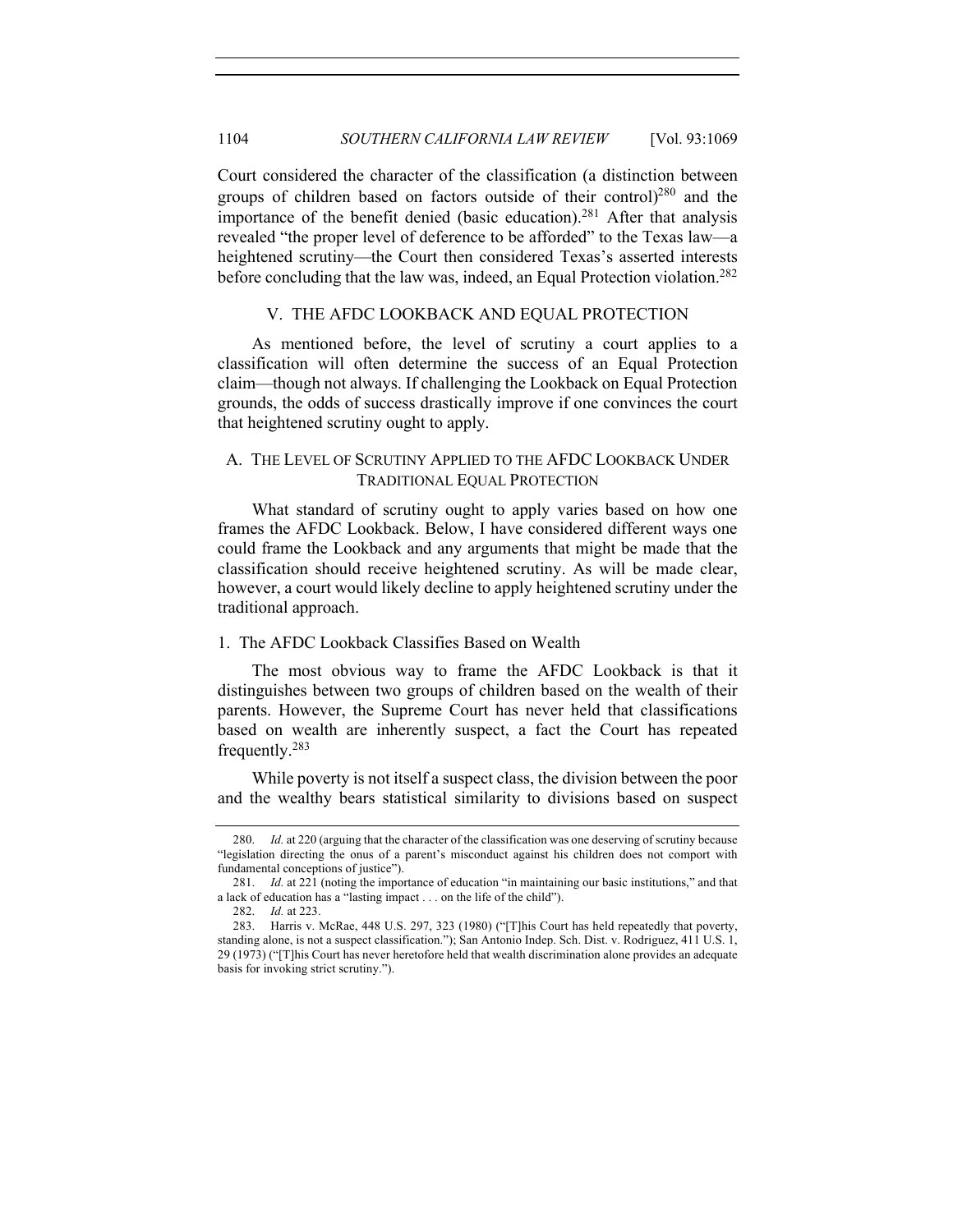Court considered the character of the classification (a distinction between groups of children based on factors outside of their control)[280] and the importance of the benefit denied (basic education).[281] After that analysis revealed "the proper level of deference to be afforded" to the Texas law—a heightened scrutiny—the Court then considered Texas's asserted interests before concluding that the law was, indeed, an Equal Protection violation.[282]

## V. THE AFDC LOOKBACK AND EQUAL PROTECTION

As mentioned before, the level of scrutiny a court applies to a classification will often determine the success of an Equal Protection claim—though not always. If challenging the Lookback on Equal Protection grounds, the odds of success drastically improve if one convinces the court that heightened scrutiny ought to apply.

### A. THE LEVEL OF SCRUTINY APPLIED TO THE AFDC LOOKBACK UNDER TRADITIONAL EQUAL PROTECTION

What standard of scrutiny ought to apply varies based on how one frames the AFDC Lookback. Below, I have considered different ways one could frame the Lookback and any arguments that might be made that the classification should receive heightened scrutiny. As will be made clear, however, a court would likely decline to apply heightened scrutiny under the traditional approach.

#### 1. The AFDC Lookback Classifies Based on Wealth

The most obvious way to frame the AFDC Lookback is that it distinguishes between two groups of children based on the wealth of their parents. However, the Supreme Court has never held that classifications based on wealth are inherently suspect, a fact the Court has repeated frequently.[283]

While poverty is not itself a suspect class, the division between the poor and the wealthy bears statistical similarity to divisions based on suspect

---

280. *Id.* at 220 (arguing that the character of the classification was one deserving of scrutiny because "legislation directing the onus of a parent's misconduct against his children does not comport with fundamental conceptions of justice").

281. *Id.* at 221 (noting the importance of education "in maintaining our basic institutions," and that a lack of education has a "lasting impact . . . on the life of the child").

282. *Id.* at 223.

283. Harris v. McRae, 448 U.S. 297, 323 (1980) ("[T]his Court has held repeatedly that poverty, standing alone, is not a suspect classification."); San Antonio Indep. Sch. Dist. v. Rodriguez, 411 U.S. 1, 29 (1973) ("[T]his Court has never heretofore held that wealth discrimination alone provides an adequate basis for invoking strict scrutiny.").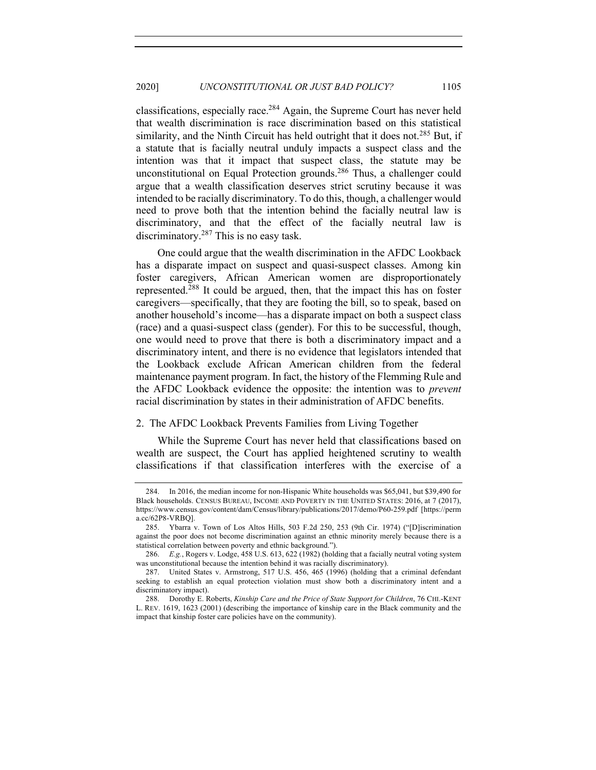classifications, especially race.[284] Again, the Supreme Court has never held that wealth discrimination is race discrimination based on this statistical similarity, and the Ninth Circuit has held outright that it does not.[285] But, if a statute that is facially neutral unduly impacts a suspect class and the intention was that it impact that suspect class, the statute may be unconstitutional on Equal Protection grounds.[286] Thus, a challenger could argue that a wealth classification deserves strict scrutiny because it was intended to be racially discriminatory. To do this, though, a challenger would need to prove both that the intention behind the facially neutral law is discriminatory, and that the effect of the facially neutral law is discriminatory.[287] This is no easy task.

One could argue that the wealth discrimination in the AFDC Lookback has a disparate impact on suspect and quasi-suspect classes. Among kin foster caregivers, African American women are disproportionately represented.[288] It could be argued, then, that the impact this has on foster caregivers—specifically, that they are footing the bill, so to speak, based on another household's income—has a disparate impact on both a suspect class (race) and a quasi-suspect class (gender). For this to be successful, though, one would need to prove that there is both a discriminatory impact and a discriminatory intent, and there is no evidence that legislators intended that the Lookback exclude African American children from the federal maintenance payment program. In fact, the history of the Flemming Rule and the AFDC Lookback evidence the opposite: the intention was to *prevent* racial discrimination by states in their administration of AFDC benefits.

### 2. The AFDC Lookback Prevents Families from Living Together

While the Supreme Court has never held that classifications based on wealth are suspect, the Court has applied heightened scrutiny to wealth classifications if that classification interferes with the exercise of a

---

284. In 2016, the median income for non-Hispanic White households was $65,041, but $39,490 for Black households. CENSUS BUREAU, INCOME AND POVERTY IN THE UNITED STATES: 2016, at 7 (2017), https://www.census.gov/content/dam/Census/library/publications/2017/demo/P60-259.pdf [https://perma.cc/62P8-VRBQ].

285. Ybarra v. Town of Los Altos Hills, 503 F.2d 250, 253 (9th Cir. 1974) ("[D]iscrimination against the poor does not become discrimination against an ethnic minority merely because there is a statistical correlation between poverty and ethnic background.").

286. *E.g.*, Rogers v. Lodge, 458 U.S. 613, 622 (1982) (holding that a facially neutral voting system was unconstitutional because the intention behind it was racially discriminatory).

287. United States v. Armstrong, 517 U.S. 456, 465 (1996) (holding that a criminal defendant seeking to establish an equal protection violation must show both a discriminatory intent and a discriminatory impact).

288. Dorothy E. Roberts, *Kinship Care and the Price of State Support for Children*, 76 CHI.-KENT L. REV. 1619, 1623 (2001) (describing the importance of kinship care in the Black community and the impact that kinship foster care policies have on the community).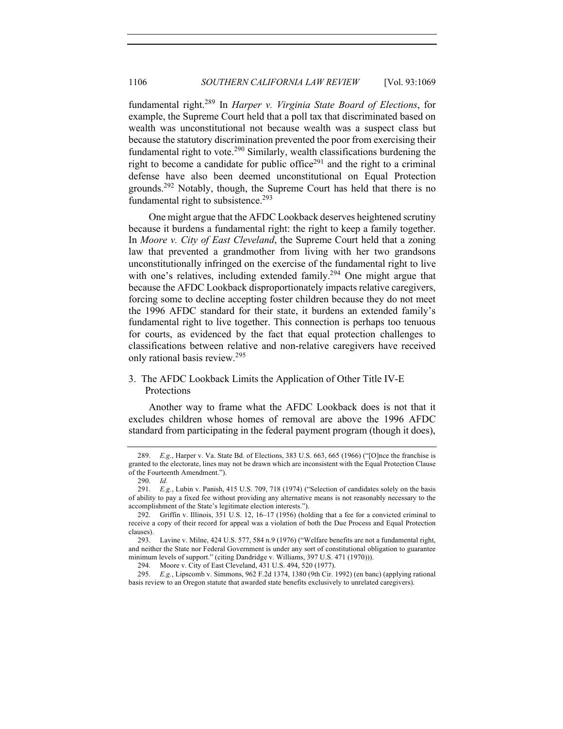fundamental right.[289] In *Harper v. Virginia State Board of Elections*, for example, the Supreme Court held that a poll tax that discriminated based on wealth was unconstitutional not because wealth was a suspect class but because the statutory discrimination prevented the poor from exercising their fundamental right to vote.[290] Similarly, wealth classifications burdening the right to become a candidate for public office[291] and the right to a criminal defense have also been deemed unconstitutional on Equal Protection grounds.[292] Notably, though, the Supreme Court has held that there is no fundamental right to subsistence.[293]

One might argue that the AFDC Lookback deserves heightened scrutiny because it burdens a fundamental right: the right to keep a family together. In *Moore v. City of East Cleveland*, the Supreme Court held that a zoning law that prevented a grandmother from living with her two grandsons unconstitutionally infringed on the exercise of the fundamental right to live with one's relatives, including extended family.[294] One might argue that because the AFDC Lookback disproportionately impacts relative caregivers, forcing some to decline accepting foster children because they do not meet the 1996 AFDC standard for their state, it burdens an extended family's fundamental right to live together. This connection is perhaps too tenuous for courts, as evidenced by the fact that equal protection challenges to classifications between relative and non-relative caregivers have received only rational basis review.[295]

### 3. The AFDC Lookback Limits the Application of Other Title IV-E Protections

Another way to frame what the AFDC Lookback does is not that it excludes children whose homes of removal are above the 1996 AFDC standard from participating in the federal payment program (though it does),

---

289. *E.g.*, Harper v. Va. State Bd. of Elections, 383 U.S. 663, 665 (1966) ("[O]nce the franchise is granted to the electorate, lines may not be drawn which are inconsistent with the Equal Protection Clause of the Fourteenth Amendment.").

290. *Id.*

291. *E.g.*, Lubin v. Panish, 415 U.S. 709, 718 (1974) ("Selection of candidates solely on the basis of ability to pay a fixed fee without providing any alternative means is not reasonably necessary to the accomplishment of the State's legitimate election interests.").

292. Griffin v. Illinois, 351 U.S. 12, 16–17 (1956) (holding that a fee for a convicted criminal to receive a copy of their record for appeal was a violation of both the Due Process and Equal Protection clauses).

293. Lavine v. Milne, 424 U.S. 577, 584 n.9 (1976) ("Welfare benefits are not a fundamental right, and neither the State nor Federal Government is under any sort of constitutional obligation to guarantee minimum levels of support." (citing Dandridge v. Williams, 397 U.S. 471 (1970))).

294. Moore v. City of East Cleveland, 431 U.S. 494, 520 (1977).

295. *E.g.*, Lipscomb v. Simmons, 962 F.2d 1374, 1380 (9th Cir. 1992) (en banc) (applying rational basis review to an Oregon statute that awarded state benefits exclusively to unrelated caregivers).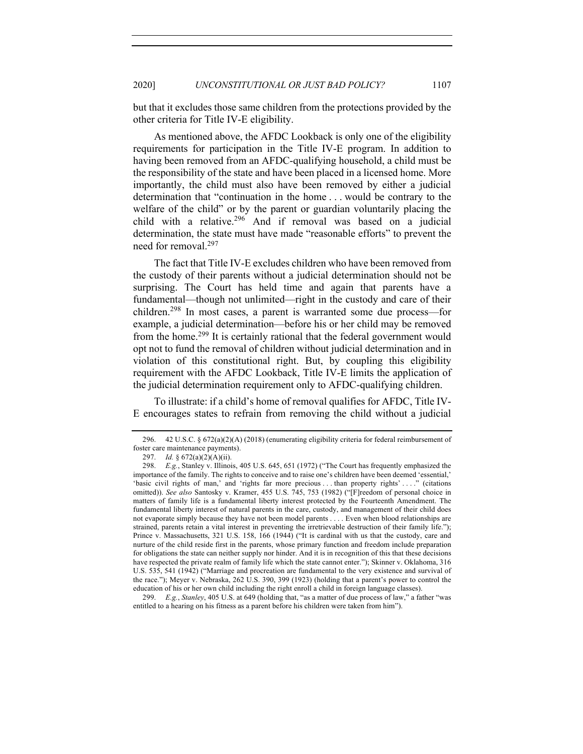but that it excludes those same children from the protections provided by the other criteria for Title IV-E eligibility.

As mentioned above, the AFDC Lookback is only one of the eligibility requirements for participation in the Title IV-E program. In addition to having been removed from an AFDC-qualifying household, a child must be the responsibility of the state and have been placed in a licensed home. More importantly, the child must also have been removed by either a judicial determination that "continuation in the home . . . would be contrary to the welfare of the child" or by the parent or guardian voluntarily placing the child with a relative.[296] And if removal was based on a judicial determination, the state must have made "reasonable efforts" to prevent the need for removal.[297]

The fact that Title IV-E excludes children who have been removed from the custody of their parents without a judicial determination should not be surprising. The Court has held time and again that parents have a fundamental—though not unlimited—right in the custody and care of their children.[298] In most cases, a parent is warranted some due process—for example, a judicial determination—before his or her child may be removed from the home.[299] It is certainly rational that the federal government would opt not to fund the removal of children without judicial determination and in violation of this constitutional right. But, by coupling this eligibility requirement with the AFDC Lookback, Title IV-E limits the application of the judicial determination requirement only to AFDC-qualifying children.

To illustrate: if a child's home of removal qualifies for AFDC, Title IV-E encourages states to refrain from removing the child without a judicial

---

296. 42 U.S.C. § 672(a)(2)(A) (2018) (enumerating eligibility criteria for federal reimbursement of foster care maintenance payments).

297. *Id.* § 672(a)(2)(A)(ii).

298. *E.g.*, Stanley v. Illinois, 405 U.S. 645, 651 (1972) ("The Court has frequently emphasized the importance of the family. The rights to conceive and to raise one's children have been deemed 'essential,' 'basic civil rights of man,' and 'rights far more precious . . . than property rights' . . . ." (citations omitted)). *See also* Santosky v. Kramer, 455 U.S. 745, 753 (1982) ("[F]reedom of personal choice in matters of family life is a fundamental liberty interest protected by the Fourteenth Amendment. The fundamental liberty interest of natural parents in the care, custody, and management of their child does not evaporate simply because they have not been model parents . . . . Even when blood relationships are strained, parents retain a vital interest in preventing the irretrievable destruction of their family life."); Prince v. Massachusetts, 321 U.S. 158, 166 (1944) ("It is cardinal with us that the custody, care and nurture of the child reside first in the parents, whose primary function and freedom include preparation for obligations the state can neither supply nor hinder. And it is in recognition of this that these decisions have respected the private realm of family life which the state cannot enter."); Skinner v. Oklahoma, 316 U.S. 535, 541 (1942) ("Marriage and procreation are fundamental to the very existence and survival of the race."); Meyer v. Nebraska, 262 U.S. 390, 399 (1923) (holding that a parent's power to control the education of his or her own child including the right enroll a child in foreign language classes).

299. *E.g.*, *Stanley*, 405 U.S. at 649 (holding that, "as a matter of due process of law," a father "was entitled to a hearing on his fitness as a parent before his children were taken from him").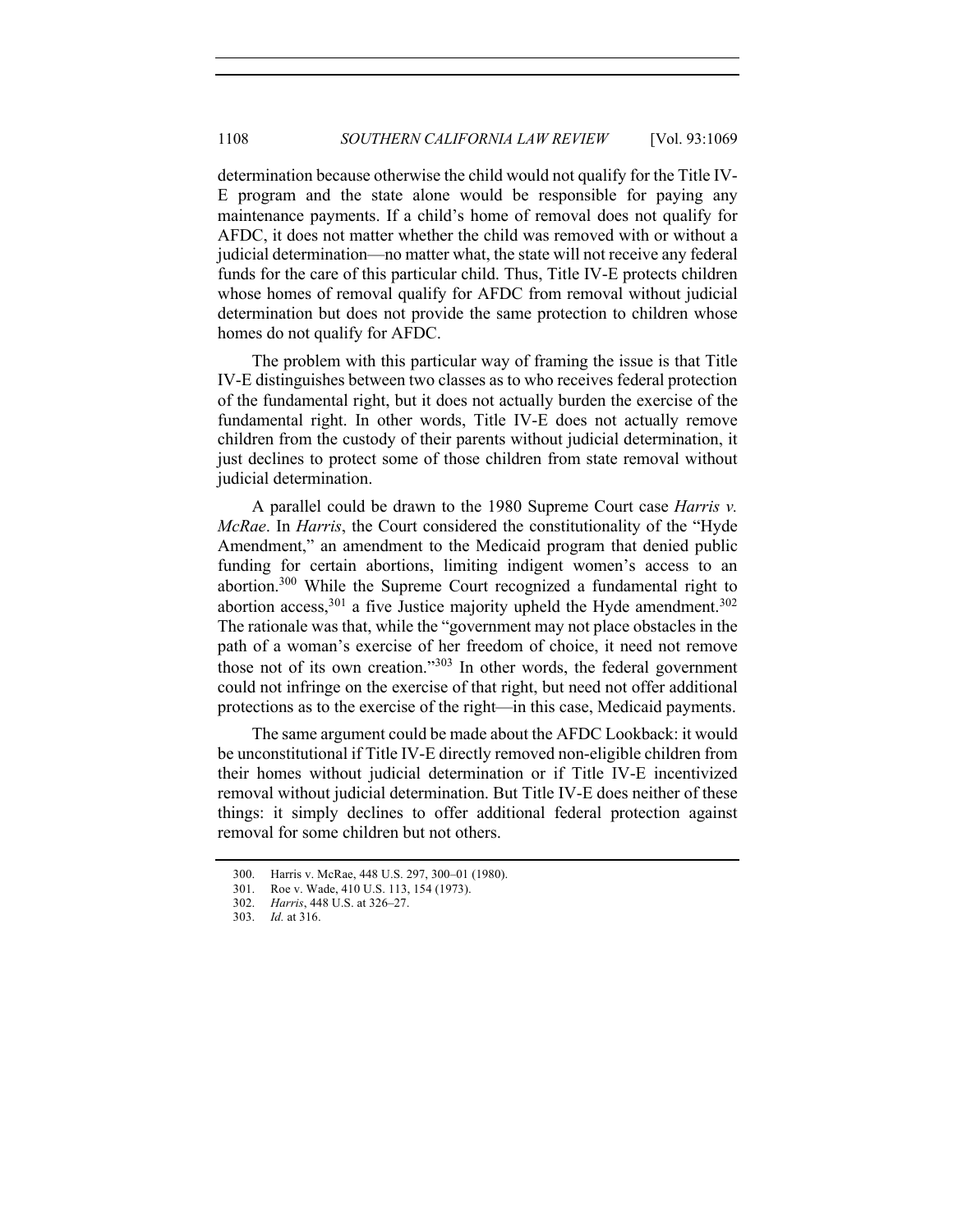determination because otherwise the child would not qualify for the Title IV-E program and the state alone would be responsible for paying any maintenance payments. If a child's home of removal does not qualify for AFDC, it does not matter whether the child was removed with or without a judicial determination—no matter what, the state will not receive any federal funds for the care of this particular child. Thus, Title IV-E protects children whose homes of removal qualify for AFDC from removal without judicial determination but does not provide the same protection to children whose homes do not qualify for AFDC.

The problem with this particular way of framing the issue is that Title IV-E distinguishes between two classes as to who receives federal protection of the fundamental right, but it does not actually burden the exercise of the fundamental right. In other words, Title IV-E does not actually remove children from the custody of their parents without judicial determination, it just declines to protect some of those children from state removal without judicial determination.

A parallel could be drawn to the 1980 Supreme Court case *Harris v. McRae*. In *Harris*, the Court considered the constitutionality of the "Hyde Amendment," an amendment to the Medicaid program that denied public funding for certain abortions, limiting indigent women's access to an abortion.[300] While the Supreme Court recognized a fundamental right to abortion access,[301] a five Justice majority upheld the Hyde amendment.[302] The rationale was that, while the "government may not place obstacles in the path of a woman's exercise of her freedom of choice, it need not remove those not of its own creation."[303] In other words, the federal government could not infringe on the exercise of that right, but need not offer additional protections as to the exercise of the right—in this case, Medicaid payments.

The same argument could be made about the AFDC Lookback: it would be unconstitutional if Title IV-E directly removed non-eligible children from their homes without judicial determination or if Title IV-E incentivized removal without judicial determination. But Title IV-E does neither of these things: it simply declines to offer additional federal protection against removal for some children but not others.

300. Harris v. McRae, 448 U.S. 297, 300–01 (1980).

301. Roe v. Wade, 410 U.S. 113, 154 (1973).

302. *Harris*, 448 U.S. at 326–27.

303. *Id.* at 316.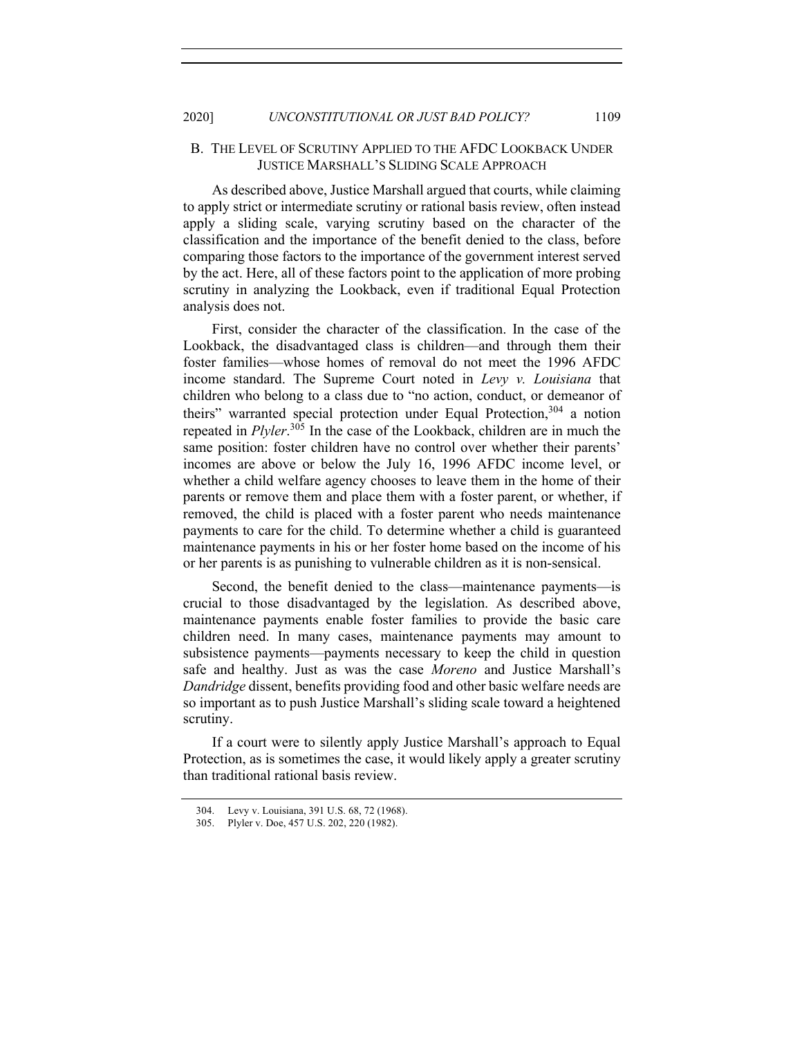### B. THE LEVEL OF SCRUTINY APPLIED TO THE AFDC LOOKBACK UNDER JUSTICE MARSHALL'S SLIDING SCALE APPROACH

As described above, Justice Marshall argued that courts, while claiming to apply strict or intermediate scrutiny or rational basis review, often instead apply a sliding scale, varying scrutiny based on the character of the classification and the importance of the benefit denied to the class, before comparing those factors to the importance of the government interest served by the act. Here, all of these factors point to the application of more probing scrutiny in analyzing the Lookback, even if traditional Equal Protection analysis does not.

First, consider the character of the classification. In the case of the Lookback, the disadvantaged class is children—and through them their foster families—whose homes of removal do not meet the 1996 AFDC income standard. The Supreme Court noted in *Levy v. Louisiana* that children who belong to a class due to "no action, conduct, or demeanor of theirs" warranted special protection under Equal Protection,[304] a notion repeated in *Plyler*.[305] In the case of the Lookback, children are in much the same position: foster children have no control over whether their parents' incomes are above or below the July 16, 1996 AFDC income level, or whether a child welfare agency chooses to leave them in the home of their parents or remove them and place them with a foster parent, or whether, if removed, the child is placed with a foster parent who needs maintenance payments to care for the child. To determine whether a child is guaranteed maintenance payments in his or her foster home based on the income of his or her parents is as punishing to vulnerable children as it is non-sensical.

Second, the benefit denied to the class—maintenance payments—is crucial to those disadvantaged by the legislation. As described above, maintenance payments enable foster families to provide the basic care children need. In many cases, maintenance payments may amount to subsistence payments—payments necessary to keep the child in question safe and healthy. Just as was the case *Moreno* and Justice Marshall's *Dandridge* dissent, benefits providing food and other basic welfare needs are so important as to push Justice Marshall's sliding scale toward a heightened scrutiny.

If a court were to silently apply Justice Marshall's approach to Equal Protection, as is sometimes the case, it would likely apply a greater scrutiny than traditional rational basis review.

304. Levy v. Louisiana, 391 U.S. 68, 72 (1968).

305. Plyler v. Doe, 457 U.S. 202, 220 (1982).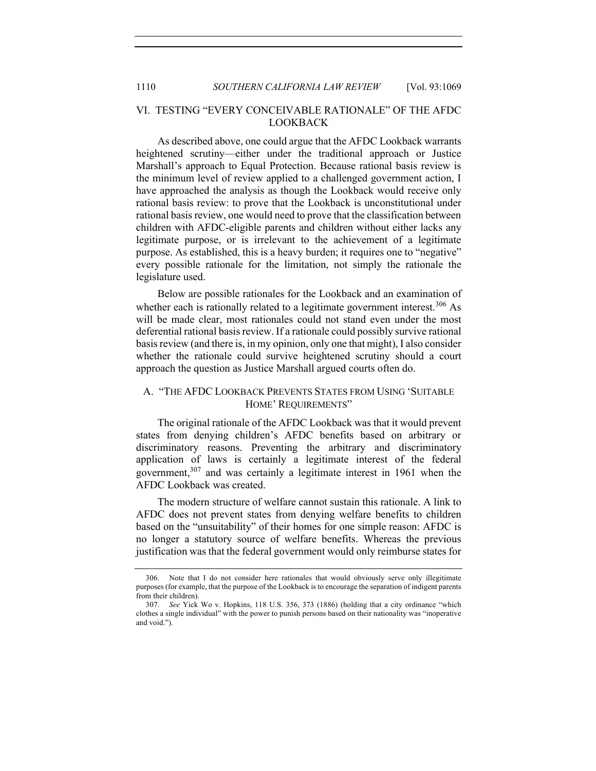## VI. TESTING "EVERY CONCEIVABLE RATIONALE" OF THE AFDC LOOKBACK

As described above, one could argue that the AFDC Lookback warrants heightened scrutiny—either under the traditional approach or Justice Marshall's approach to Equal Protection. Because rational basis review is the minimum level of review applied to a challenged government action, I have approached the analysis as though the Lookback would receive only rational basis review: to prove that the Lookback is unconstitutional under rational basis review, one would need to prove that the classification between children with AFDC-eligible parents and children without either lacks any legitimate purpose, or is irrelevant to the achievement of a legitimate purpose. As established, this is a heavy burden; it requires one to "negative" every possible rationale for the limitation, not simply the rationale the legislature used.

Below are possible rationales for the Lookback and an examination of whether each is rationally related to a legitimate government interest.[306] As will be made clear, most rationales could not stand even under the most deferential rational basis review. If a rationale could possibly survive rational basis review (and there is, in my opinion, only one that might), I also consider whether the rationale could survive heightened scrutiny should a court approach the question as Justice Marshall argued courts often do.

### A. "THE AFDC LOOKBACK PREVENTS STATES FROM USING 'SUITABLE HOME' REQUIREMENTS"

The original rationale of the AFDC Lookback was that it would prevent states from denying children's AFDC benefits based on arbitrary or discriminatory reasons. Preventing the arbitrary and discriminatory application of laws is certainly a legitimate interest of the federal government,[307] and was certainly a legitimate interest in 1961 when the AFDC Lookback was created.

The modern structure of welfare cannot sustain this rationale. A link to AFDC does not prevent states from denying welfare benefits to children based on the "unsuitability" of their homes for one simple reason: AFDC is no longer a statutory source of welfare benefits. Whereas the previous justification was that the federal government would only reimburse states for

---

306. Note that I do not consider here rationales that would obviously serve only illegitimate purposes (for example, that the purpose of the Lookback is to encourage the separation of indigent parents from their children).

307. *See* Yick Wo v. Hopkins, 118 U.S. 356, 373 (1886) (holding that a city ordinance "which clothes a single individual" with the power to punish persons based on their nationality was "inoperative and void.").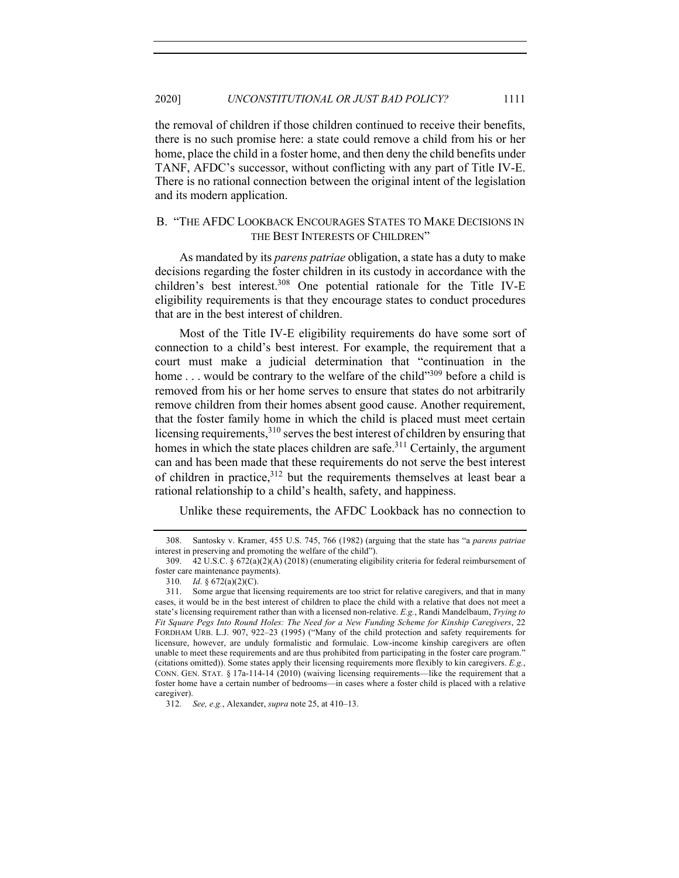the removal of children if those children continued to receive their benefits, there is no such promise here: a state could remove a child from his or her home, place the child in a foster home, and then deny the child benefits under TANF, AFDC's successor, without conflicting with any part of Title IV-E. There is no rational connection between the original intent of the legislation and its modern application.

## B. "The AFDC Lookback Encourages States to Make Decisions in the Best Interests of Children"

As mandated by its *parens patriae* obligation, a state has a duty to make decisions regarding the foster children in its custody in accordance with the children's best interest.[308] One potential rationale for the Title IV-E eligibility requirements is that they encourage states to conduct procedures that are in the best interest of children.

Most of the Title IV-E eligibility requirements do have some sort of connection to a child's best interest. For example, the requirement that a court must make a judicial determination that "continuation in the home . . . would be contrary to the welfare of the child"[309] before a child is removed from his or her home serves to ensure that states do not arbitrarily remove children from their homes absent good cause. Another requirement, that the foster family home in which the child is placed must meet certain licensing requirements,[310] serves the best interest of children by ensuring that homes in which the state places children are safe.[311] Certainly, the argument can and has been made that these requirements do not serve the best interest of children in practice,[312] but the requirements themselves at least bear a rational relationship to a child's health, safety, and happiness.

Unlike these requirements, the AFDC Lookback has no connection to

308. Santosky v. Kramer, 455 U.S. 745, 766 (1982) (arguing that the state has "a *parens patriae* interest in preserving and promoting the welfare of the child").

309. 42 U.S.C. § 672(a)(2)(A) (2018) (enumerating eligibility criteria for federal reimbursement of foster care maintenance payments).

310. *Id.* § 672(a)(2)(C).

311. Some argue that licensing requirements are too strict for relative caregivers, and that in many cases, it would be in the best interest of children to place the child with a relative that does not meet a state's licensing requirement rather than with a licensed non-relative. *E.g.*, Randi Mandelbaum, *Trying to Fit Square Pegs Into Round Holes: The Need for a New Funding Scheme for Kinship Caregivers*, 22 FORDHAM URB. L.J. 907, 922–23 (1995) ("Many of the child protection and safety requirements for licensure, however, are unduly formalistic and formulaic. Low-income kinship caregivers are often unable to meet these requirements and are thus prohibited from participating in the foster care program." (citations omitted)). Some states apply their licensing requirements more flexibly to kin caregivers. *E.g.*, CONN. GEN. STAT. § 17a-114-14 (2010) (waiving licensing requirements—like the requirement that a foster home have a certain number of bedrooms—in cases where a foster child is placed with a relative caregiver).

312. *See, e.g.*, Alexander, *supra* note 25, at 410–13.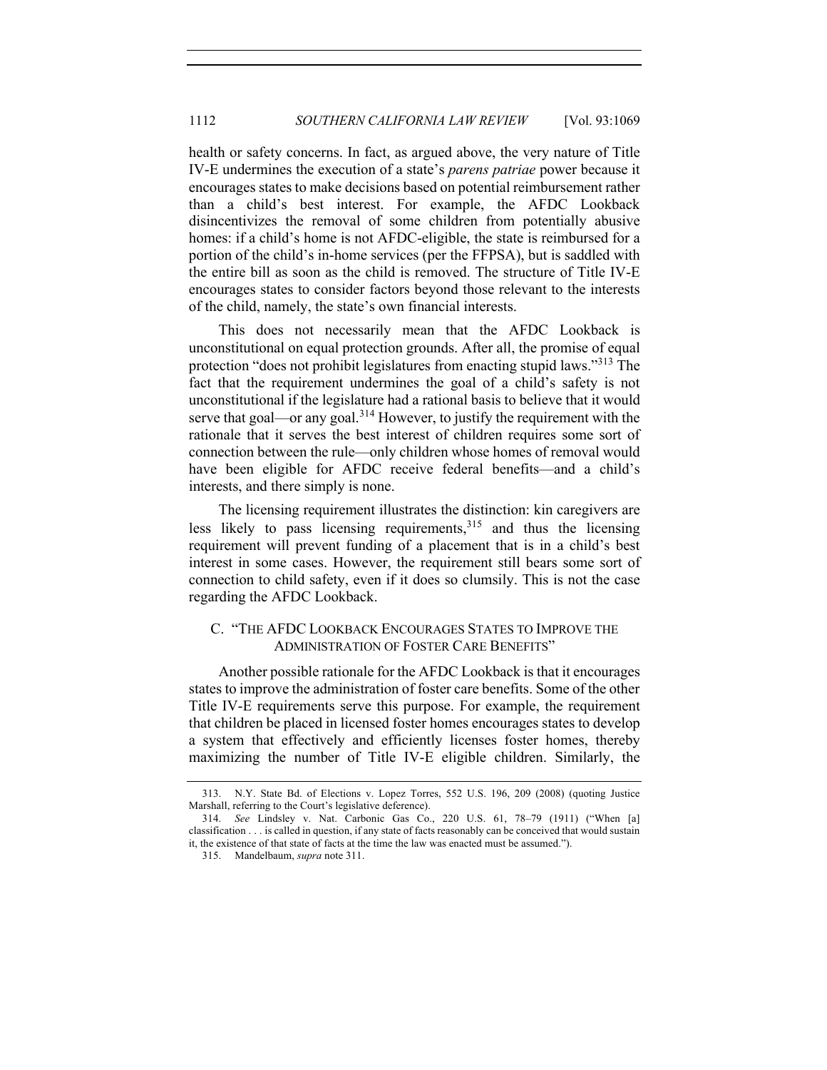health or safety concerns. In fact, as argued above, the very nature of Title IV-E undermines the execution of a state's *parens patriae* power because it encourages states to make decisions based on potential reimbursement rather than a child's best interest. For example, the AFDC Lookback disincentivizes the removal of some children from potentially abusive homes: if a child's home is not AFDC-eligible, the state is reimbursed for a portion of the child's in-home services (per the FFPSA), but is saddled with the entire bill as soon as the child is removed. The structure of Title IV-E encourages states to consider factors beyond those relevant to the interests of the child, namely, the state's own financial interests.

This does not necessarily mean that the AFDC Lookback is unconstitutional on equal protection grounds. After all, the promise of equal protection "does not prohibit legislatures from enacting stupid laws."[313] The fact that the requirement undermines the goal of a child's safety is not unconstitutional if the legislature had a rational basis to believe that it would serve that goal—or any goal.[314] However, to justify the requirement with the rationale that it serves the best interest of children requires some sort of connection between the rule—only children whose homes of removal would have been eligible for AFDC receive federal benefits—and a child's interests, and there simply is none.

The licensing requirement illustrates the distinction: kin caregivers are less likely to pass licensing requirements,[315] and thus the licensing requirement will prevent funding of a placement that is in a child's best interest in some cases. However, the requirement still bears some sort of connection to child safety, even if it does so clumsily. This is not the case regarding the AFDC Lookback.

### C. "The AFDC Lookback Encourages States to Improve the Administration of Foster Care Benefits"

Another possible rationale for the AFDC Lookback is that it encourages states to improve the administration of foster care benefits. Some of the other Title IV-E requirements serve this purpose. For example, the requirement that children be placed in licensed foster homes encourages states to develop a system that effectively and efficiently licenses foster homes, thereby maximizing the number of Title IV-E eligible children. Similarly, the

---

313. N.Y. State Bd. of Elections v. Lopez Torres, 552 U.S. 196, 209 (2008) (quoting Justice Marshall, referring to the Court's legislative deference).

314. *See* Lindsley v. Nat. Carbonic Gas Co., 220 U.S. 61, 78–79 (1911) ("When [a] classification . . . is called in question, if any state of facts reasonably can be conceived that would sustain it, the existence of that state of facts at the time the law was enacted must be assumed.").

315. Mandelbaum, *supra* note 311.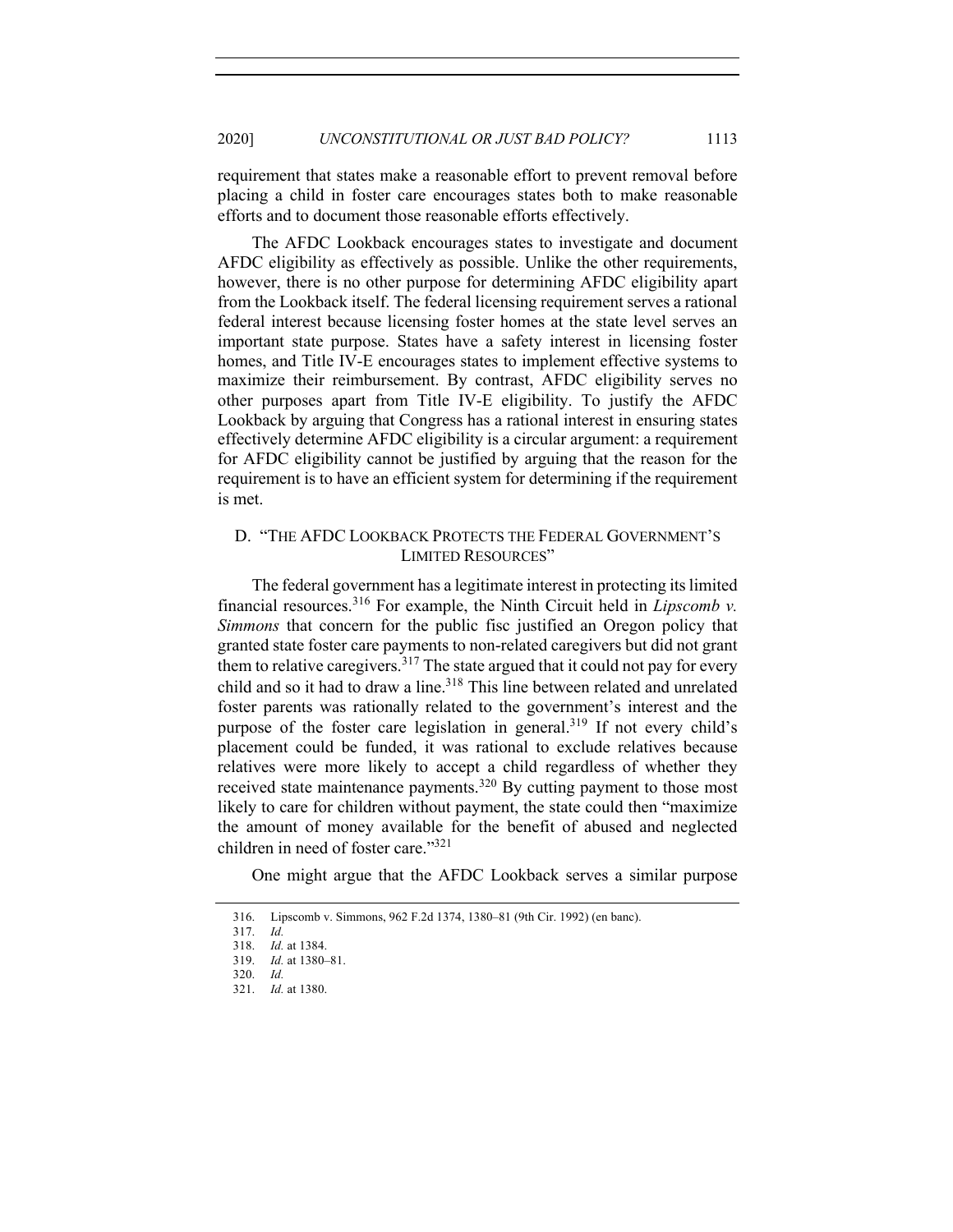requirement that states make a reasonable effort to prevent removal before placing a child in foster care encourages states both to make reasonable efforts and to document those reasonable efforts effectively.

The AFDC Lookback encourages states to investigate and document AFDC eligibility as effectively as possible. Unlike the other requirements, however, there is no other purpose for determining AFDC eligibility apart from the Lookback itself. The federal licensing requirement serves a rational federal interest because licensing foster homes at the state level serves an important state purpose. States have a safety interest in licensing foster homes, and Title IV-E encourages states to implement effective systems to maximize their reimbursement. By contrast, AFDC eligibility serves no other purposes apart from Title IV-E eligibility. To justify the AFDC Lookback by arguing that Congress has a rational interest in ensuring states effectively determine AFDC eligibility is a circular argument: a requirement for AFDC eligibility cannot be justified by arguing that the reason for the requirement is to have an efficient system for determining if the requirement is met.

### D. "The AFDC Lookback Protects the Federal Government's Limited Resources"

The federal government has a legitimate interest in protecting its limited financial resources.[316] For example, the Ninth Circuit held in *Lipscomb v. Simmons* that concern for the public fisc justified an Oregon policy that granted state foster care payments to non-related caregivers but did not grant them to relative caregivers.[317] The state argued that it could not pay for every child and so it had to draw a line.[318] This line between related and unrelated foster parents was rationally related to the government's interest and the purpose of the foster care legislation in general.[319] If not every child's placement could be funded, it was rational to exclude relatives because relatives were more likely to accept a child regardless of whether they received state maintenance payments.[320] By cutting payment to those most likely to care for children without payment, the state could then "maximize the amount of money available for the benefit of abused and neglected children in need of foster care."[321]

One might argue that the AFDC Lookback serves a similar purpose

316. Lipscomb v. Simmons, 962 F.2d 1374, 1380–81 (9th Cir. 1992) (en banc).

317. *Id.*

318. *Id.* at 1384.

319. *Id.* at 1380–81.

320. *Id.*

321. *Id.* at 1380.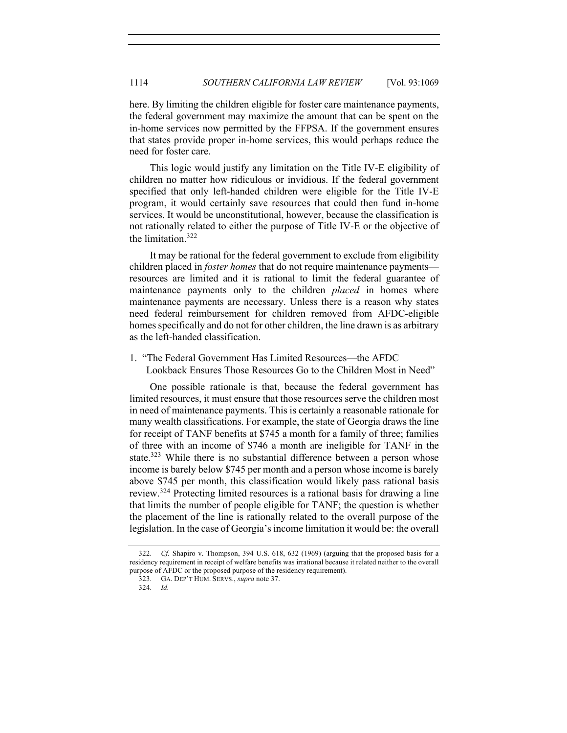here. By limiting the children eligible for foster care maintenance payments, the federal government may maximize the amount that can be spent on the in-home services now permitted by the FFPSA. If the government ensures that states provide proper in-home services, this would perhaps reduce the need for foster care.

This logic would justify any limitation on the Title IV-E eligibility of children no matter how ridiculous or invidious. If the federal government specified that only left-handed children were eligible for the Title IV-E program, it would certainly save resources that could then fund in-home services. It would be unconstitutional, however, because the classification is not rationally related to either the purpose of Title IV-E or the objective of the limitation.[322]

It may be rational for the federal government to exclude from eligibility children placed in *foster homes* that do not require maintenance payments—resources are limited and it is rational to limit the federal guarantee of maintenance payments only to the children *placed* in homes where maintenance payments are necessary. Unless there is a reason why states need federal reimbursement for children removed from AFDC-eligible homes specifically and do not for other children, the line drawn is as arbitrary as the left-handed classification.

### 1. "The Federal Government Has Limited Resources—the AFDC Lookback Ensures Those Resources Go to the Children Most in Need"

One possible rationale is that, because the federal government has limited resources, it must ensure that those resources serve the children most in need of maintenance payments. This is certainly a reasonable rationale for many wealth classifications. For example, the state of Georgia draws the line for receipt of TANF benefits at $745 a month for a family of three; families of three with an income of $746 a month are ineligible for TANF in the state.[323] While there is no substantial difference between a person whose income is barely below $745 per month and a person whose income is barely above $745 per month, this classification would likely pass rational basis review.[324] Protecting limited resources is a rational basis for drawing a line that limits the number of people eligible for TANF; the question is whether the placement of the line is rationally related to the overall purpose of the legislation. In the case of Georgia's income limitation it would be: the overall

---

322. *Cf.* Shapiro v. Thompson, 394 U.S. 618, 632 (1969) (arguing that the proposed basis for a residency requirement in receipt of welfare benefits was irrational because it related neither to the overall purpose of AFDC or the proposed purpose of the residency requirement).

323. GA. DEP'T HUM. SERVS., *supra* note 37.

324. *Id.*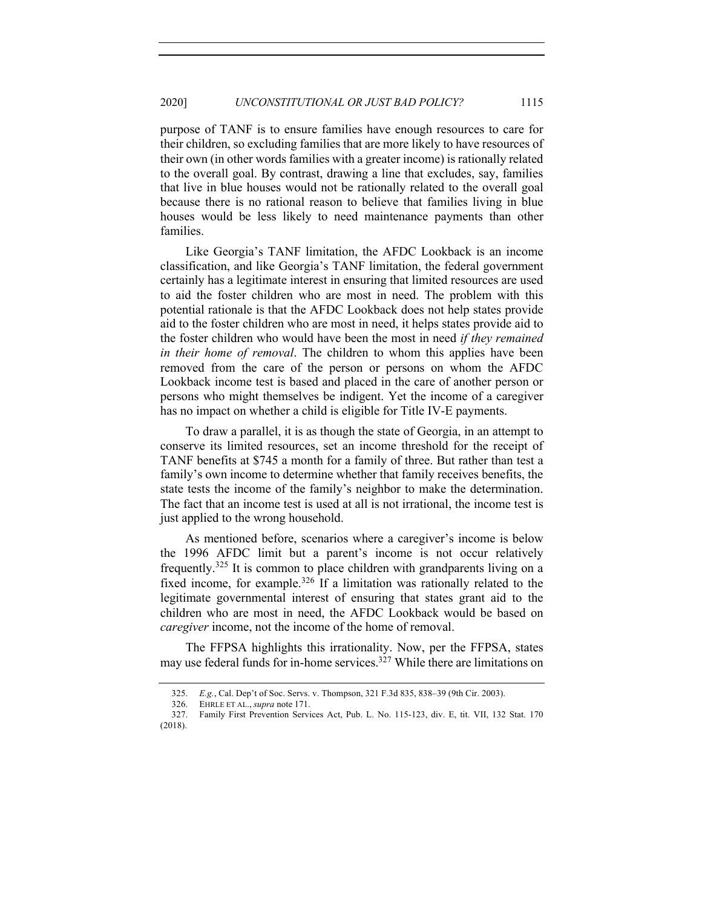purpose of TANF is to ensure families have enough resources to care for their children, so excluding families that are more likely to have resources of their own (in other words families with a greater income) is rationally related to the overall goal. By contrast, drawing a line that excludes, say, families that live in blue houses would not be rationally related to the overall goal because there is no rational reason to believe that families living in blue houses would be less likely to need maintenance payments than other families.

Like Georgia's TANF limitation, the AFDC Lookback is an income classification, and like Georgia's TANF limitation, the federal government certainly has a legitimate interest in ensuring that limited resources are used to aid the foster children who are most in need. The problem with this potential rationale is that the AFDC Lookback does not help states provide aid to the foster children who are most in need, it helps states provide aid to the foster children who would have been the most in need *if they remained in their home of removal*. The children to whom this applies have been removed from the care of the person or persons on whom the AFDC Lookback income test is based and placed in the care of another person or persons who might themselves be indigent. Yet the income of a caregiver has no impact on whether a child is eligible for Title IV-E payments.

To draw a parallel, it is as though the state of Georgia, in an attempt to conserve its limited resources, set an income threshold for the receipt of TANF benefits at $745 a month for a family of three. But rather than test a family's own income to determine whether that family receives benefits, the state tests the income of the family's neighbor to make the determination. The fact that an income test is used at all is not irrational, the income test is just applied to the wrong household.

As mentioned before, scenarios where a caregiver's income is below the 1996 AFDC limit but a parent's income is not occur relatively frequently.[325] It is common to place children with grandparents living on a fixed income, for example.[326] If a limitation was rationally related to the legitimate governmental interest of ensuring that states grant aid to the children who are most in need, the AFDC Lookback would be based on *caregiver* income, not the income of the home of removal.

The FFPSA highlights this irrationality. Now, per the FFPSA, states may use federal funds for in-home services.[327] While there are limitations on

---

325. *E.g.*, Cal. Dep't of Soc. Servs. v. Thompson, 321 F.3d 835, 838–39 (9th Cir. 2003).

326. EHRLE ET AL., *supra* note 171.

327. Family First Prevention Services Act, Pub. L. No. 115-123, div. E, tit. VII, 132 Stat. 170 (2018).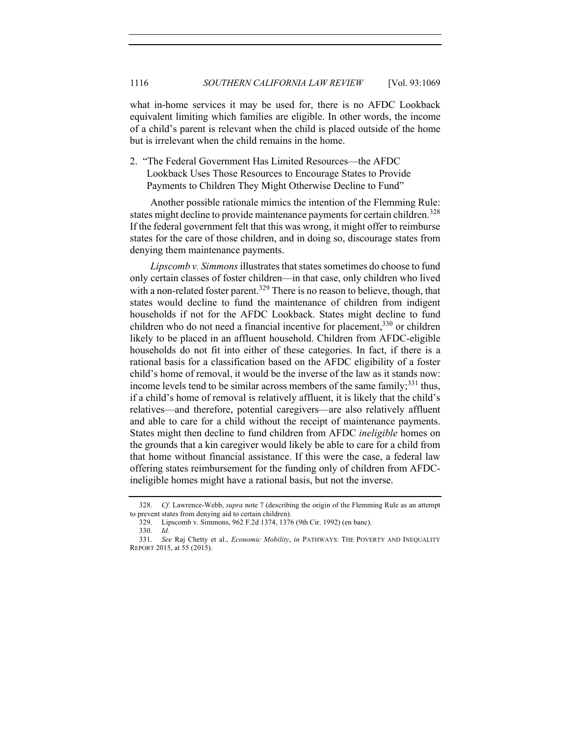what in-home services it may be used for, there is no AFDC Lookback equivalent limiting which families are eligible. In other words, the income of a child's parent is relevant when the child is placed outside of the home but is irrelevant when the child remains in the home.

### 2. "The Federal Government Has Limited Resources—the AFDC Lookback Uses Those Resources to Encourage States to Provide Payments to Children They Might Otherwise Decline to Fund"

Another possible rationale mimics the intention of the Flemming Rule: states might decline to provide maintenance payments for certain children.[328] If the federal government felt that this was wrong, it might offer to reimburse states for the care of those children, and in doing so, discourage states from denying them maintenance payments.

*Lipscomb v. Simmons* illustrates that states sometimes do choose to fund only certain classes of foster children—in that case, only children who lived with a non-related foster parent.[329] There is no reason to believe, though, that states would decline to fund the maintenance of children from indigent households if not for the AFDC Lookback. States might decline to fund children who do not need a financial incentive for placement,[330] or children likely to be placed in an affluent household. Children from AFDC-eligible households do not fit into either of these categories. In fact, if there is a rational basis for a classification based on the AFDC eligibility of a foster child's home of removal, it would be the inverse of the law as it stands now: income levels tend to be similar across members of the same family;[331] thus, if a child's home of removal is relatively affluent, it is likely that the child's relatives—and therefore, potential caregivers—are also relatively affluent and able to care for a child without the receipt of maintenance payments. States might then decline to fund children from AFDC *ineligible* homes on the grounds that a kin caregiver would likely be able to care for a child from that home without financial assistance. If this were the case, a federal law offering states reimbursement for the funding only of children from AFDC-ineligible homes might have a rational basis, but not the inverse.

---

328. *Cf.* Lawrence-Webb, *supra* note 7 (describing the origin of the Flemming Rule as an attempt to prevent states from denying aid to certain children).

329. Lipscomb v. Simmons, 962 F.2d 1374, 1376 (9th Cir. 1992) (en banc).

330. *Id.*

331. *See* Raj Chetty et al., *Economic Mobility*, *in* PATHWAYS: THE POVERTY AND INEQUALITY REPORT 2015, at 55 (2015).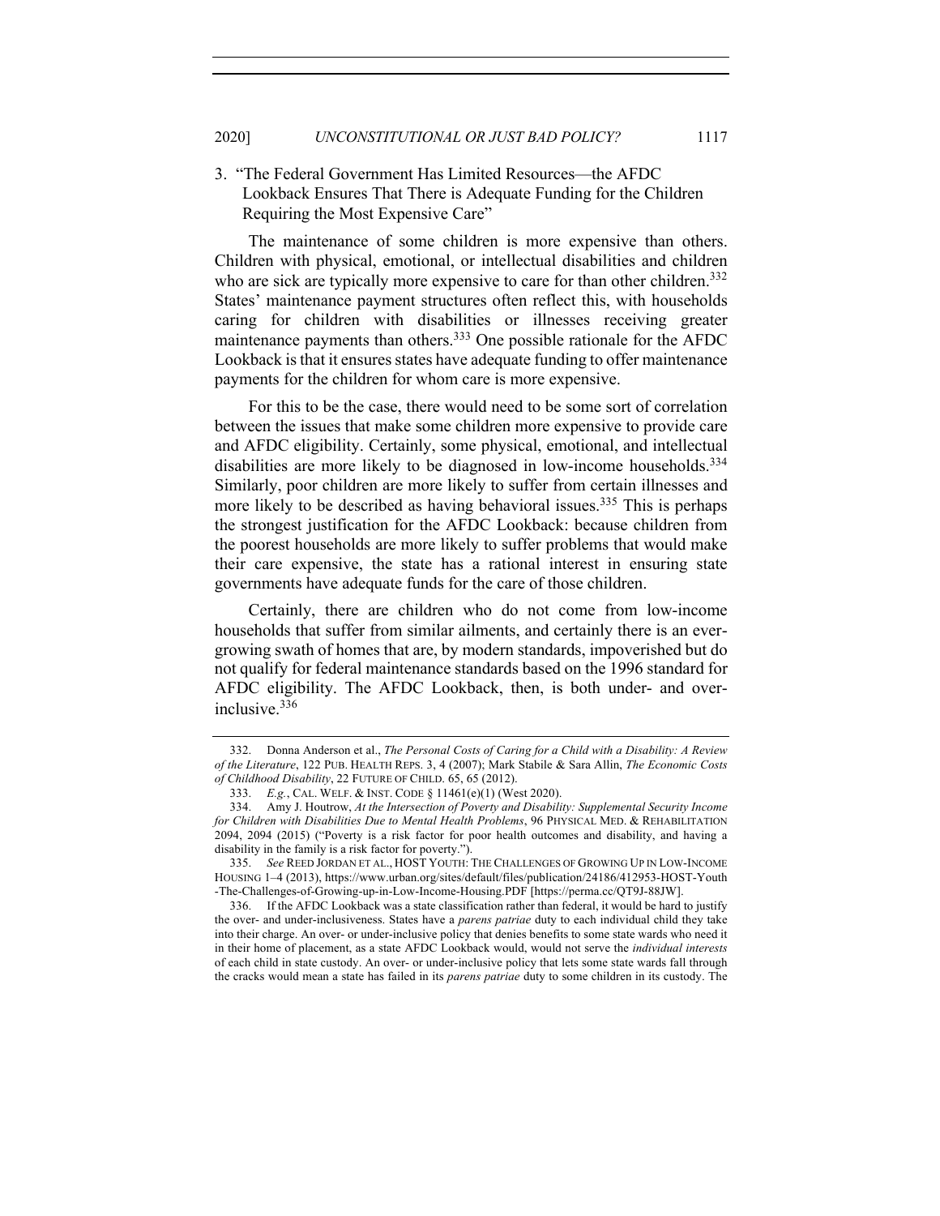### 3. "The Federal Government Has Limited Resources—the AFDC Lookback Ensures That There is Adequate Funding for the Children Requiring the Most Expensive Care"

The maintenance of some children is more expensive than others. Children with physical, emotional, or intellectual disabilities and children who are sick are typically more expensive to care for than other children.[332] States' maintenance payment structures often reflect this, with households caring for children with disabilities or illnesses receiving greater maintenance payments than others.[333] One possible rationale for the AFDC Lookback is that it ensures states have adequate funding to offer maintenance payments for the children for whom care is more expensive.

For this to be the case, there would need to be some sort of correlation between the issues that make some children more expensive to provide care and AFDC eligibility. Certainly, some physical, emotional, and intellectual disabilities are more likely to be diagnosed in low-income households.[334] Similarly, poor children are more likely to suffer from certain illnesses and more likely to be described as having behavioral issues.[335] This is perhaps the strongest justification for the AFDC Lookback: because children from the poorest households are more likely to suffer problems that would make their care expensive, the state has a rational interest in ensuring state governments have adequate funds for the care of those children.

Certainly, there are children who do not come from low-income households that suffer from similar ailments, and certainly there is an ever-growing swath of homes that are, by modern standards, impoverished but do not qualify for federal maintenance standards based on the 1996 standard for AFDC eligibility. The AFDC Lookback, then, is both under- and over-inclusive.[336]

---

332. Donna Anderson et al., *The Personal Costs of Caring for a Child with a Disability: A Review of the Literature*, 122 PUB. HEALTH REPS. 3, 4 (2007); Mark Stabile & Sara Allin, *The Economic Costs of Childhood Disability*, 22 FUTURE OF CHILD. 65, 65 (2012).

333. *E.g.*, CAL. WELF. & INST. CODE § 11461(e)(1) (West 2020).

334. Amy J. Houtrow, *At the Intersection of Poverty and Disability: Supplemental Security Income for Children with Disabilities Due to Mental Health Problems*, 96 PHYSICAL MED. & REHABILITATION 2094, 2094 (2015) ("Poverty is a risk factor for poor health outcomes and disability, and having a disability in the family is a risk factor for poverty.").

335. *See* REED JORDAN ET AL., HOST YOUTH: THE CHALLENGES OF GROWING UP IN LOW-INCOME HOUSING 1–4 (2013), https://www.urban.org/sites/default/files/publication/24186/412953-HOST-Youth-The-Challenges-of-Growing-up-in-Low-Income-Housing.PDF [https://perma.cc/QT9J-88JW].

336. If the AFDC Lookback was a state classification rather than federal, it would be hard to justify the over- and under-inclusiveness. States have a *parens patriae* duty to each individual child they take into their charge. An over- or under-inclusive policy that denies benefits to some state wards who need it in their home of placement, as a state AFDC Lookback would, would not serve the *individual interests* of each child in state custody. An over- or under-inclusive policy that lets some state wards fall through the cracks would mean a state has failed in its *parens patriae* duty to some children in its custody. The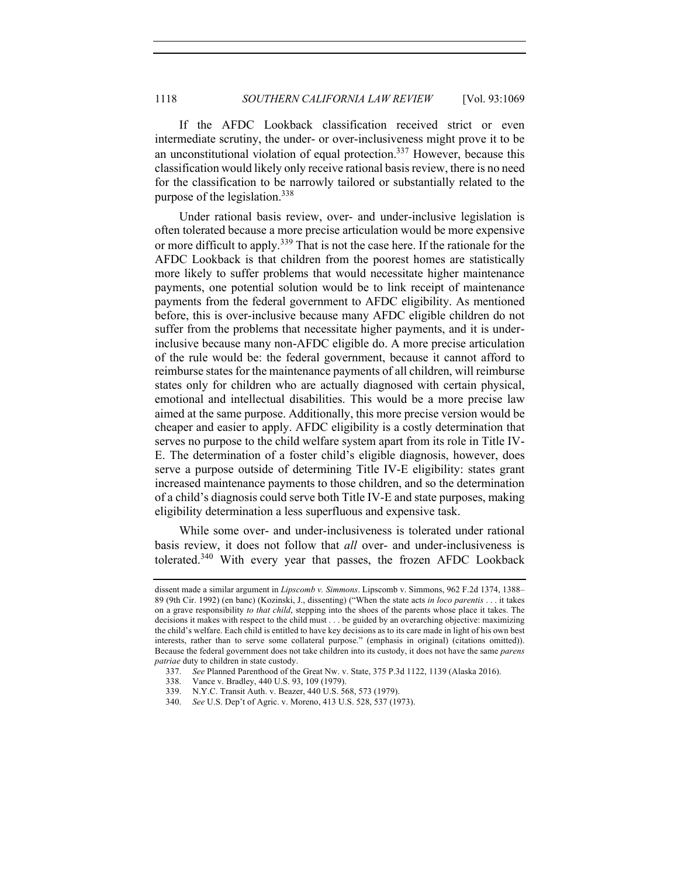If the AFDC Lookback classification received strict or even intermediate scrutiny, the under- or over-inclusiveness might prove it to be an unconstitutional violation of equal protection.[337] However, because this classification would likely only receive rational basis review, there is no need for the classification to be narrowly tailored or substantially related to the purpose of the legislation.[338]

Under rational basis review, over- and under-inclusive legislation is often tolerated because a more precise articulation would be more expensive or more difficult to apply.[339] That is not the case here. If the rationale for the AFDC Lookback is that children from the poorest homes are statistically more likely to suffer problems that would necessitate higher maintenance payments, one potential solution would be to link receipt of maintenance payments from the federal government to AFDC eligibility. As mentioned before, this is over-inclusive because many AFDC eligible children do not suffer from the problems that necessitate higher payments, and it is under-inclusive because many non-AFDC eligible do. A more precise articulation of the rule would be: the federal government, because it cannot afford to reimburse states for the maintenance payments of all children, will reimburse states only for children who are actually diagnosed with certain physical, emotional and intellectual disabilities. This would be a more precise law aimed at the same purpose. Additionally, this more precise version would be cheaper and easier to apply. AFDC eligibility is a costly determination that serves no purpose to the child welfare system apart from its role in Title IV-E. The determination of a foster child's eligible diagnosis, however, does serve a purpose outside of determining Title IV-E eligibility: states grant increased maintenance payments to those children, and so the determination of a child's diagnosis could serve both Title IV-E and state purposes, making eligibility determination a less superfluous and expensive task.

While some over- and under-inclusiveness is tolerated under rational basis review, it does not follow that *all* over- and under-inclusiveness is tolerated.[340] With every year that passes, the frozen AFDC Lookback

---

dissent made a similar argument in *Lipscomb v. Simmons*. Lipscomb v. Simmons, 962 F.2d 1374, 1388–89 (9th Cir. 1992) (en banc) (Kozinski, J., dissenting) ("When the state acts *in loco parentis* . . . it takes on a grave responsibility *to that child*, stepping into the shoes of the parents whose place it takes. The decisions it makes with respect to the child must . . . be guided by an overarching objective: maximizing the child's welfare. Each child is entitled to have key decisions as to its care made in light of his own best interests, rather than to serve some collateral purpose." (emphasis in original) (citations omitted)). Because the federal government does not take children into its custody, it does not have the same *parens patriae* duty to children in state custody.

337. *See* Planned Parenthood of the Great Nw. v. State, 375 P.3d 1122, 1139 (Alaska 2016).

338. Vance v. Bradley, 440 U.S. 93, 109 (1979).

339. N.Y.C. Transit Auth. v. Beazer, 440 U.S. 568, 573 (1979).

340. *See* U.S. Dep't of Agric. v. Moreno, 413 U.S. 528, 537 (1973).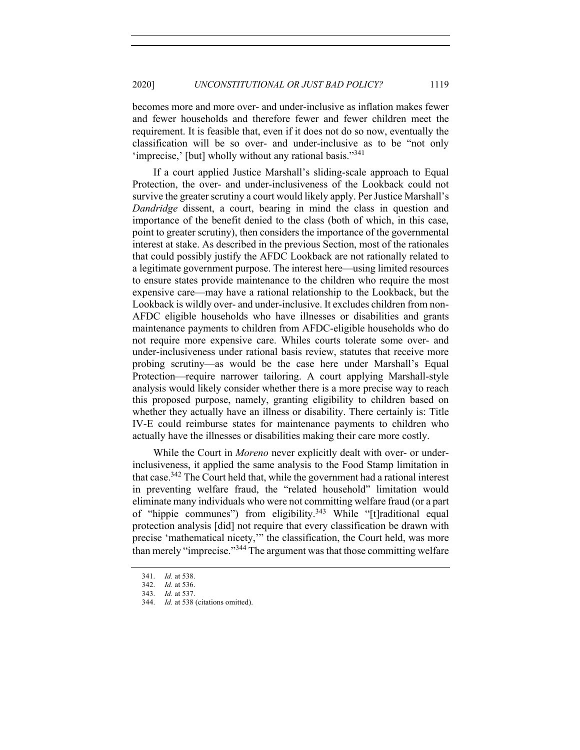becomes more and more over- and under-inclusive as inflation makes fewer and fewer households and therefore fewer and fewer children meet the requirement. It is feasible that, even if it does not do so now, eventually the classification will be so over- and under-inclusive as to be "not only 'imprecise,' [but] wholly without any rational basis."[341]

If a court applied Justice Marshall's sliding-scale approach to Equal Protection, the over- and under-inclusiveness of the Lookback could not survive the greater scrutiny a court would likely apply. Per Justice Marshall's *Dandridge* dissent, a court, bearing in mind the class in question and importance of the benefit denied to the class (both of which, in this case, point to greater scrutiny), then considers the importance of the governmental interest at stake. As described in the previous Section, most of the rationales that could possibly justify the AFDC Lookback are not rationally related to a legitimate government purpose. The interest here—using limited resources to ensure states provide maintenance to the children who require the most expensive care—may have a rational relationship to the Lookback, but the Lookback is wildly over- and under-inclusive. It excludes children from non-AFDC eligible households who have illnesses or disabilities and grants maintenance payments to children from AFDC-eligible households who do not require more expensive care. Whiles courts tolerate some over- and under-inclusiveness under rational basis review, statutes that receive more probing scrutiny—as would be the case here under Marshall's Equal Protection—require narrower tailoring. A court applying Marshall-style analysis would likely consider whether there is a more precise way to reach this proposed purpose, namely, granting eligibility to children based on whether they actually have an illness or disability. There certainly is: Title IV-E could reimburse states for maintenance payments to children who actually have the illnesses or disabilities making their care more costly.

While the Court in *Moreno* never explicitly dealt with over- or under-inclusiveness, it applied the same analysis to the Food Stamp limitation in that case.[342] The Court held that, while the government had a rational interest in preventing welfare fraud, the "related household" limitation would eliminate many individuals who were not committing welfare fraud (or a part of "hippie communes") from eligibility.[343] While "[t]raditional equal protection analysis [did] not require that every classification be drawn with precise 'mathematical nicety,'" the classification, the Court held, was more than merely "imprecise."[344] The argument was that those committing welfare

341. *Id.* at 538.

342. *Id.* at 536.

343. *Id.* at 537.

344. *Id.* at 538 (citations omitted).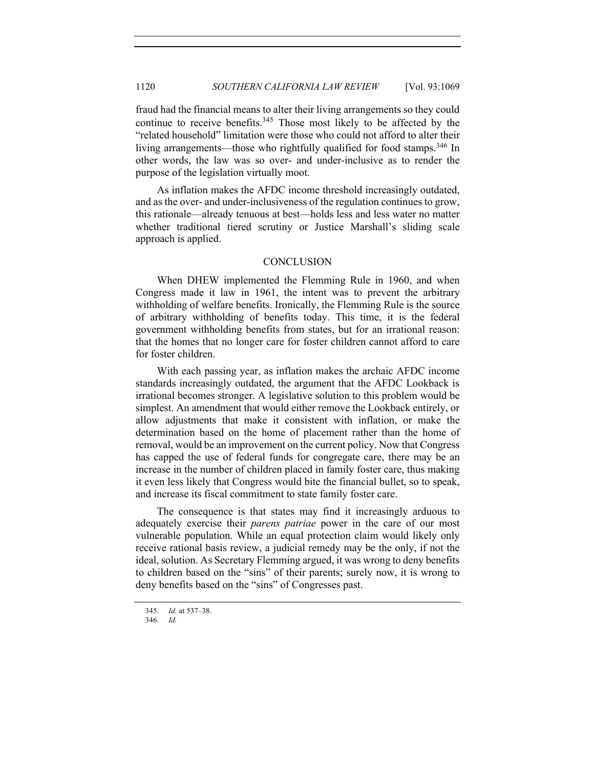fraud had the financial means to alter their living arrangements so they could continue to receive benefits.[345] Those most likely to be affected by the "related household" limitation were those who could not afford to alter their living arrangements—those who rightfully qualified for food stamps.[346] In other words, the law was so over- and under-inclusive as to render the purpose of the legislation virtually moot.

As inflation makes the AFDC income threshold increasingly outdated, and as the over- and under-inclusiveness of the regulation continues to grow, this rationale—already tenuous at best—holds less and less water no matter whether traditional tiered scrutiny or Justice Marshall's sliding scale approach is applied.

## CONCLUSION

When DHEW implemented the Flemming Rule in 1960, and when Congress made it law in 1961, the intent was to prevent the arbitrary withholding of welfare benefits. Ironically, the Flemming Rule is the source of arbitrary withholding of benefits today. This time, it is the federal government withholding benefits from states, but for an irrational reason: that the homes that no longer care for foster children cannot afford to care for foster children.

With each passing year, as inflation makes the archaic AFDC income standards increasingly outdated, the argument that the AFDC Lookback is irrational becomes stronger. A legislative solution to this problem would be simplest. An amendment that would either remove the Lookback entirely, or allow adjustments that make it consistent with inflation, or make the determination based on the home of placement rather than the home of removal, would be an improvement on the current policy. Now that Congress has capped the use of federal funds for congregate care, there may be an increase in the number of children placed in family foster care, thus making it even less likely that Congress would bite the financial bullet, so to speak, and increase its fiscal commitment to state family foster care.

The consequence is that states may find it increasingly arduous to adequately exercise their *parens patriae* power in the care of our most vulnerable population. While an equal protection claim would likely only receive rational basis review, a judicial remedy may be the only, if not the ideal, solution. As Secretary Flemming argued, it was wrong to deny benefits to children based on the "sins" of their parents; surely now, it is wrong to deny benefits based on the "sins" of Congresses past.

---

345. *Id.* at 537–38.

346. *Id.*